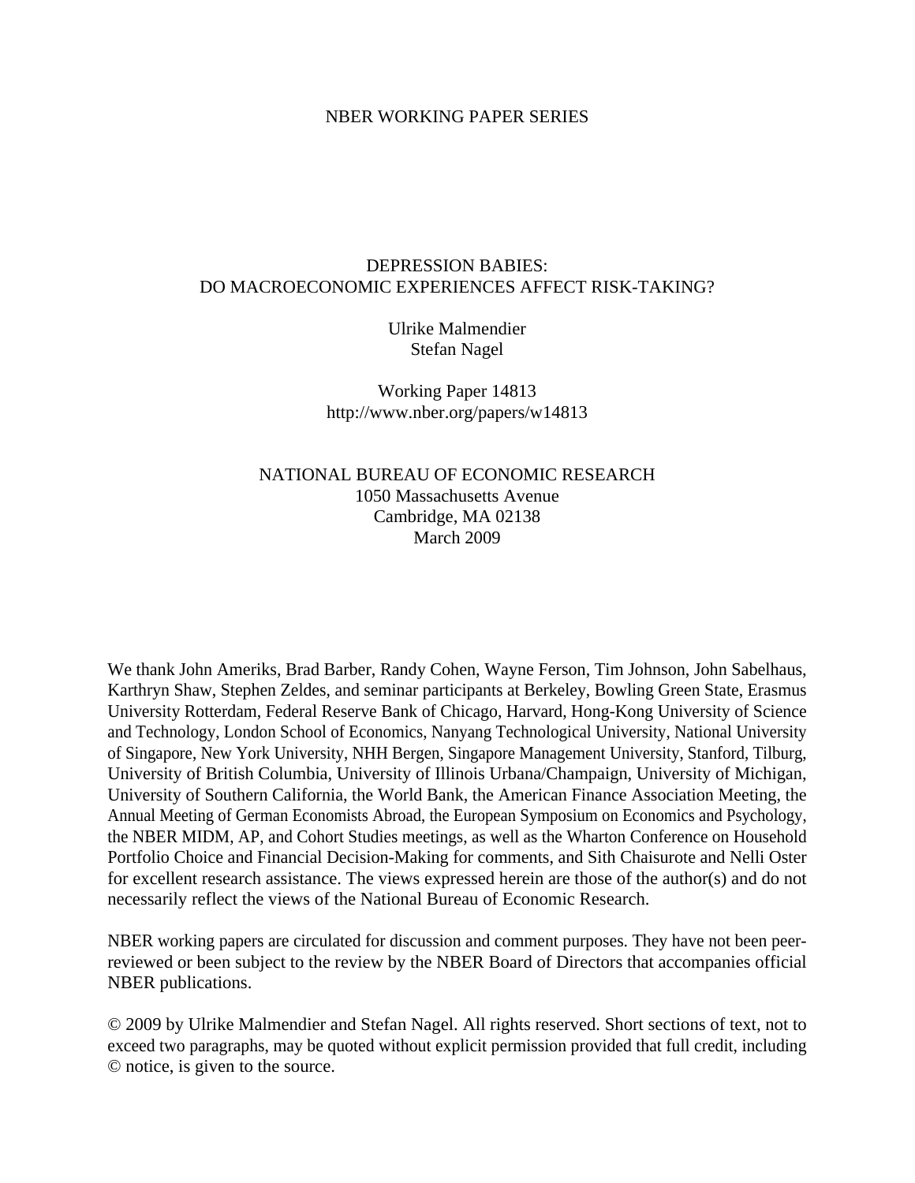NBER WORKING PAPER SERIES

# DEPRESSION BABIES:
# DO MACROECONOMIC EXPERIENCES AFFECT RISK-TAKING?

Ulrike Malmendier
Stefan Nagel

Working Paper 14813
http://www.nber.org/papers/w14813

NATIONAL BUREAU OF ECONOMIC RESEARCH
1050 Massachusetts Avenue
Cambridge, MA 02138
March 2009

We thank John Ameriks, Brad Barber, Randy Cohen, Wayne Ferson, Tim Johnson, John Sabelhaus, Karthryn Shaw, Stephen Zeldes, and seminar participants at Berkeley, Bowling Green State, Erasmus University Rotterdam, Federal Reserve Bank of Chicago, Harvard, Hong-Kong University of Science and Technology, London School of Economics, Nanyang Technological University, National University of Singapore, New York University, NHH Bergen, Singapore Management University, Stanford, Tilburg, University of British Columbia, University of Illinois Urbana/Champaign, University of Michigan, University of Southern California, the World Bank, the American Finance Association Meeting, the Annual Meeting of German Economists Abroad, the European Symposium on Economics and Psychology, the NBER MIDM, AP, and Cohort Studies meetings, as well as the Wharton Conference on Household Portfolio Choice and Financial Decision-Making for comments, and Sith Chaisurote and Nelli Oster for excellent research assistance. The views expressed herein are those of the author(s) and do not necessarily reflect the views of the National Bureau of Economic Research.

NBER working papers are circulated for discussion and comment purposes. They have not been peer-reviewed or been subject to the review by the NBER Board of Directors that accompanies official NBER publications.

© 2009 by Ulrike Malmendier and Stefan Nagel. All rights reserved. Short sections of text, not to exceed two paragraphs, may be quoted without explicit permission provided that full credit, including © notice, is given to the source.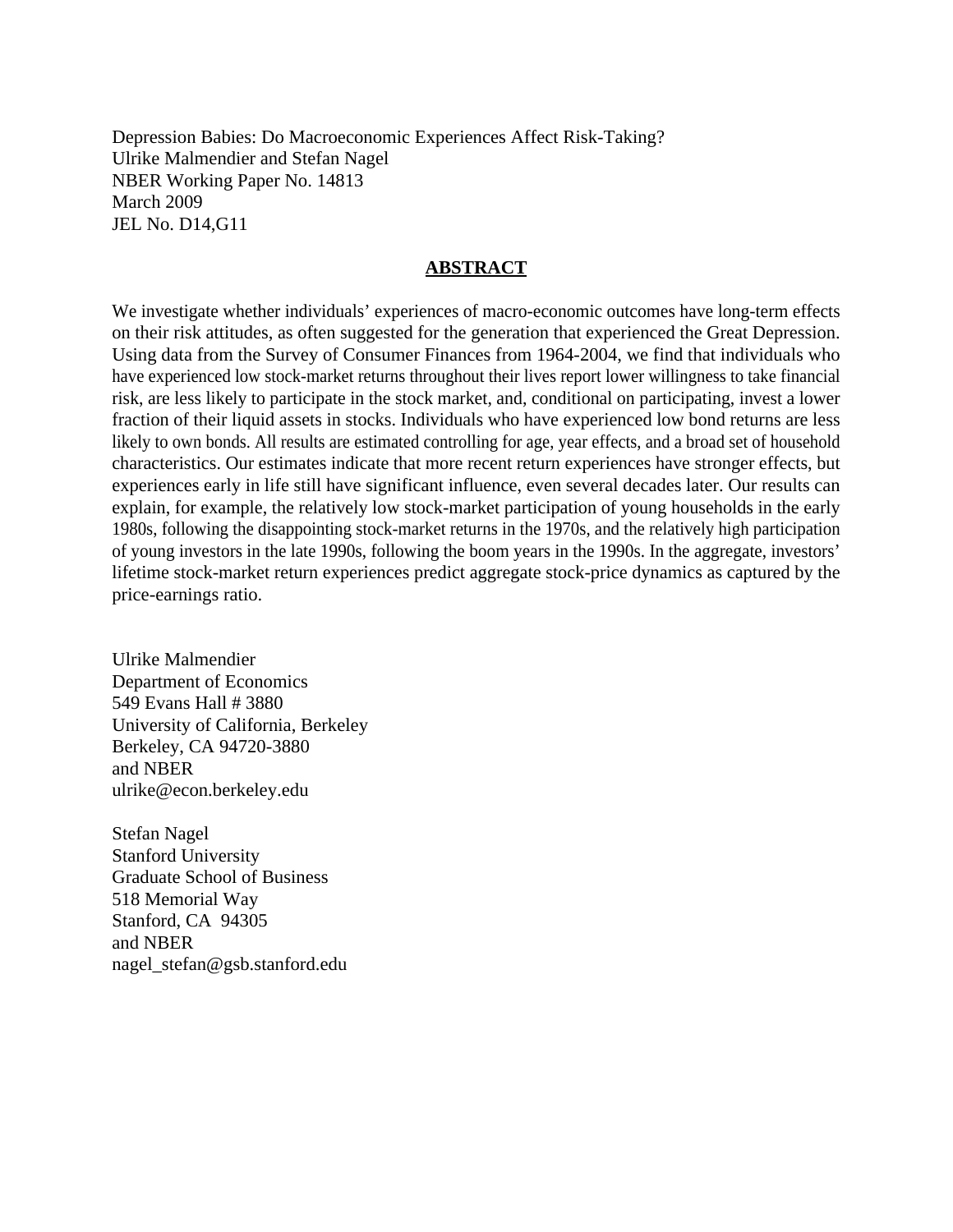Depression Babies: Do Macroeconomic Experiences Affect Risk-Taking?
Ulrike Malmendier and Stefan Nagel
NBER Working Paper No. 14813
March 2009
JEL No. D14,G11

## ABSTRACT

We investigate whether individuals' experiences of macro-economic outcomes have long-term effects on their risk attitudes, as often suggested for the generation that experienced the Great Depression. Using data from the Survey of Consumer Finances from 1964-2004, we find that individuals who have experienced low stock-market returns throughout their lives report lower willingness to take financial risk, are less likely to participate in the stock market, and, conditional on participating, invest a lower fraction of their liquid assets in stocks. Individuals who have experienced low bond returns are less likely to own bonds. All results are estimated controlling for age, year effects, and a broad set of household characteristics. Our estimates indicate that more recent return experiences have stronger effects, but experiences early in life still have significant influence, even several decades later. Our results can explain, for example, the relatively low stock-market participation of young households in the early 1980s, following the disappointing stock-market returns in the 1970s, and the relatively high participation of young investors in the late 1990s, following the boom years in the 1990s. In the aggregate, investors' lifetime stock-market return experiences predict aggregate stock-price dynamics as captured by the price-earnings ratio.

Ulrike Malmendier
Department of Economics
549 Evans Hall # 3880
University of California, Berkeley
Berkeley, CA 94720-3880
and NBER
ulrike@econ.berkeley.edu

Stefan Nagel
Stanford University
Graduate School of Business
518 Memorial Way
Stanford, CA 94305
and NBER
nagel_stefan@gsb.stanford.edu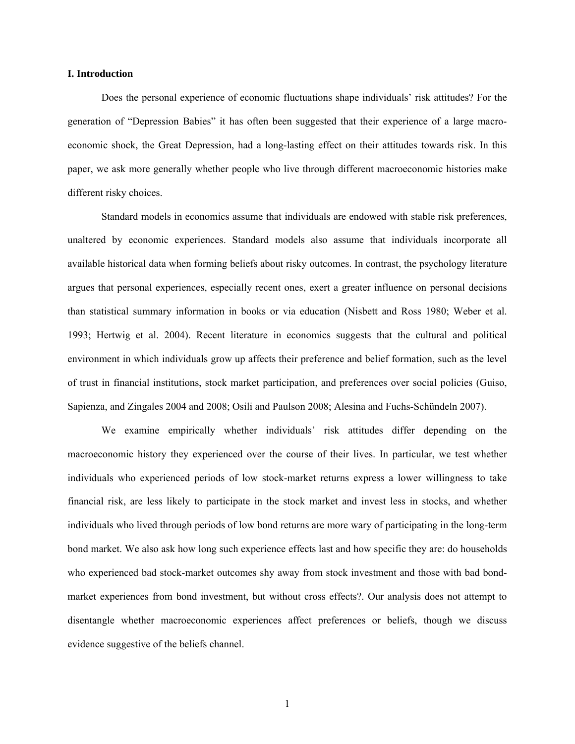## I. Introduction

Does the personal experience of economic fluctuations shape individuals' risk attitudes? For the generation of "Depression Babies" it has often been suggested that their experience of a large macro-economic shock, the Great Depression, had a long-lasting effect on their attitudes towards risk. In this paper, we ask more generally whether people who live through different macroeconomic histories make different risky choices.

Standard models in economics assume that individuals are endowed with stable risk preferences, unaltered by economic experiences. Standard models also assume that individuals incorporate all available historical data when forming beliefs about risky outcomes. In contrast, the psychology literature argues that personal experiences, especially recent ones, exert a greater influence on personal decisions than statistical summary information in books or via education (Nisbett and Ross 1980; Weber et al. 1993; Hertwig et al. 2004). Recent literature in economics suggests that the cultural and political environment in which individuals grow up affects their preference and belief formation, such as the level of trust in financial institutions, stock market participation, and preferences over social policies (Guiso, Sapienza, and Zingales 2004 and 2008; Osili and Paulson 2008; Alesina and Fuchs-Schündeln 2007).

We examine empirically whether individuals' risk attitudes differ depending on the macroeconomic history they experienced over the course of their lives. In particular, we test whether individuals who experienced periods of low stock-market returns express a lower willingness to take financial risk, are less likely to participate in the stock market and invest less in stocks, and whether individuals who lived through periods of low bond returns are more wary of participating in the long-term bond market. We also ask how long such experience effects last and how specific they are: do households who experienced bad stock-market outcomes shy away from stock investment and those with bad bond-market experiences from bond investment, but without cross effects?. Our analysis does not attempt to disentangle whether macroeconomic experiences affect preferences or beliefs, though we discuss evidence suggestive of the beliefs channel.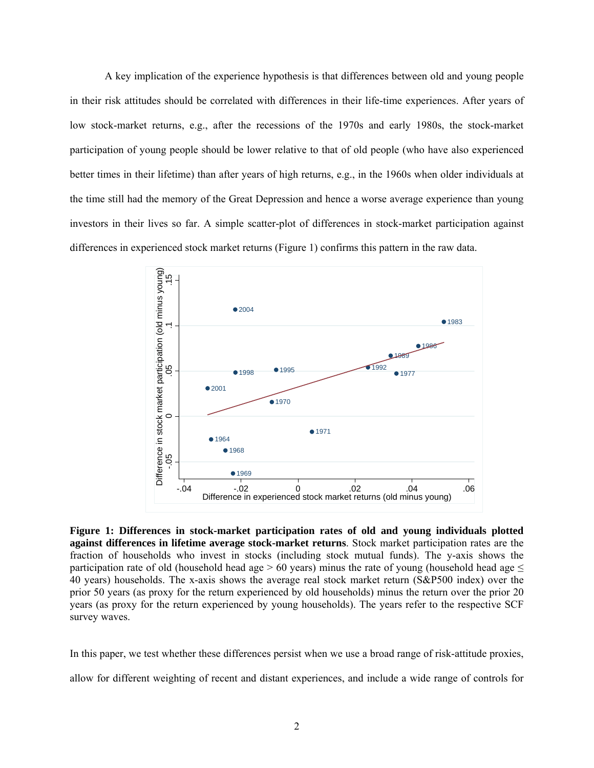A key implication of the experience hypothesis is that differences between old and young people in their risk attitudes should be correlated with differences in their life-time experiences. After years of low stock-market returns, e.g., after the recessions of the 1970s and early 1980s, the stock-market participation of young people should be lower relative to that of old people (who have also experienced better times in their lifetime) than after years of high returns, e.g., in the 1960s when older individuals at the time still had the memory of the Great Depression and hence a worse average experience than young investors in their lives so far. A simple scatter-plot of differences in stock-market participation against differences in experienced stock market returns (Figure 1) confirms this pattern in the raw data.

**Figure 1: Differences in stock-market participation rates of old and young individuals plotted against differences in lifetime average stock-market returns**. Stock market participation rates are the fraction of households who invest in stocks (including stock mutual funds). The y-axis shows the participation rate of old (household head age > 60 years) minus the rate of young (household head age ≤ 40 years) households. The x-axis shows the average real stock market return (S&P500 index) over the prior 50 years (as proxy for the return experienced by old households) minus the return over the prior 20 years (as proxy for the return experienced by young households). The years refer to the respective SCF survey waves.

In this paper, we test whether these differences persist when we use a broad range of risk-attitude proxies, allow for different weighting of recent and distant experiences, and include a wide range of controls for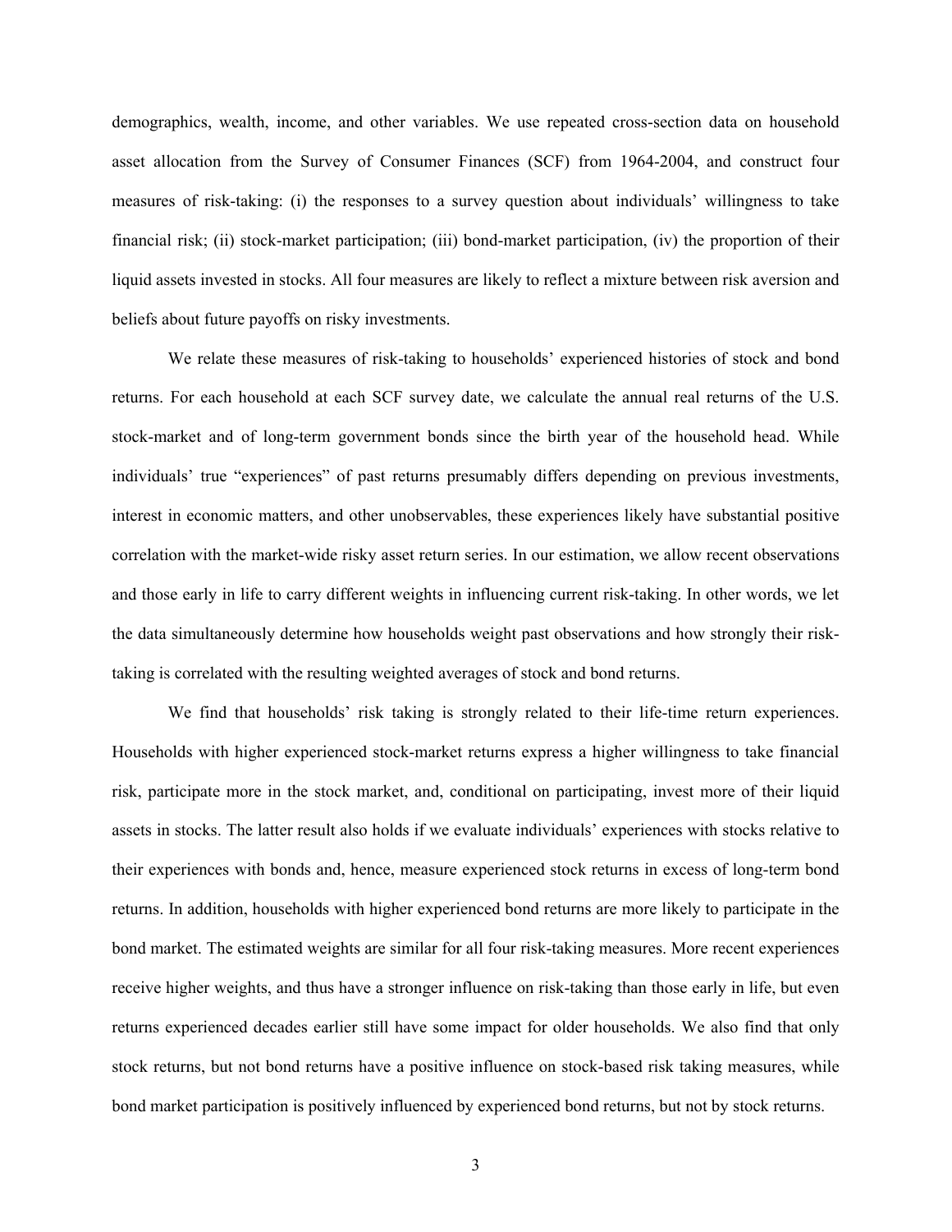demographics, wealth, income, and other variables. We use repeated cross-section data on household asset allocation from the Survey of Consumer Finances (SCF) from 1964-2004, and construct four measures of risk-taking: (i) the responses to a survey question about individuals' willingness to take financial risk; (ii) stock-market participation; (iii) bond-market participation, (iv) the proportion of their liquid assets invested in stocks. All four measures are likely to reflect a mixture between risk aversion and beliefs about future payoffs on risky investments.

We relate these measures of risk-taking to households' experienced histories of stock and bond returns. For each household at each SCF survey date, we calculate the annual real returns of the U.S. stock-market and of long-term government bonds since the birth year of the household head. While individuals' true "experiences" of past returns presumably differs depending on previous investments, interest in economic matters, and other unobservables, these experiences likely have substantial positive correlation with the market-wide risky asset return series. In our estimation, we allow recent observations and those early in life to carry different weights in influencing current risk-taking. In other words, we let the data simultaneously determine how households weight past observations and how strongly their risk-taking is correlated with the resulting weighted averages of stock and bond returns.

We find that households' risk taking is strongly related to their life-time return experiences. Households with higher experienced stock-market returns express a higher willingness to take financial risk, participate more in the stock market, and, conditional on participating, invest more of their liquid assets in stocks. The latter result also holds if we evaluate individuals' experiences with stocks relative to their experiences with bonds and, hence, measure experienced stock returns in excess of long-term bond returns. In addition, households with higher experienced bond returns are more likely to participate in the bond market. The estimated weights are similar for all four risk-taking measures. More recent experiences receive higher weights, and thus have a stronger influence on risk-taking than those early in life, but even returns experienced decades earlier still have some impact for older households. We also find that only stock returns, but not bond returns have a positive influence on stock-based risk taking measures, while bond market participation is positively influenced by experienced bond returns, but not by stock returns.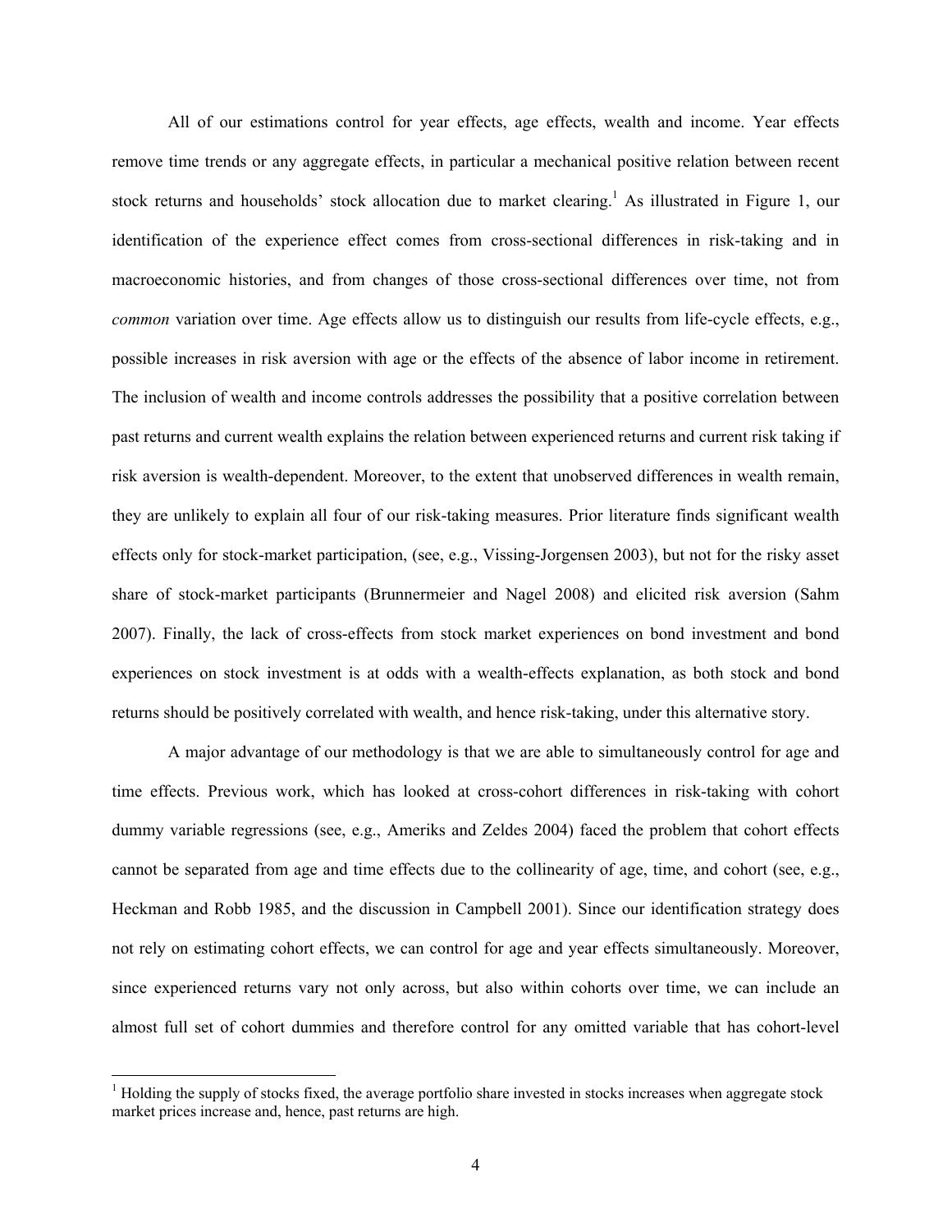All of our estimations control for year effects, age effects, wealth and income. Year effects remove time trends or any aggregate effects, in particular a mechanical positive relation between recent stock returns and households' stock allocation due to market clearing.[1] As illustrated in Figure 1, our identification of the experience effect comes from cross-sectional differences in risk-taking and in macroeconomic histories, and from changes of those cross-sectional differences over time, not from *common* variation over time. Age effects allow us to distinguish our results from life-cycle effects, e.g., possible increases in risk aversion with age or the effects of the absence of labor income in retirement. The inclusion of wealth and income controls addresses the possibility that a positive correlation between past returns and current wealth explains the relation between experienced returns and current risk taking if risk aversion is wealth-dependent. Moreover, to the extent that unobserved differences in wealth remain, they are unlikely to explain all four of our risk-taking measures. Prior literature finds significant wealth effects only for stock-market participation, (see, e.g., Vissing-Jorgensen 2003), but not for the risky asset share of stock-market participants (Brunnermeier and Nagel 2008) and elicited risk aversion (Sahm 2007). Finally, the lack of cross-effects from stock market experiences on bond investment and bond experiences on stock investment is at odds with a wealth-effects explanation, as both stock and bond returns should be positively correlated with wealth, and hence risk-taking, under this alternative story.

A major advantage of our methodology is that we are able to simultaneously control for age and time effects. Previous work, which has looked at cross-cohort differences in risk-taking with cohort dummy variable regressions (see, e.g., Ameriks and Zeldes 2004) faced the problem that cohort effects cannot be separated from age and time effects due to the collinearity of age, time, and cohort (see, e.g., Heckman and Robb 1985, and the discussion in Campbell 2001). Since our identification strategy does not rely on estimating cohort effects, we can control for age and year effects simultaneously. Moreover, since experienced returns vary not only across, but also within cohorts over time, we can include an almost full set of cohort dummies and therefore control for any omitted variable that has cohort-level

[1] Holding the supply of stocks fixed, the average portfolio share invested in stocks increases when aggregate stock market prices increase and, hence, past returns are high.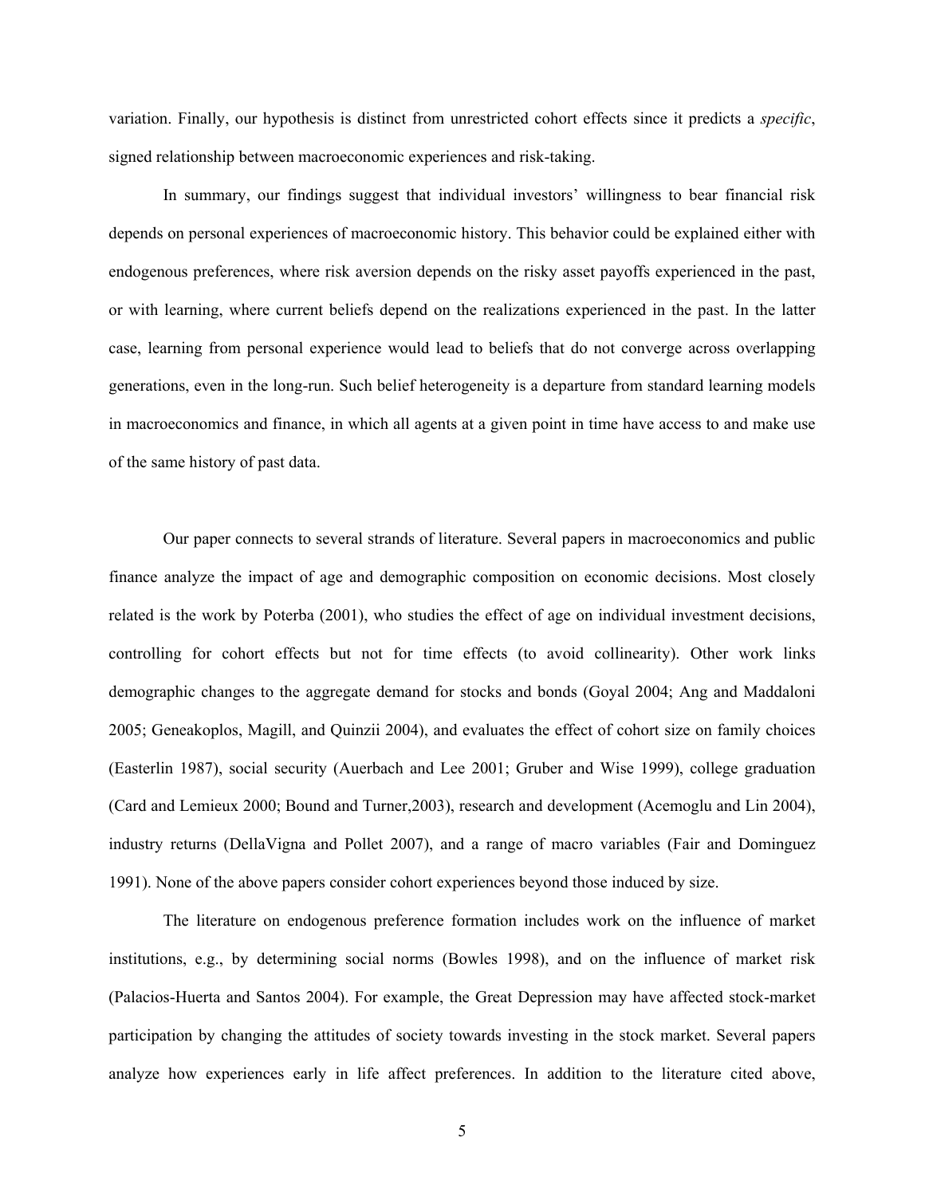variation. Finally, our hypothesis is distinct from unrestricted cohort effects since it predicts a *specific*, signed relationship between macroeconomic experiences and risk-taking.

In summary, our findings suggest that individual investors' willingness to bear financial risk depends on personal experiences of macroeconomic history. This behavior could be explained either with endogenous preferences, where risk aversion depends on the risky asset payoffs experienced in the past, or with learning, where current beliefs depend on the realizations experienced in the past. In the latter case, learning from personal experience would lead to beliefs that do not converge across overlapping generations, even in the long-run. Such belief heterogeneity is a departure from standard learning models in macroeconomics and finance, in which all agents at a given point in time have access to and make use of the same history of past data.

Our paper connects to several strands of literature. Several papers in macroeconomics and public finance analyze the impact of age and demographic composition on economic decisions. Most closely related is the work by Poterba (2001), who studies the effect of age on individual investment decisions, controlling for cohort effects but not for time effects (to avoid collinearity). Other work links demographic changes to the aggregate demand for stocks and bonds (Goyal 2004; Ang and Maddaloni 2005; Geneakoplos, Magill, and Quinzii 2004), and evaluates the effect of cohort size on family choices (Easterlin 1987), social security (Auerbach and Lee 2001; Gruber and Wise 1999), college graduation (Card and Lemieux 2000; Bound and Turner,2003), research and development (Acemoglu and Lin 2004), industry returns (DellaVigna and Pollet 2007), and a range of macro variables (Fair and Dominguez 1991). None of the above papers consider cohort experiences beyond those induced by size.

The literature on endogenous preference formation includes work on the influence of market institutions, e.g., by determining social norms (Bowles 1998), and on the influence of market risk (Palacios-Huerta and Santos 2004). For example, the Great Depression may have affected stock-market participation by changing the attitudes of society towards investing in the stock market. Several papers analyze how experiences early in life affect preferences. In addition to the literature cited above,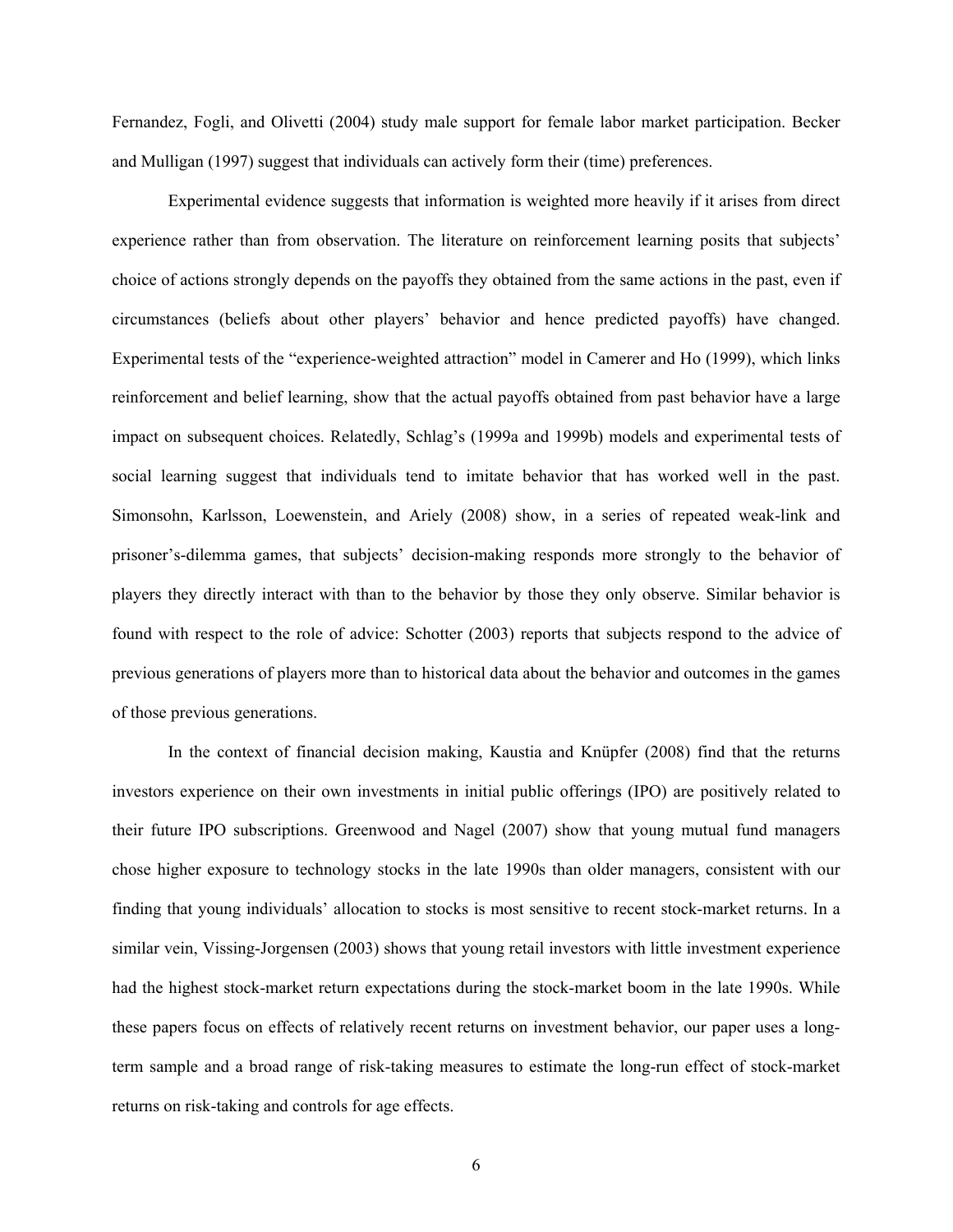Fernandez, Fogli, and Olivetti (2004) study male support for female labor market participation. Becker and Mulligan (1997) suggest that individuals can actively form their (time) preferences.

Experimental evidence suggests that information is weighted more heavily if it arises from direct experience rather than from observation. The literature on reinforcement learning posits that subjects' choice of actions strongly depends on the payoffs they obtained from the same actions in the past, even if circumstances (beliefs about other players' behavior and hence predicted payoffs) have changed. Experimental tests of the "experience-weighted attraction" model in Camerer and Ho (1999), which links reinforcement and belief learning, show that the actual payoffs obtained from past behavior have a large impact on subsequent choices. Relatedly, Schlag's (1999a and 1999b) models and experimental tests of social learning suggest that individuals tend to imitate behavior that has worked well in the past. Simonsohn, Karlsson, Loewenstein, and Ariely (2008) show, in a series of repeated weak-link and prisoner's-dilemma games, that subjects' decision-making responds more strongly to the behavior of players they directly interact with than to the behavior by those they only observe. Similar behavior is found with respect to the role of advice: Schotter (2003) reports that subjects respond to the advice of previous generations of players more than to historical data about the behavior and outcomes in the games of those previous generations.

In the context of financial decision making, Kaustia and Knüpfer (2008) find that the returns investors experience on their own investments in initial public offerings (IPO) are positively related to their future IPO subscriptions. Greenwood and Nagel (2007) show that young mutual fund managers chose higher exposure to technology stocks in the late 1990s than older managers, consistent with our finding that young individuals' allocation to stocks is most sensitive to recent stock-market returns. In a similar vein, Vissing-Jorgensen (2003) shows that young retail investors with little investment experience had the highest stock-market return expectations during the stock-market boom in the late 1990s. While these papers focus on effects of relatively recent returns on investment behavior, our paper uses a long-term sample and a broad range of risk-taking measures to estimate the long-run effect of stock-market returns on risk-taking and controls for age effects.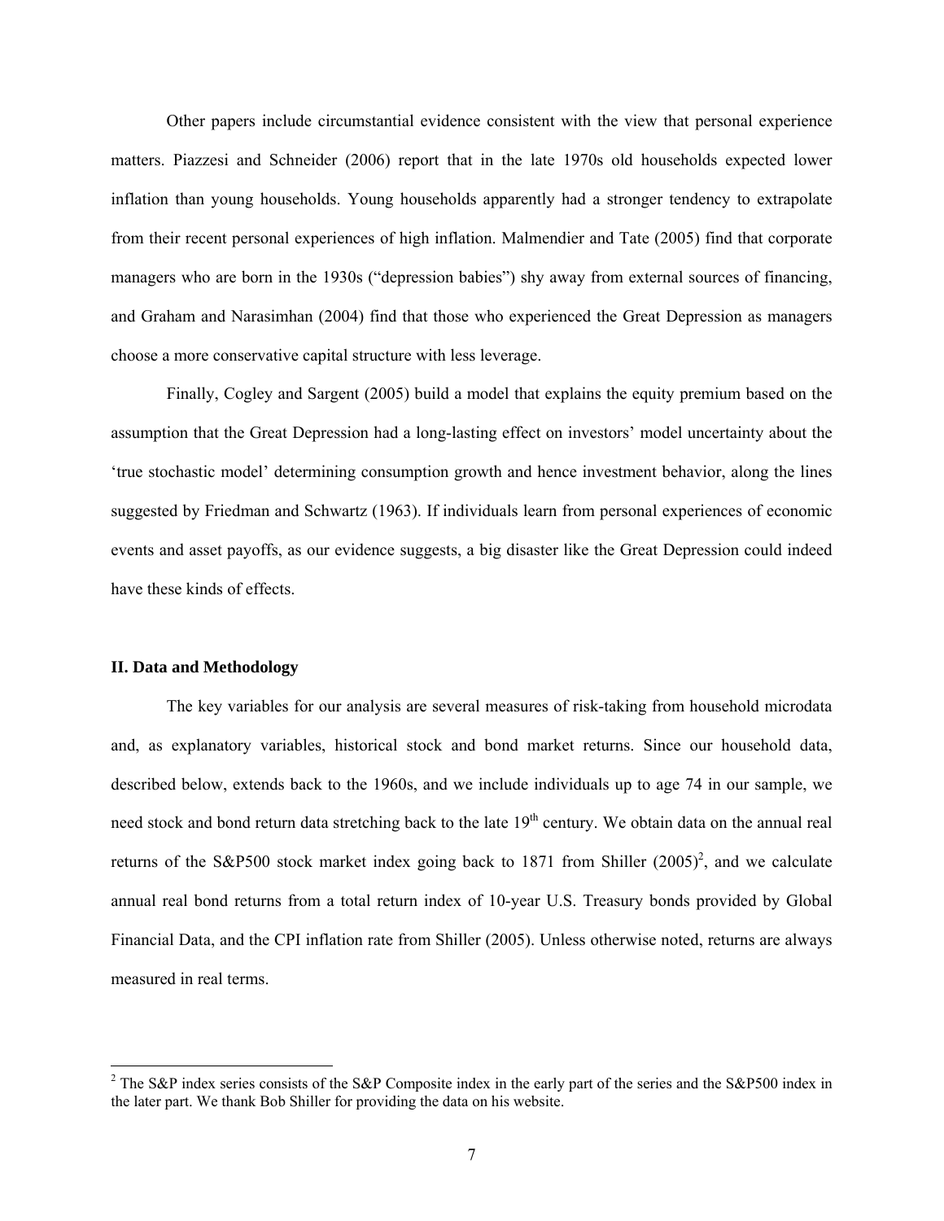Other papers include circumstantial evidence consistent with the view that personal experience matters. Piazzesi and Schneider (2006) report that in the late 1970s old households expected lower inflation than young households. Young households apparently had a stronger tendency to extrapolate from their recent personal experiences of high inflation. Malmendier and Tate (2005) find that corporate managers who are born in the 1930s ("depression babies") shy away from external sources of financing, and Graham and Narasimhan (2004) find that those who experienced the Great Depression as managers choose a more conservative capital structure with less leverage.

Finally, Cogley and Sargent (2005) build a model that explains the equity premium based on the assumption that the Great Depression had a long-lasting effect on investors' model uncertainty about the 'true stochastic model' determining consumption growth and hence investment behavior, along the lines suggested by Friedman and Schwartz (1963). If individuals learn from personal experiences of economic events and asset payoffs, as our evidence suggests, a big disaster like the Great Depression could indeed have these kinds of effects.

## II. Data and Methodology

The key variables for our analysis are several measures of risk-taking from household microdata and, as explanatory variables, historical stock and bond market returns. Since our household data, described below, extends back to the 1960s, and we include individuals up to age 74 in our sample, we need stock and bond return data stretching back to the late 19th century. We obtain data on the annual real returns of the S&P500 stock market index going back to 1871 from Shiller (2005)[2], and we calculate annual real bond returns from a total return index of 10-year U.S. Treasury bonds provided by Global Financial Data, and the CPI inflation rate from Shiller (2005). Unless otherwise noted, returns are always measured in real terms.

---

[2] The S&P index series consists of the S&P Composite index in the early part of the series and the S&P500 index in the later part. We thank Bob Shiller for providing the data on his website.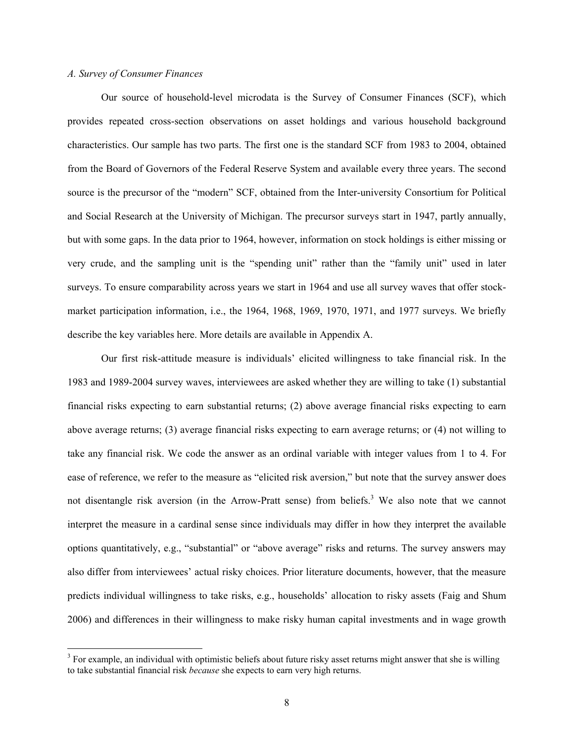*A. Survey of Consumer Finances*

Our source of household-level microdata is the Survey of Consumer Finances (SCF), which provides repeated cross-section observations on asset holdings and various household background characteristics. Our sample has two parts. The first one is the standard SCF from 1983 to 2004, obtained from the Board of Governors of the Federal Reserve System and available every three years. The second source is the precursor of the "modern" SCF, obtained from the Inter-university Consortium for Political and Social Research at the University of Michigan. The precursor surveys start in 1947, partly annually, but with some gaps. In the data prior to 1964, however, information on stock holdings is either missing or very crude, and the sampling unit is the "spending unit" rather than the "family unit" used in later surveys. To ensure comparability across years we start in 1964 and use all survey waves that offer stock-market participation information, i.e., the 1964, 1968, 1969, 1970, 1971, and 1977 surveys. We briefly describe the key variables here. More details are available in Appendix A.

Our first risk-attitude measure is individuals' elicited willingness to take financial risk. In the 1983 and 1989-2004 survey waves, interviewees are asked whether they are willing to take (1) substantial financial risks expecting to earn substantial returns; (2) above average financial risks expecting to earn above average returns; (3) average financial risks expecting to earn average returns; or (4) not willing to take any financial risk. We code the answer as an ordinal variable with integer values from 1 to 4. For ease of reference, we refer to the measure as "elicited risk aversion," but note that the survey answer does not disentangle risk aversion (in the Arrow-Pratt sense) from beliefs.[3] We also note that we cannot interpret the measure in a cardinal sense since individuals may differ in how they interpret the available options quantitatively, e.g., "substantial" or "above average" risks and returns. The survey answers may also differ from interviewees' actual risky choices. Prior literature documents, however, that the measure predicts individual willingness to take risks, e.g., households' allocation to risky assets (Faig and Shum 2006) and differences in their willingness to make risky human capital investments and in wage growth

[3] For example, an individual with optimistic beliefs about future risky asset returns might answer that she is willing to take substantial financial risk *because* she expects to earn very high returns.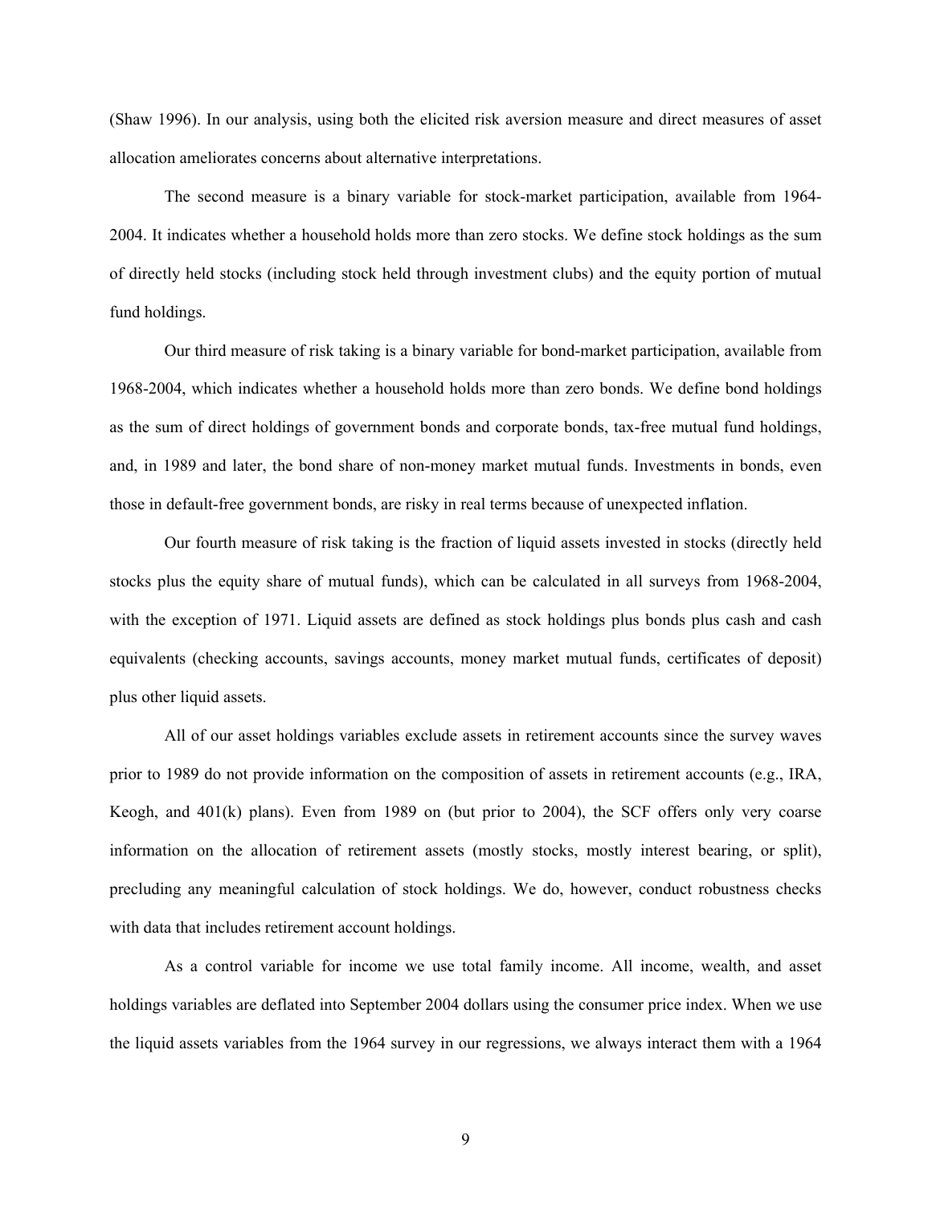(Shaw 1996). In our analysis, using both the elicited risk aversion measure and direct measures of asset allocation ameliorates concerns about alternative interpretations.

The second measure is a binary variable for stock-market participation, available from 1964-2004. It indicates whether a household holds more than zero stocks. We define stock holdings as the sum of directly held stocks (including stock held through investment clubs) and the equity portion of mutual fund holdings.

Our third measure of risk taking is a binary variable for bond-market participation, available from 1968-2004, which indicates whether a household holds more than zero bonds. We define bond holdings as the sum of direct holdings of government bonds and corporate bonds, tax-free mutual fund holdings, and, in 1989 and later, the bond share of non-money market mutual funds. Investments in bonds, even those in default-free government bonds, are risky in real terms because of unexpected inflation.

Our fourth measure of risk taking is the fraction of liquid assets invested in stocks (directly held stocks plus the equity share of mutual funds), which can be calculated in all surveys from 1968-2004, with the exception of 1971. Liquid assets are defined as stock holdings plus bonds plus cash and cash equivalents (checking accounts, savings accounts, money market mutual funds, certificates of deposit) plus other liquid assets.

All of our asset holdings variables exclude assets in retirement accounts since the survey waves prior to 1989 do not provide information on the composition of assets in retirement accounts (e.g., IRA, Keogh, and 401(k) plans). Even from 1989 on (but prior to 2004), the SCF offers only very coarse information on the allocation of retirement assets (mostly stocks, mostly interest bearing, or split), precluding any meaningful calculation of stock holdings. We do, however, conduct robustness checks with data that includes retirement account holdings.

As a control variable for income we use total family income. All income, wealth, and asset holdings variables are deflated into September 2004 dollars using the consumer price index. When we use the liquid assets variables from the 1964 survey in our regressions, we always interact them with a 1964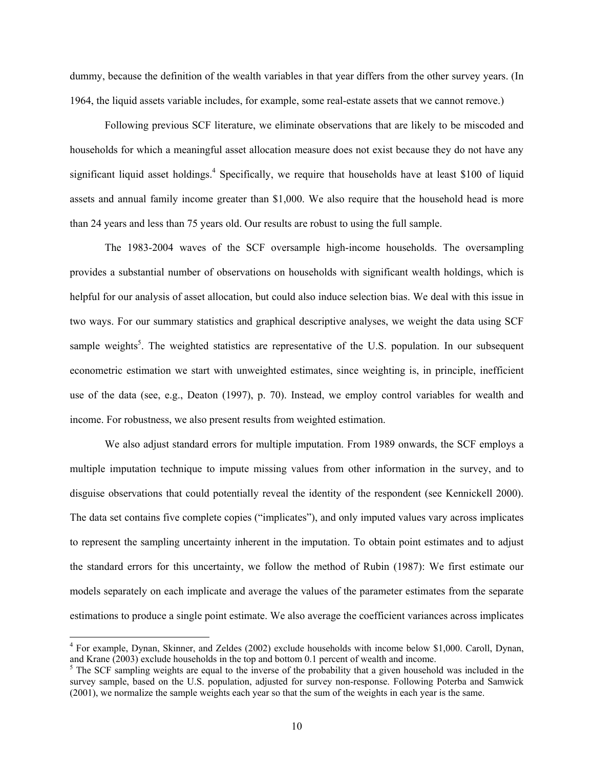dummy, because the definition of the wealth variables in that year differs from the other survey years. (In 1964, the liquid assets variable includes, for example, some real-estate assets that we cannot remove.)

Following previous SCF literature, we eliminate observations that are likely to be miscoded and households for which a meaningful asset allocation measure does not exist because they do not have any significant liquid asset holdings.[4] Specifically, we require that households have at least $100 of liquid assets and annual family income greater than $1,000. We also require that the household head is more than 24 years and less than 75 years old. Our results are robust to using the full sample.

The 1983-2004 waves of the SCF oversample high-income households. The oversampling provides a substantial number of observations on households with significant wealth holdings, which is helpful for our analysis of asset allocation, but could also induce selection bias. We deal with this issue in two ways. For our summary statistics and graphical descriptive analyses, we weight the data using SCF sample weights[5]. The weighted statistics are representative of the U.S. population. In our subsequent econometric estimation we start with unweighted estimates, since weighting is, in principle, inefficient use of the data (see, e.g., Deaton (1997), p. 70). Instead, we employ control variables for wealth and income. For robustness, we also present results from weighted estimation.

We also adjust standard errors for multiple imputation. From 1989 onwards, the SCF employs a multiple imputation technique to impute missing values from other information in the survey, and to disguise observations that could potentially reveal the identity of the respondent (see Kennickell 2000). The data set contains five complete copies ("implicates"), and only imputed values vary across implicates to represent the sampling uncertainty inherent in the imputation. To obtain point estimates and to adjust the standard errors for this uncertainty, we follow the method of Rubin (1987): We first estimate our models separately on each implicate and average the values of the parameter estimates from the separate estimations to produce a single point estimate. We also average the coefficient variances across implicates

---

[4] For example, Dynan, Skinner, and Zeldes (2002) exclude households with income below $1,000. Caroll, Dynan, and Krane (2003) exclude households in the top and bottom 0.1 percent of wealth and income.

[5] The SCF sampling weights are equal to the inverse of the probability that a given household was included in the survey sample, based on the U.S. population, adjusted for survey non-response. Following Poterba and Samwick (2001), we normalize the sample weights each year so that the sum of the weights in each year is the same.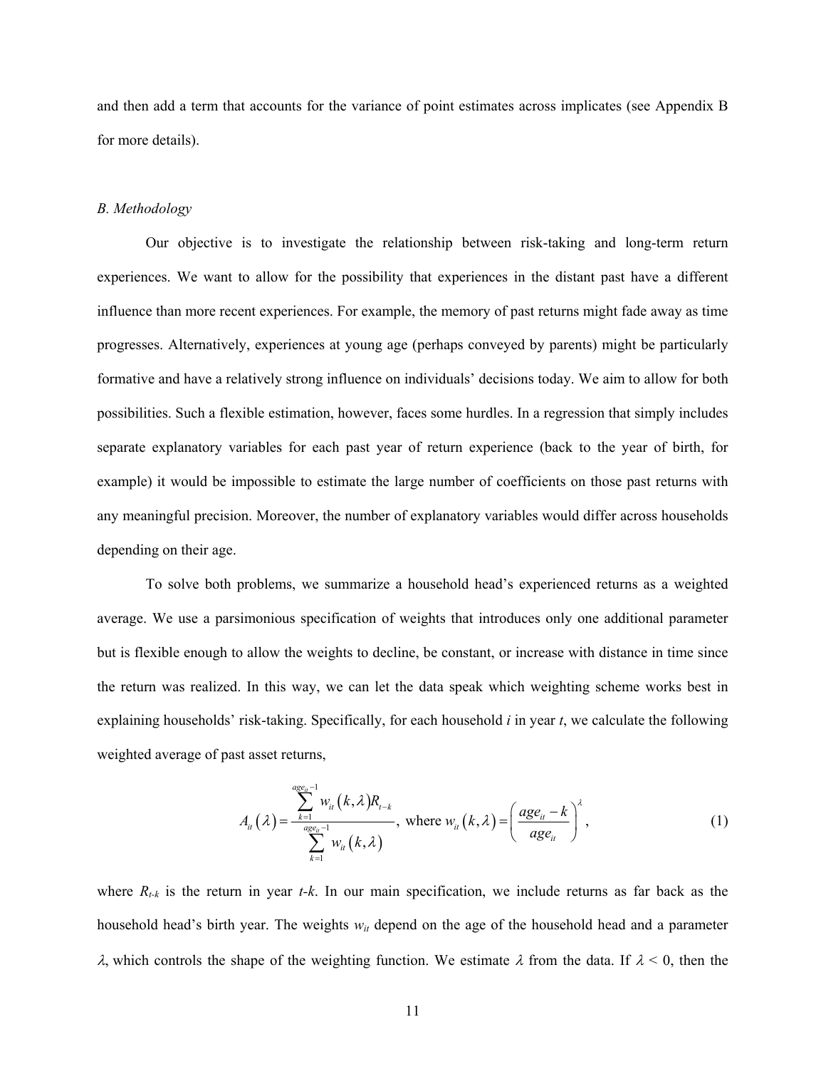and then add a term that accounts for the variance of point estimates across implicates (see Appendix B for more details).

*B. Methodology*

Our objective is to investigate the relationship between risk-taking and long-term return experiences. We want to allow for the possibility that experiences in the distant past have a different influence than more recent experiences. For example, the memory of past returns might fade away as time progresses. Alternatively, experiences at young age (perhaps conveyed by parents) might be particularly formative and have a relatively strong influence on individuals' decisions today. We aim to allow for both possibilities. Such a flexible estimation, however, faces some hurdles. In a regression that simply includes separate explanatory variables for each past year of return experience (back to the year of birth, for example) it would be impossible to estimate the large number of coefficients on those past returns with any meaningful precision. Moreover, the number of explanatory variables would differ across households depending on their age.

To solve both problems, we summarize a household head's experienced returns as a weighted average. We use a parsimonious specification of weights that introduces only one additional parameter but is flexible enough to allow the weights to decline, be constant, or increase with distance in time since the return was realized. In this way, we can let the data speak which weighting scheme works best in explaining households' risk-taking. Specifically, for each household $i$ in year $t$, we calculate the following weighted average of past asset returns,

$$A_{it}(\lambda) = \frac{\sum_{k=1}^{age_{it}-1} w_{it}(k,\lambda) R_{t-k}}{\sum_{k=1}^{age_{it}-1} w_{it}(k,\lambda)}, \text{ where } w_{it}(k,\lambda) = \left( \frac{age_{it} - k}{age_{it}} \right)^{\lambda}, \tag{1}$$

where $R_{t-k}$ is the return in year $t$-$k$. In our main specification, we include returns as far back as the household head's birth year. The weights $w_{it}$ depend on the age of the household head and a parameter $\lambda$, which controls the shape of the weighting function. We estimate $\lambda$ from the data. If $\lambda < 0$, then the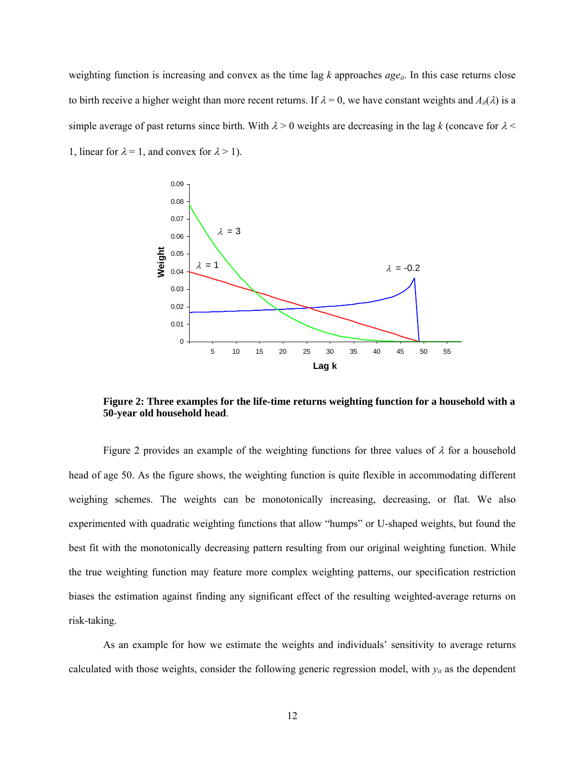weighting function is increasing and convex as the time lag $k$ approaches $age_{it}$. In this case returns close to birth receive a higher weight than more recent returns. If $\lambda = 0$, we have constant weights and $A_{it}(\lambda)$ is a simple average of past returns since birth. With $\lambda > 0$ weights are decreasing in the lag $k$ (concave for $\lambda < 1$, linear for $\lambda = 1$, and convex for $\lambda > 1$).

**Figure 2: Three examples for the life-time returns weighting function for a household with a 50-year old household head**.

Figure 2 provides an example of the weighting functions for three values of $\lambda$ for a household head of age 50. As the figure shows, the weighting function is quite flexible in accommodating different weighing schemes. The weights can be monotonically increasing, decreasing, or flat. We also experimented with quadratic weighting functions that allow "humps" or U-shaped weights, but found the best fit with the monotonically decreasing pattern resulting from our original weighting function. While the true weighting function may feature more complex weighting patterns, our specification restriction biases the estimation against finding any significant effect of the resulting weighted-average returns on risk-taking.

As an example for how we estimate the weights and individuals' sensitivity to average returns calculated with those weights, consider the following generic regression model, with $y_{it}$ as the dependent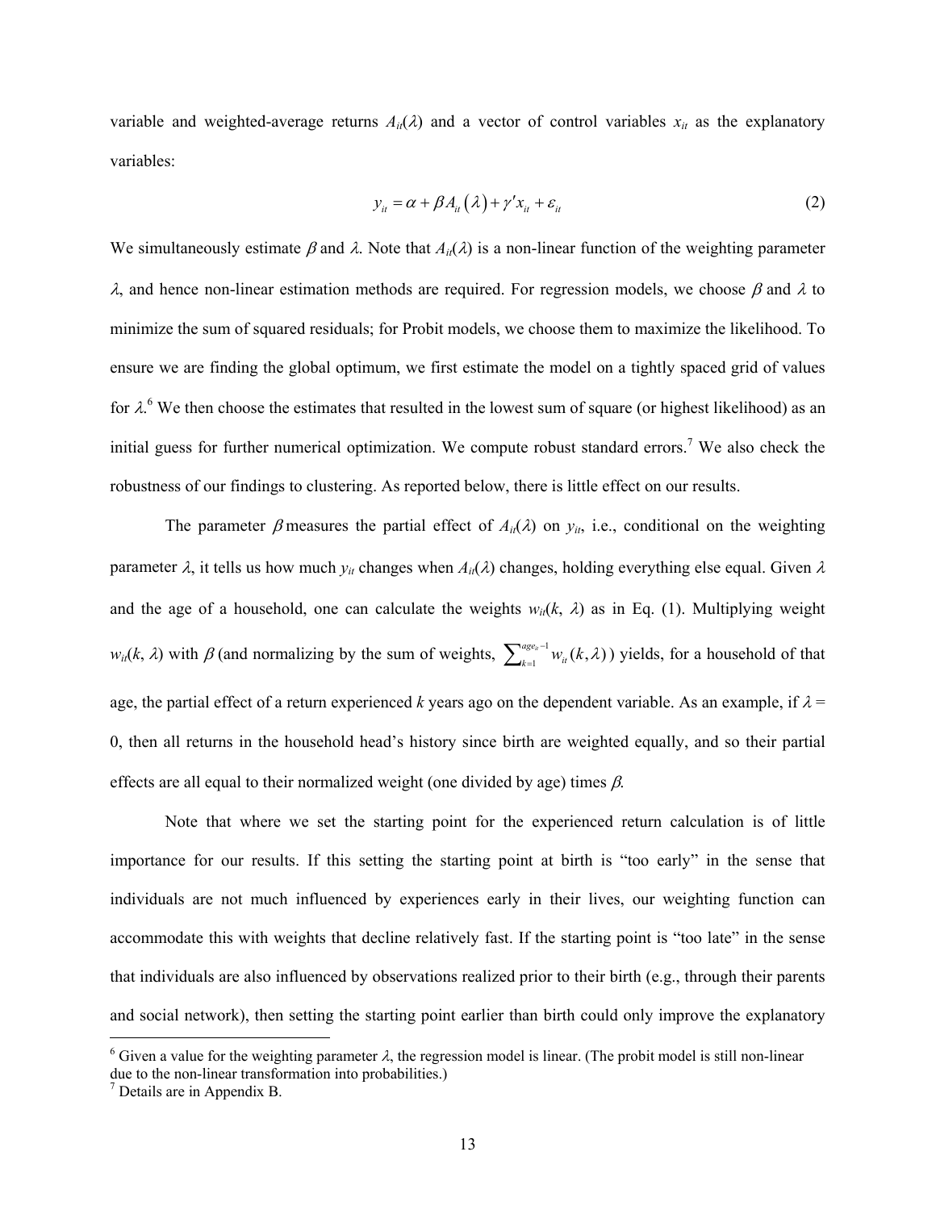variable and weighted-average returns $A_{it}(\lambda)$ and a vector of control variables $x_{it}$ as the explanatory variables:

$$y_{it} = \alpha + \beta A_{it}(\lambda) + \gamma' x_{it} + \varepsilon_{it} \tag{2}$$

We simultaneously estimate $\beta$ and $\lambda$. Note that $A_{it}(\lambda)$ is a non-linear function of the weighting parameter $\lambda$, and hence non-linear estimation methods are required. For regression models, we choose $\beta$ and $\lambda$ to minimize the sum of squared residuals; for Probit models, we choose them to maximize the likelihood. To ensure we are finding the global optimum, we first estimate the model on a tightly spaced grid of values for $\lambda$.[6] We then choose the estimates that resulted in the lowest sum of square (or highest likelihood) as an initial guess for further numerical optimization. We compute robust standard errors.[7] We also check the robustness of our findings to clustering. As reported below, there is little effect on our results.

The parameter $\beta$ measures the partial effect of $A_{it}(\lambda)$ on $y_{it}$, i.e., conditional on the weighting parameter $\lambda$, it tells us how much $y_{it}$ changes when $A_{it}(\lambda)$ changes, holding everything else equal. Given $\lambda$ and the age of a household, one can calculate the weights $w_{it}(k, \lambda)$ as in Eq. (1). Multiplying weight $w_{it}(k, \lambda)$ with $\beta$ (and normalizing by the sum of weights, $\sum_{k=1}^{age_{it}-1} w_{it}(k,\lambda)$) yields, for a household of that age, the partial effect of a return experienced $k$ years ago on the dependent variable. As an example, if $\lambda = 0$, then all returns in the household head's history since birth are weighted equally, and so their partial effects are all equal to their normalized weight (one divided by age) times $\beta$.

Note that where we set the starting point for the experienced return calculation is of little importance for our results. If this setting the starting point at birth is "too early" in the sense that individuals are not much influenced by experiences early in their lives, our weighting function can accommodate this with weights that decline relatively fast. If the starting point is "too late" in the sense that individuals are also influenced by observations realized prior to their birth (e.g., through their parents and social network), then setting the starting point earlier than birth could only improve the explanatory

[6] Given a value for the weighting parameter $\lambda$, the regression model is linear. (The probit model is still non-linear due to the non-linear transformation into probabilities.)

[7] Details are in Appendix B.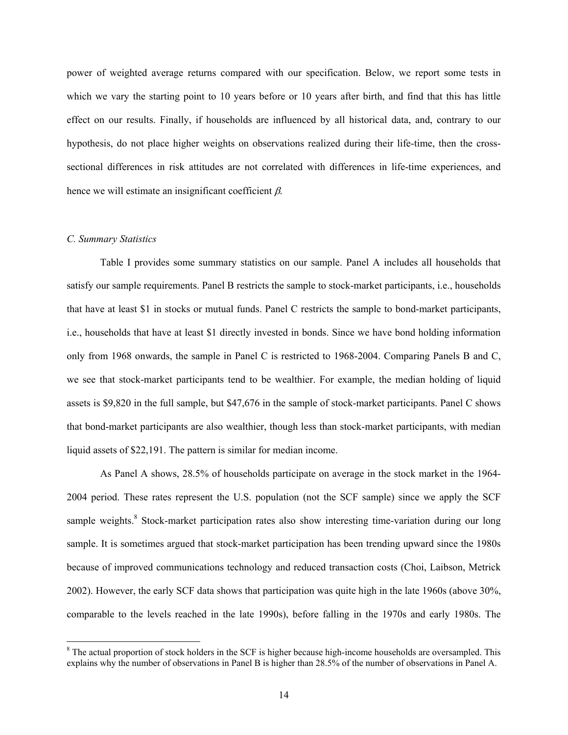power of weighted average returns compared with our specification. Below, we report some tests in which we vary the starting point to 10 years before or 10 years after birth, and find that this has little effect on our results. Finally, if households are influenced by all historical data, and, contrary to our hypothesis, do not place higher weights on observations realized during their life-time, then the cross-sectional differences in risk attitudes are not correlated with differences in life-time experiences, and hence we will estimate an insignificant coefficient $\beta$.

### *C. Summary Statistics*

Table I provides some summary statistics on our sample. Panel A includes all households that satisfy our sample requirements. Panel B restricts the sample to stock-market participants, i.e., households that have at least \$1 in stocks or mutual funds. Panel C restricts the sample to bond-market participants, i.e., households that have at least \$1 directly invested in bonds. Since we have bond holding information only from 1968 onwards, the sample in Panel C is restricted to 1968-2004. Comparing Panels B and C, we see that stock-market participants tend to be wealthier. For example, the median holding of liquid assets is \$9,820 in the full sample, but \$47,676 in the sample of stock-market participants. Panel C shows that bond-market participants are also wealthier, though less than stock-market participants, with median liquid assets of \$22,191. The pattern is similar for median income.

As Panel A shows, 28.5% of households participate on average in the stock market in the 1964-2004 period. These rates represent the U.S. population (not the SCF sample) since we apply the SCF sample weights.[8] Stock-market participation rates also show interesting time-variation during our long sample. It is sometimes argued that stock-market participation has been trending upward since the 1980s because of improved communications technology and reduced transaction costs (Choi, Laibson, Metrick 2002). However, the early SCF data shows that participation was quite high in the late 1960s (above 30%, comparable to the levels reached in the late 1990s), before falling in the 1970s and early 1980s. The

[8] The actual proportion of stock holders in the SCF is higher because high-income households are oversampled. This explains why the number of observations in Panel B is higher than 28.5% of the number of observations in Panel A.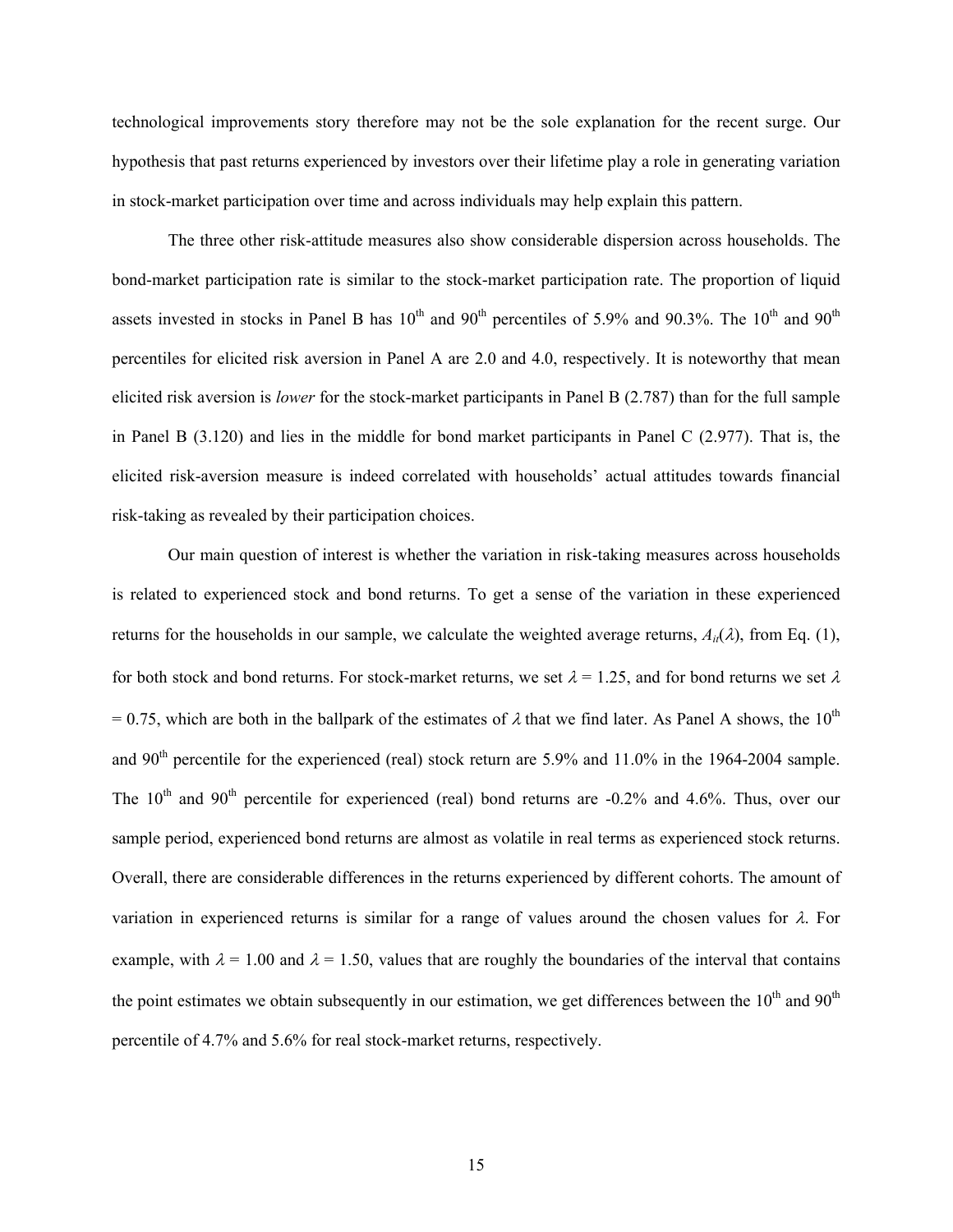technological improvements story therefore may not be the sole explanation for the recent surge. Our hypothesis that past returns experienced by investors over their lifetime play a role in generating variation in stock-market participation over time and across individuals may help explain this pattern.

The three other risk-attitude measures also show considerable dispersion across households. The bond-market participation rate is similar to the stock-market participation rate. The proportion of liquid assets invested in stocks in Panel B has $10^{th}$ and $90^{th}$ percentiles of 5.9% and 90.3%. The $10^{th}$ and $90^{th}$ percentiles for elicited risk aversion in Panel A are 2.0 and 4.0, respectively. It is noteworthy that mean elicited risk aversion is *lower* for the stock-market participants in Panel B (2.787) than for the full sample in Panel B (3.120) and lies in the middle for bond market participants in Panel C (2.977). That is, the elicited risk-aversion measure is indeed correlated with households' actual attitudes towards financial risk-taking as revealed by their participation choices.

Our main question of interest is whether the variation in risk-taking measures across households is related to experienced stock and bond returns. To get a sense of the variation in these experienced returns for the households in our sample, we calculate the weighted average returns, $A_{it}(\lambda)$, from Eq. (1), for both stock and bond returns. For stock-market returns, we set $\lambda = 1.25$, and for bond returns we set $\lambda = 0.75$, which are both in the ballpark of the estimates of $\lambda$ that we find later. As Panel A shows, the $10^{th}$ and $90^{th}$ percentile for the experienced (real) stock return are 5.9% and 11.0% in the 1964-2004 sample. The $10^{th}$ and $90^{th}$ percentile for experienced (real) bond returns are -0.2% and 4.6%. Thus, over our sample period, experienced bond returns are almost as volatile in real terms as experienced stock returns. Overall, there are considerable differences in the returns experienced by different cohorts. The amount of variation in experienced returns is similar for a range of values around the chosen values for $\lambda$. For example, with $\lambda = 1.00$ and $\lambda = 1.50$, values that are roughly the boundaries of the interval that contains the point estimates we obtain subsequently in our estimation, we get differences between the $10^{th}$ and $90^{th}$ percentile of 4.7% and 5.6% for real stock-market returns, respectively.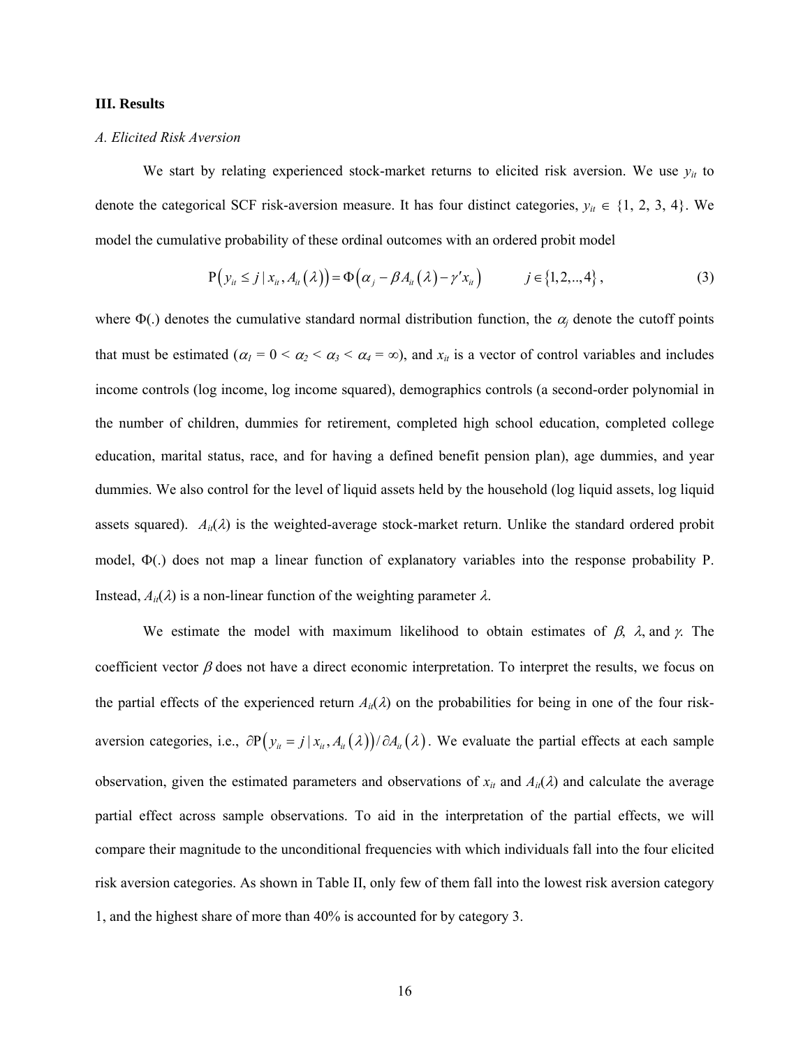## III. Results

### *A. Elicited Risk Aversion*

We start by relating experienced stock-market returns to elicited risk aversion. We use $y_{it}$ to denote the categorical SCF risk-aversion measure. It has four distinct categories, $y_{it} \in \{1, 2, 3, 4\}$. We model the cumulative probability of these ordinal outcomes with an ordered probit model

$$\mathrm{P}\left(y_{it} \leq j \mid x_{it}, A_{it}(\lambda)\right) = \Phi\left(\alpha_j - \beta A_{it}(\lambda) - \gamma' x_{it}\right) \qquad j \in \{1, 2, .., 4\}, \tag{3}$$

where $\Phi(.)$ denotes the cumulative standard normal distribution function, the $\alpha_j$ denote the cutoff points that must be estimated ($\alpha_1 = 0 < \alpha_2 < \alpha_3 < \alpha_4 = \infty$), and $x_{it}$ is a vector of control variables and includes income controls (log income, log income squared), demographics controls (a second-order polynomial in the number of children, dummies for retirement, completed high school education, completed college education, marital status, race, and for having a defined benefit pension plan), age dummies, and year dummies. We also control for the level of liquid assets held by the household (log liquid assets, log liquid assets squared). $A_{it}(\lambda)$ is the weighted-average stock-market return. Unlike the standard ordered probit model, $\Phi(.)$ does not map a linear function of explanatory variables into the response probability P. Instead, $A_{it}(\lambda)$ is a non-linear function of the weighting parameter $\lambda$.

We estimate the model with maximum likelihood to obtain estimates of $\beta$, $\lambda$, and $\gamma$. The coefficient vector $\beta$ does not have a direct economic interpretation. To interpret the results, we focus on the partial effects of the experienced return $A_{it}(\lambda)$ on the probabilities for being in one of the four risk-aversion categories, i.e., $\partial \mathrm{P}\left(y_{it} = j \mid x_{it}, A_{it}(\lambda)\right) / \partial A_{it}(\lambda)$. We evaluate the partial effects at each sample observation, given the estimated parameters and observations of $x_{it}$ and $A_{it}(\lambda)$ and calculate the average partial effect across sample observations. To aid in the interpretation of the partial effects, we will compare their magnitude to the unconditional frequencies with which individuals fall into the four elicited risk aversion categories. As shown in Table II, only few of them fall into the lowest risk aversion category 1, and the highest share of more than 40% is accounted for by category 3.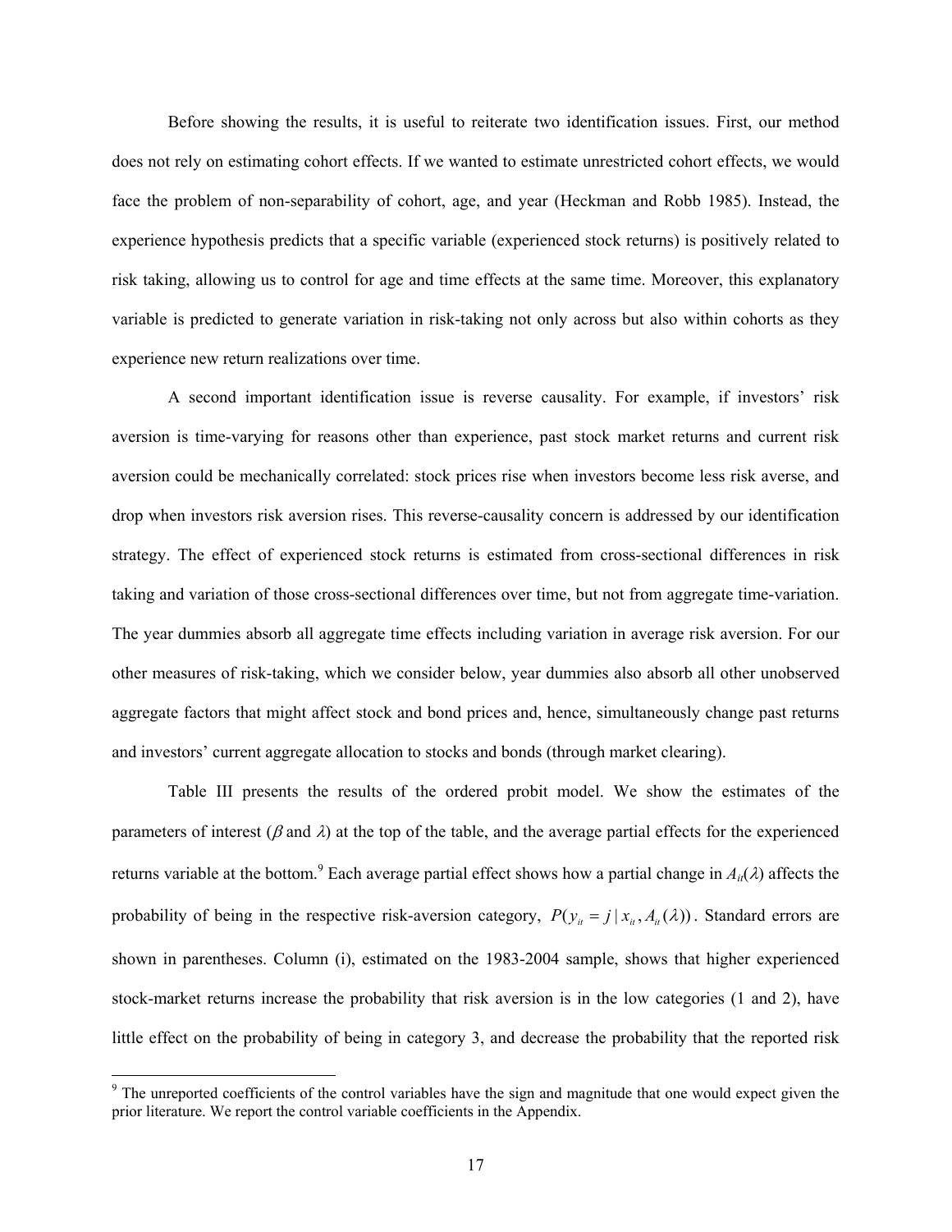Before showing the results, it is useful to reiterate two identification issues. First, our method does not rely on estimating cohort effects. If we wanted to estimate unrestricted cohort effects, we would face the problem of non-separability of cohort, age, and year (Heckman and Robb 1985). Instead, the experience hypothesis predicts that a specific variable (experienced stock returns) is positively related to risk taking, allowing us to control for age and time effects at the same time. Moreover, this explanatory variable is predicted to generate variation in risk-taking not only across but also within cohorts as they experience new return realizations over time.

A second important identification issue is reverse causality. For example, if investors' risk aversion is time-varying for reasons other than experience, past stock market returns and current risk aversion could be mechanically correlated: stock prices rise when investors become less risk averse, and drop when investors risk aversion rises. This reverse-causality concern is addressed by our identification strategy. The effect of experienced stock returns is estimated from cross-sectional differences in risk taking and variation of those cross-sectional differences over time, but not from aggregate time-variation. The year dummies absorb all aggregate time effects including variation in average risk aversion. For our other measures of risk-taking, which we consider below, year dummies also absorb all other unobserved aggregate factors that might affect stock and bond prices and, hence, simultaneously change past returns and investors' current aggregate allocation to stocks and bonds (through market clearing).

Table III presents the results of the ordered probit model. We show the estimates of the parameters of interest ($\beta$ and $\lambda$) at the top of the table, and the average partial effects for the experienced returns variable at the bottom.[9] Each average partial effect shows how a partial change in $A_{it}(\lambda)$ affects the probability of being in the respective risk-aversion category, $P(y_{it} = j \mid x_{it}, A_{it}(\lambda))$. Standard errors are shown in parentheses. Column (i), estimated on the 1983-2004 sample, shows that higher experienced stock-market returns increase the probability that risk aversion is in the low categories (1 and 2), have little effect on the probability of being in category 3, and decrease the probability that the reported risk

[9] The unreported coefficients of the control variables have the sign and magnitude that one would expect given the prior literature. We report the control variable coefficients in the Appendix.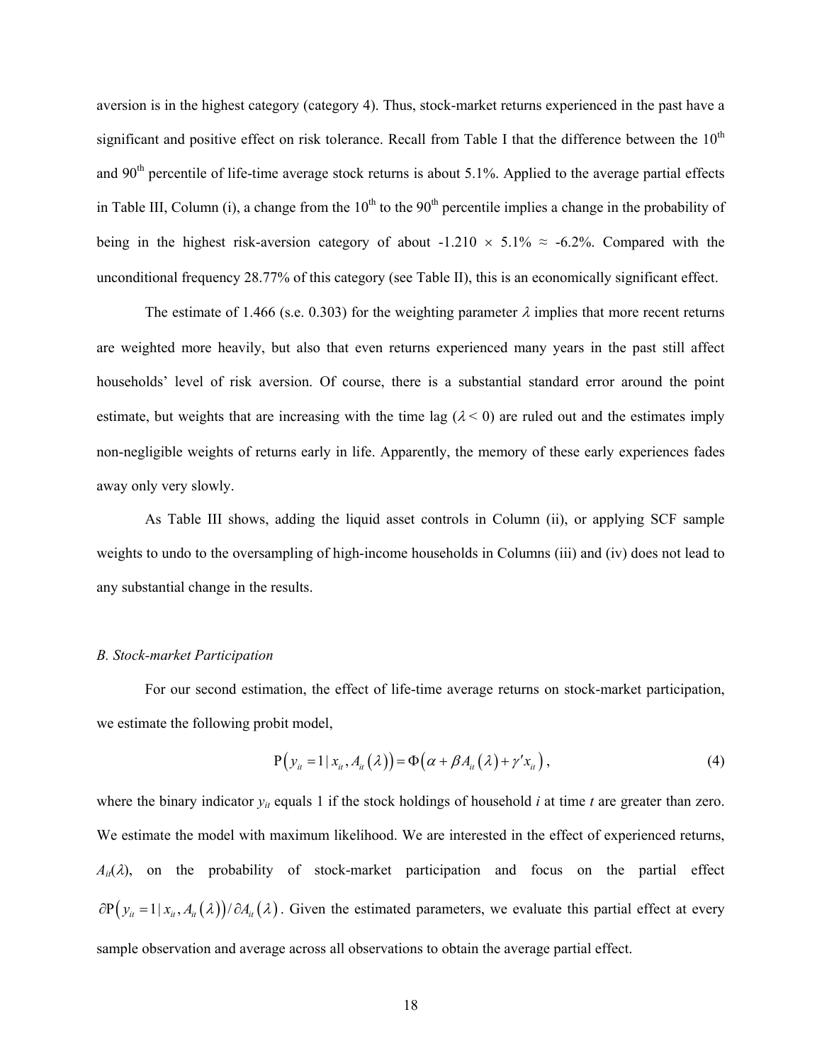aversion is in the highest category (category 4). Thus, stock-market returns experienced in the past have a significant and positive effect on risk tolerance. Recall from Table I that the difference between the 10th and 90th percentile of life-time average stock returns is about 5.1%. Applied to the average partial effects in Table III, Column (i), a change from the 10th to the 90th percentile implies a change in the probability of being in the highest risk-aversion category of about -1.210 × 5.1% ≈ -6.2%. Compared with the unconditional frequency 28.77% of this category (see Table II), this is an economically significant effect.

The estimate of 1.466 (s.e. 0.303) for the weighting parameter $\lambda$ implies that more recent returns are weighted more heavily, but also that even returns experienced many years in the past still affect households' level of risk aversion. Of course, there is a substantial standard error around the point estimate, but weights that are increasing with the time lag ($\lambda < 0$) are ruled out and the estimates imply non-negligible weights of returns early in life. Apparently, the memory of these early experiences fades away only very slowly.

As Table III shows, adding the liquid asset controls in Column (ii), or applying SCF sample weights to undo to the oversampling of high-income households in Columns (iii) and (iv) does not lead to any substantial change in the results.

### *B. Stock-market Participation*

For our second estimation, the effect of life-time average returns on stock-market participation, we estimate the following probit model,

$$\mathrm{P}\left(y_{it}=1 \mid x_{it}, A_{it}(\lambda)\right)=\Phi\left(\alpha+\beta A_{it}(\lambda)+\gamma' x_{it}\right), \tag{4}$$

where the binary indicator $y_{it}$ equals 1 if the stock holdings of household $i$ at time $t$ are greater than zero. We estimate the model with maximum likelihood. We are interested in the effect of experienced returns, $A_{it}(\lambda)$, on the probability of stock-market participation and focus on the partial effect $\partial \mathrm{P}\left(y_{it}=1 \mid x_{it}, A_{it}(\lambda)\right) / \partial A_{it}(\lambda)$. Given the estimated parameters, we evaluate this partial effect at every sample observation and average across all observations to obtain the average partial effect.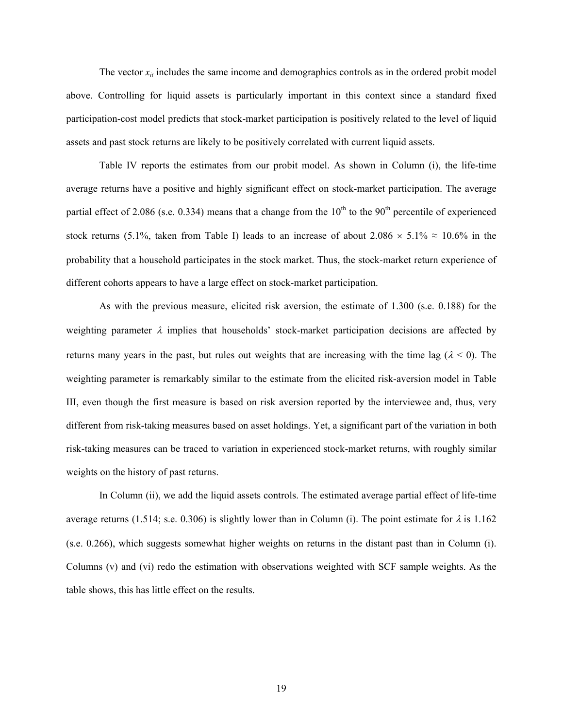The vector $x_{it}$ includes the same income and demographics controls as in the ordered probit model above. Controlling for liquid assets is particularly important in this context since a standard fixed participation-cost model predicts that stock-market participation is positively related to the level of liquid assets and past stock returns are likely to be positively correlated with current liquid assets.

Table IV reports the estimates from our probit model. As shown in Column (i), the life-time average returns have a positive and highly significant effect on stock-market participation. The average partial effect of 2.086 (s.e. 0.334) means that a change from the 10th to the 90th percentile of experienced stock returns (5.1%, taken from Table I) leads to an increase of about $2.086 \times 5.1\% \approx 10.6\%$ in the probability that a household participates in the stock market. Thus, the stock-market return experience of different cohorts appears to have a large effect on stock-market participation.

As with the previous measure, elicited risk aversion, the estimate of 1.300 (s.e. 0.188) for the weighting parameter $\lambda$ implies that households' stock-market participation decisions are affected by returns many years in the past, but rules out weights that are increasing with the time lag ($\lambda < 0$). The weighting parameter is remarkably similar to the estimate from the elicited risk-aversion model in Table III, even though the first measure is based on risk aversion reported by the interviewee and, thus, very different from risk-taking measures based on asset holdings. Yet, a significant part of the variation in both risk-taking measures can be traced to variation in experienced stock-market returns, with roughly similar weights on the history of past returns.

In Column (ii), we add the liquid assets controls. The estimated average partial effect of life-time average returns (1.514; s.e. 0.306) is slightly lower than in Column (i). The point estimate for $\lambda$ is 1.162 (s.e. 0.266), which suggests somewhat higher weights on returns in the distant past than in Column (i). Columns (v) and (vi) redo the estimation with observations weighted with SCF sample weights. As the table shows, this has little effect on the results.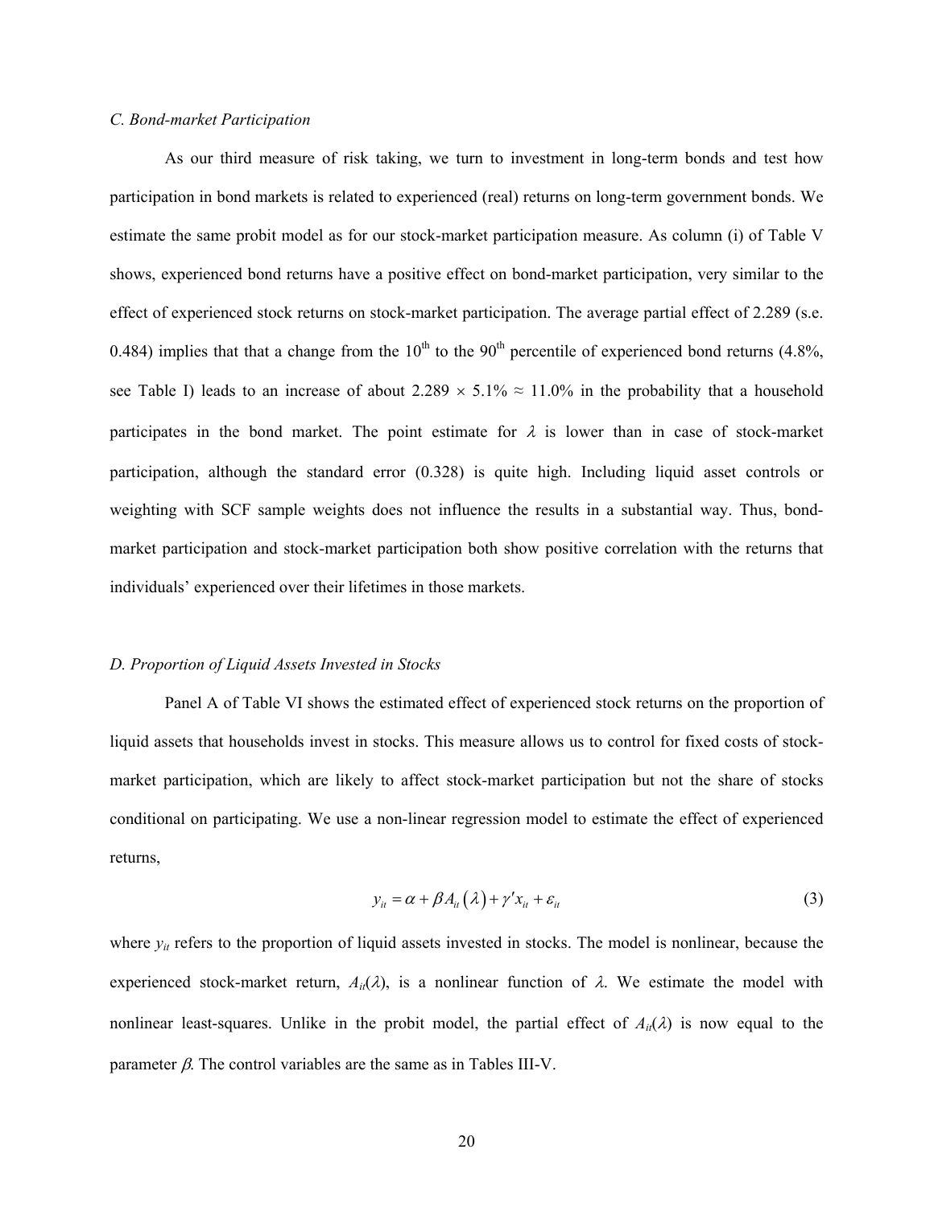*C. Bond-market Participation*

As our third measure of risk taking, we turn to investment in long-term bonds and test how participation in bond markets is related to experienced (real) returns on long-term government bonds. We estimate the same probit model as for our stock-market participation measure. As column (i) of Table V shows, experienced bond returns have a positive effect on bond-market participation, very similar to the effect of experienced stock returns on stock-market participation. The average partial effect of 2.289 (s.e. 0.484) implies that that a change from the 10th to the 90th percentile of experienced bond returns (4.8%, see Table I) leads to an increase of about 2.289 × 5.1% ≈ 11.0% in the probability that a household participates in the bond market. The point estimate for $\lambda$ is lower than in case of stock-market participation, although the standard error (0.328) is quite high. Including liquid asset controls or weighting with SCF sample weights does not influence the results in a substantial way. Thus, bond-market participation and stock-market participation both show positive correlation with the returns that individuals' experienced over their lifetimes in those markets.

*D. Proportion of Liquid Assets Invested in Stocks*

Panel A of Table VI shows the estimated effect of experienced stock returns on the proportion of liquid assets that households invest in stocks. This measure allows us to control for fixed costs of stock-market participation, which are likely to affect stock-market participation but not the share of stocks conditional on participating. We use a non-linear regression model to estimate the effect of experienced returns,

$$y_{it} = \alpha + \beta A_{it}\left(\lambda\right) + \gamma' x_{it} + \varepsilon_{it} \tag{3}$$

where $y_{it}$ refers to the proportion of liquid assets invested in stocks. The model is nonlinear, because the experienced stock-market return, $A_{it}(\lambda)$, is a nonlinear function of $\lambda$. We estimate the model with nonlinear least-squares. Unlike in the probit model, the partial effect of $A_{it}(\lambda)$ is now equal to the parameter $\beta$. The control variables are the same as in Tables III-V.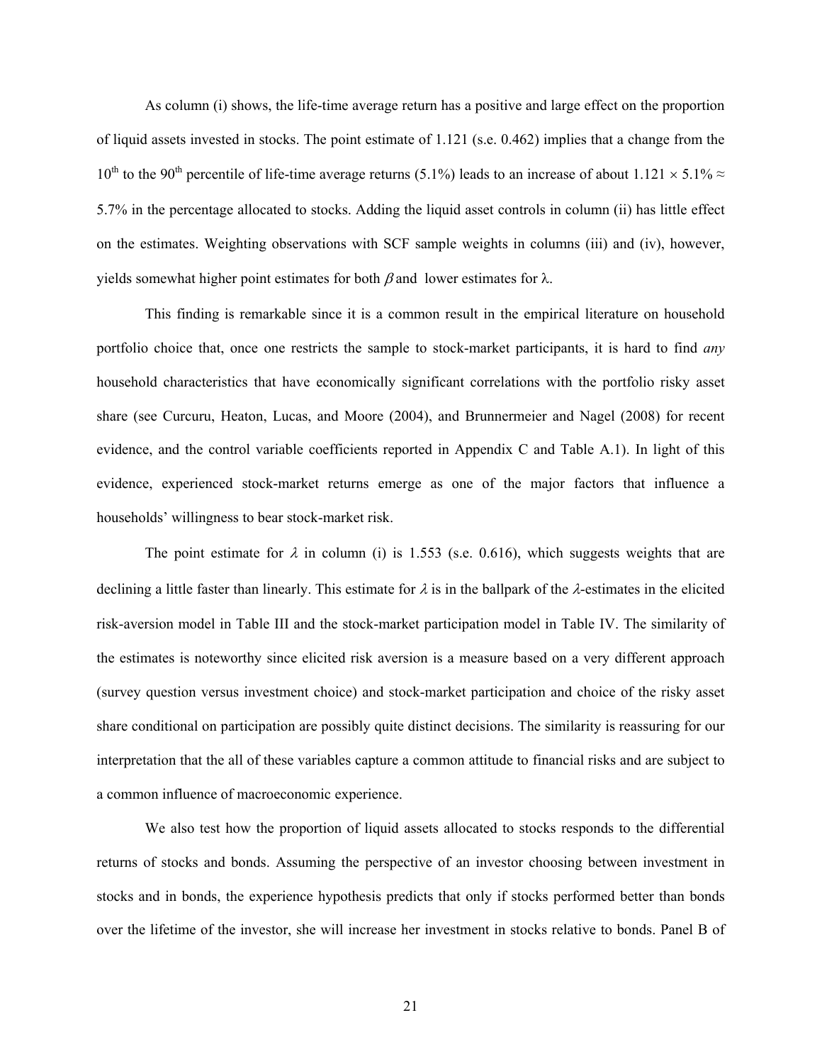As column (i) shows, the life-time average return has a positive and large effect on the proportion of liquid assets invested in stocks. The point estimate of 1.121 (s.e. 0.462) implies that a change from the 10th to the 90th percentile of life-time average returns (5.1%) leads to an increase of about $1.121 \times 5.1\% \approx 5.7\%$ in the percentage allocated to stocks. Adding the liquid asset controls in column (ii) has little effect on the estimates. Weighting observations with SCF sample weights in columns (iii) and (iv), however, yields somewhat higher point estimates for both $\beta$ and lower estimates for $\lambda$.

This finding is remarkable since it is a common result in the empirical literature on household portfolio choice that, once one restricts the sample to stock-market participants, it is hard to find *any* household characteristics that have economically significant correlations with the portfolio risky asset share (see Curcuru, Heaton, Lucas, and Moore (2004), and Brunnermeier and Nagel (2008) for recent evidence, and the control variable coefficients reported in Appendix C and Table A.1). In light of this evidence, experienced stock-market returns emerge as one of the major factors that influence a households' willingness to bear stock-market risk.

The point estimate for $\lambda$ in column (i) is 1.553 (s.e. 0.616), which suggests weights that are declining a little faster than linearly. This estimate for $\lambda$ is in the ballpark of the $\lambda$-estimates in the elicited risk-aversion model in Table III and the stock-market participation model in Table IV. The similarity of the estimates is noteworthy since elicited risk aversion is a measure based on a very different approach (survey question versus investment choice) and stock-market participation and choice of the risky asset share conditional on participation are possibly quite distinct decisions. The similarity is reassuring for our interpretation that the all of these variables capture a common attitude to financial risks and are subject to a common influence of macroeconomic experience.

We also test how the proportion of liquid assets allocated to stocks responds to the differential returns of stocks and bonds. Assuming the perspective of an investor choosing between investment in stocks and in bonds, the experience hypothesis predicts that only if stocks performed better than bonds over the lifetime of the investor, she will increase her investment in stocks relative to bonds. Panel B of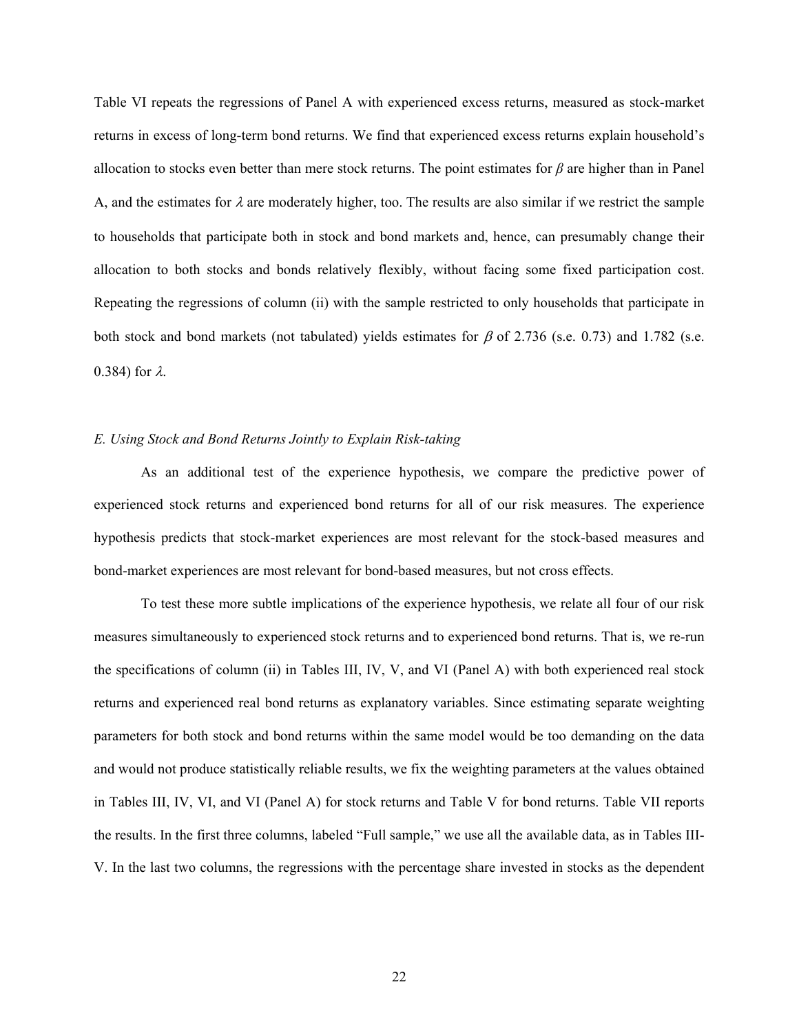Table VI repeats the regressions of Panel A with experienced excess returns, measured as stock-market returns in excess of long-term bond returns. We find that experienced excess returns explain household's allocation to stocks even better than mere stock returns. The point estimates for $\beta$ are higher than in Panel A, and the estimates for $\lambda$ are moderately higher, too. The results are also similar if we restrict the sample to households that participate both in stock and bond markets and, hence, can presumably change their allocation to both stocks and bonds relatively flexibly, without facing some fixed participation cost. Repeating the regressions of column (ii) with the sample restricted to only households that participate in both stock and bond markets (not tabulated) yields estimates for $\beta$ of 2.736 (s.e. 0.73) and 1.782 (s.e. 0.384) for $\lambda$.

### *E. Using Stock and Bond Returns Jointly to Explain Risk-taking*

As an additional test of the experience hypothesis, we compare the predictive power of experienced stock returns and experienced bond returns for all of our risk measures. The experience hypothesis predicts that stock-market experiences are most relevant for the stock-based measures and bond-market experiences are most relevant for bond-based measures, but not cross effects.

To test these more subtle implications of the experience hypothesis, we relate all four of our risk measures simultaneously to experienced stock returns and to experienced bond returns. That is, we re-run the specifications of column (ii) in Tables III, IV, V, and VI (Panel A) with both experienced real stock returns and experienced real bond returns as explanatory variables. Since estimating separate weighting parameters for both stock and bond returns within the same model would be too demanding on the data and would not produce statistically reliable results, we fix the weighting parameters at the values obtained in Tables III, IV, VI, and VI (Panel A) for stock returns and Table V for bond returns. Table VII reports the results. In the first three columns, labeled "Full sample," we use all the available data, as in Tables III-V. In the last two columns, the regressions with the percentage share invested in stocks as the dependent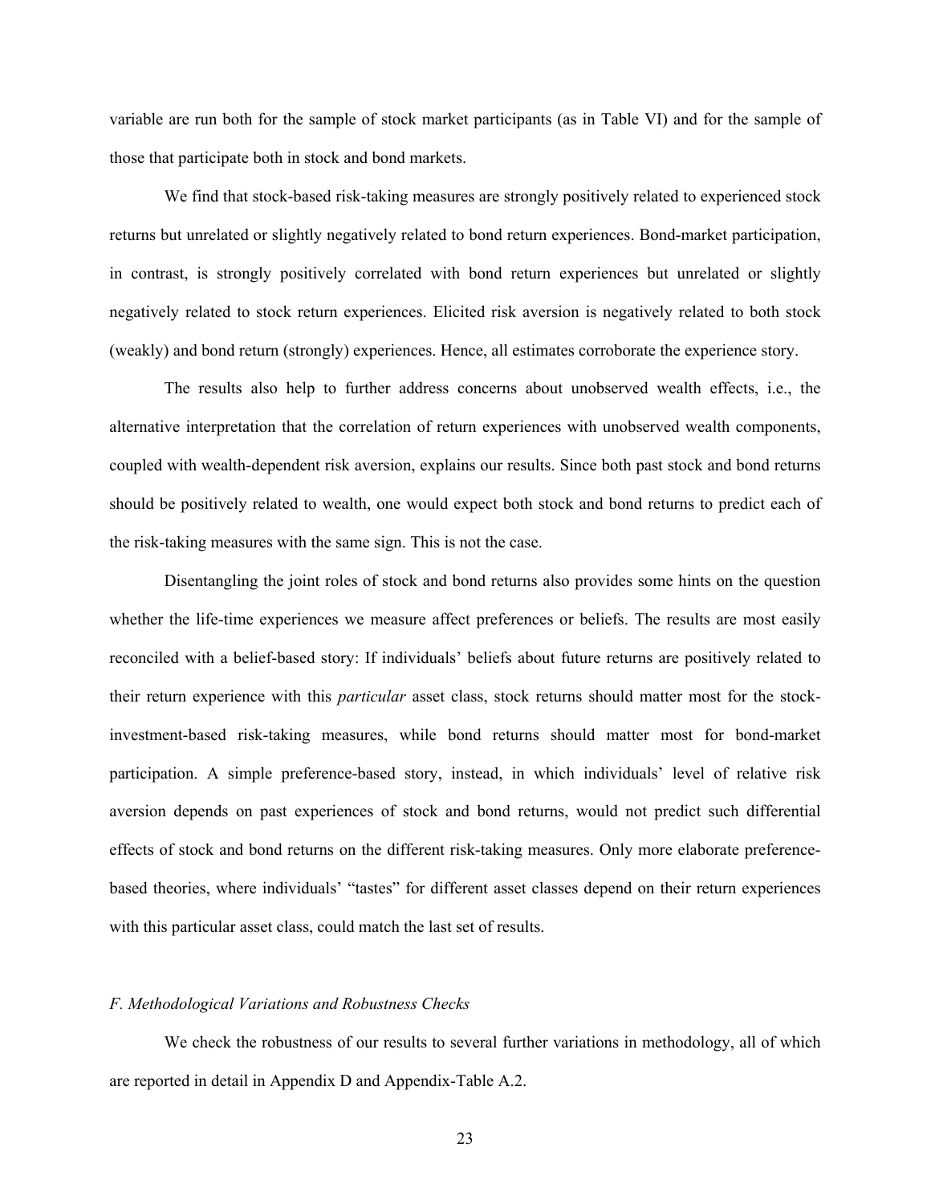variable are run both for the sample of stock market participants (as in Table VI) and for the sample of those that participate both in stock and bond markets.

We find that stock-based risk-taking measures are strongly positively related to experienced stock returns but unrelated or slightly negatively related to bond return experiences. Bond-market participation, in contrast, is strongly positively correlated with bond return experiences but unrelated or slightly negatively related to stock return experiences. Elicited risk aversion is negatively related to both stock (weakly) and bond return (strongly) experiences. Hence, all estimates corroborate the experience story.

The results also help to further address concerns about unobserved wealth effects, i.e., the alternative interpretation that the correlation of return experiences with unobserved wealth components, coupled with wealth-dependent risk aversion, explains our results. Since both past stock and bond returns should be positively related to wealth, one would expect both stock and bond returns to predict each of the risk-taking measures with the same sign. This is not the case.

Disentangling the joint roles of stock and bond returns also provides some hints on the question whether the life-time experiences we measure affect preferences or beliefs. The results are most easily reconciled with a belief-based story: If individuals' beliefs about future returns are positively related to their return experience with this *particular* asset class, stock returns should matter most for the stock-investment-based risk-taking measures, while bond returns should matter most for bond-market participation. A simple preference-based story, instead, in which individuals' level of relative risk aversion depends on past experiences of stock and bond returns, would not predict such differential effects of stock and bond returns on the different risk-taking measures. Only more elaborate preference-based theories, where individuals' "tastes" for different asset classes depend on their return experiences with this particular asset class, could match the last set of results.

### *F. Methodological Variations and Robustness Checks*

We check the robustness of our results to several further variations in methodology, all of which are reported in detail in Appendix D and Appendix-Table A.2.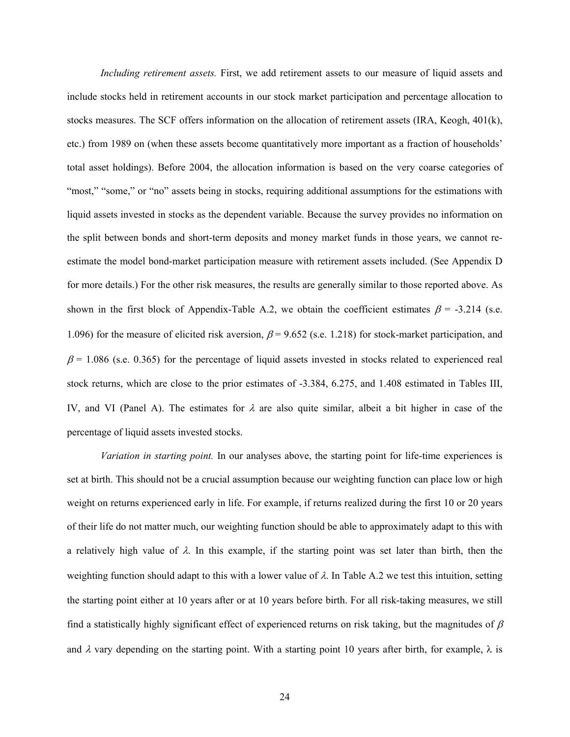*Including retirement assets.* First, we add retirement assets to our measure of liquid assets and include stocks held in retirement accounts in our stock market participation and percentage allocation to stocks measures. The SCF offers information on the allocation of retirement assets (IRA, Keogh, 401(k), etc.) from 1989 on (when these assets become quantitatively more important as a fraction of households' total asset holdings). Before 2004, the allocation information is based on the very coarse categories of "most," "some," or "no" assets being in stocks, requiring additional assumptions for the estimations with liquid assets invested in stocks as the dependent variable. Because the survey provides no information on the split between bonds and short-term deposits and money market funds in those years, we cannot re-estimate the model bond-market participation measure with retirement assets included. (See Appendix D for more details.) For the other risk measures, the results are generally similar to those reported above. As shown in the first block of Appendix-Table A.2, we obtain the coefficient estimates $\beta$ = -3.214 (s.e. 1.096) for the measure of elicited risk aversion, $\beta$ = 9.652 (s.e. 1.218) for stock-market participation, and $\beta$ = 1.086 (s.e. 0.365) for the percentage of liquid assets invested in stocks related to experienced real stock returns, which are close to the prior estimates of -3.384, 6.275, and 1.408 estimated in Tables III, IV, and VI (Panel A). The estimates for $\lambda$ are also quite similar, albeit a bit higher in case of the percentage of liquid assets invested stocks.

*Variation in starting point.* In our analyses above, the starting point for life-time experiences is set at birth. This should not be a crucial assumption because our weighting function can place low or high weight on returns experienced early in life. For example, if returns realized during the first 10 or 20 years of their life do not matter much, our weighting function should be able to approximately adapt to this with a relatively high value of $\lambda$. In this example, if the starting point was set later than birth, then the weighting function should adapt to this with a lower value of $\lambda$. In Table A.2 we test this intuition, setting the starting point either at 10 years after or at 10 years before birth. For all risk-taking measures, we still find a statistically highly significant effect of experienced returns on risk taking, but the magnitudes of $\beta$ and $\lambda$ vary depending on the starting point. With a starting point 10 years after birth, for example, $\lambda$ is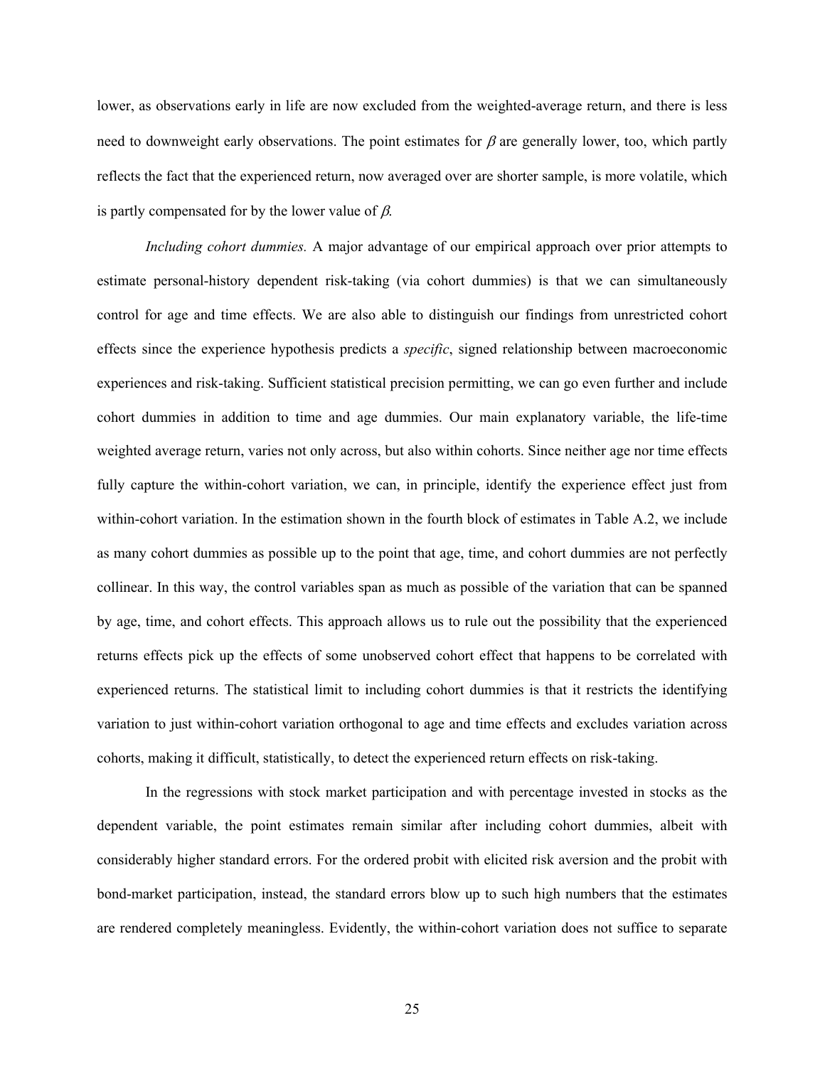lower, as observations early in life are now excluded from the weighted-average return, and there is less need to downweight early observations. The point estimates for $\beta$ are generally lower, too, which partly reflects the fact that the experienced return, now averaged over are shorter sample, is more volatile, which is partly compensated for by the lower value of $\beta$.

*Including cohort dummies.* A major advantage of our empirical approach over prior attempts to estimate personal-history dependent risk-taking (via cohort dummies) is that we can simultaneously control for age and time effects. We are also able to distinguish our findings from unrestricted cohort effects since the experience hypothesis predicts a *specific*, signed relationship between macroeconomic experiences and risk-taking. Sufficient statistical precision permitting, we can go even further and include cohort dummies in addition to time and age dummies. Our main explanatory variable, the life-time weighted average return, varies not only across, but also within cohorts. Since neither age nor time effects fully capture the within-cohort variation, we can, in principle, identify the experience effect just from within-cohort variation. In the estimation shown in the fourth block of estimates in Table A.2, we include as many cohort dummies as possible up to the point that age, time, and cohort dummies are not perfectly collinear. In this way, the control variables span as much as possible of the variation that can be spanned by age, time, and cohort effects. This approach allows us to rule out the possibility that the experienced returns effects pick up the effects of some unobserved cohort effect that happens to be correlated with experienced returns. The statistical limit to including cohort dummies is that it restricts the identifying variation to just within-cohort variation orthogonal to age and time effects and excludes variation across cohorts, making it difficult, statistically, to detect the experienced return effects on risk-taking.

In the regressions with stock market participation and with percentage invested in stocks as the dependent variable, the point estimates remain similar after including cohort dummies, albeit with considerably higher standard errors. For the ordered probit with elicited risk aversion and the probit with bond-market participation, instead, the standard errors blow up to such high numbers that the estimates are rendered completely meaningless. Evidently, the within-cohort variation does not suffice to separate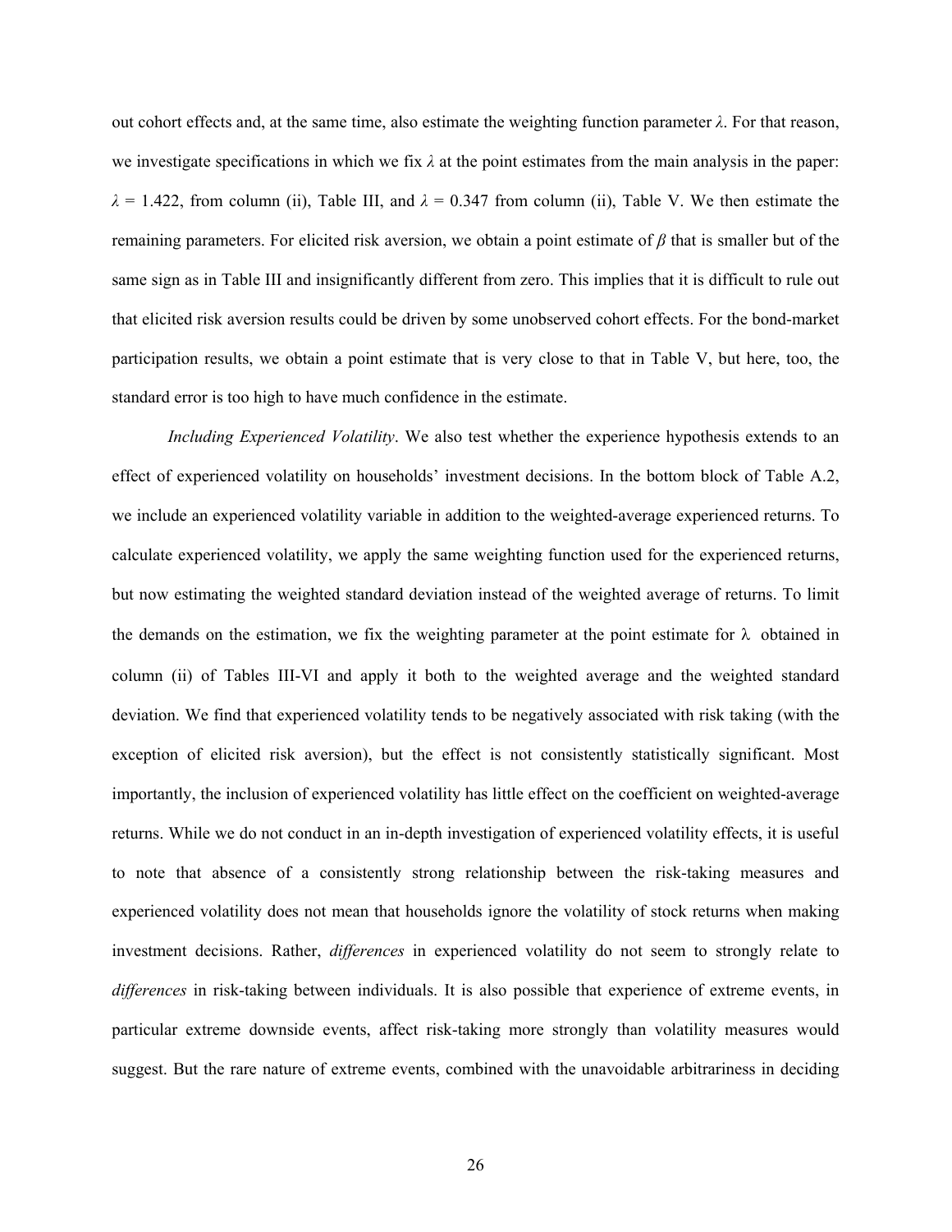out cohort effects and, at the same time, also estimate the weighting function parameter $\lambda$. For that reason, we investigate specifications in which we fix $\lambda$ at the point estimates from the main analysis in the paper: $\lambda$ = 1.422, from column (ii), Table III, and $\lambda$ = 0.347 from column (ii), Table V. We then estimate the remaining parameters. For elicited risk aversion, we obtain a point estimate of $\beta$ that is smaller but of the same sign as in Table III and insignificantly different from zero. This implies that it is difficult to rule out that elicited risk aversion results could be driven by some unobserved cohort effects. For the bond-market participation results, we obtain a point estimate that is very close to that in Table V, but here, too, the standard error is too high to have much confidence in the estimate.

*Including Experienced Volatility*. We also test whether the experience hypothesis extends to an effect of experienced volatility on households' investment decisions. In the bottom block of Table A.2, we include an experienced volatility variable in addition to the weighted-average experienced returns. To calculate experienced volatility, we apply the same weighting function used for the experienced returns, but now estimating the weighted standard deviation instead of the weighted average of returns. To limit the demands on the estimation, we fix the weighting parameter at the point estimate for $\lambda$ obtained in column (ii) of Tables III-VI and apply it both to the weighted average and the weighted standard deviation. We find that experienced volatility tends to be negatively associated with risk taking (with the exception of elicited risk aversion), but the effect is not consistently statistically significant. Most importantly, the inclusion of experienced volatility has little effect on the coefficient on weighted-average returns. While we do not conduct in an in-depth investigation of experienced volatility effects, it is useful to note that absence of a consistently strong relationship between the risk-taking measures and experienced volatility does not mean that households ignore the volatility of stock returns when making investment decisions. Rather, *differences* in experienced volatility do not seem to strongly relate to *differences* in risk-taking between individuals. It is also possible that experience of extreme events, in particular extreme downside events, affect risk-taking more strongly than volatility measures would suggest. But the rare nature of extreme events, combined with the unavoidable arbitrariness in deciding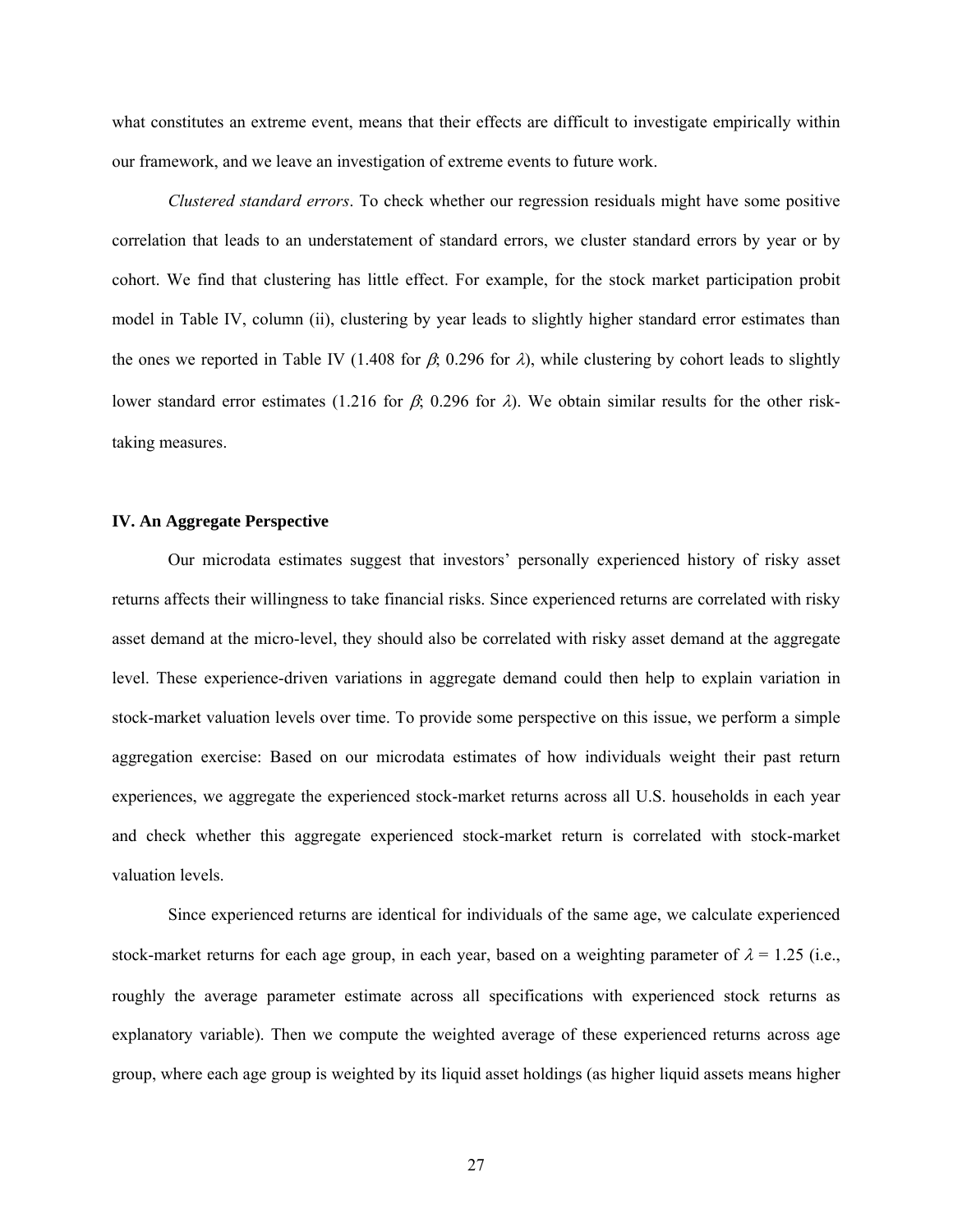what constitutes an extreme event, means that their effects are difficult to investigate empirically within our framework, and we leave an investigation of extreme events to future work.

*Clustered standard errors*. To check whether our regression residuals might have some positive correlation that leads to an understatement of standard errors, we cluster standard errors by year or by cohort. We find that clustering has little effect. For example, for the stock market participation probit model in Table IV, column (ii), clustering by year leads to slightly higher standard error estimates than the ones we reported in Table IV (1.408 for $\beta$; 0.296 for $\lambda$), while clustering by cohort leads to slightly lower standard error estimates (1.216 for $\beta$; 0.296 for $\lambda$). We obtain similar results for the other risk-taking measures.

## IV. An Aggregate Perspective

Our microdata estimates suggest that investors' personally experienced history of risky asset returns affects their willingness to take financial risks. Since experienced returns are correlated with risky asset demand at the micro-level, they should also be correlated with risky asset demand at the aggregate level. These experience-driven variations in aggregate demand could then help to explain variation in stock-market valuation levels over time. To provide some perspective on this issue, we perform a simple aggregation exercise: Based on our microdata estimates of how individuals weight their past return experiences, we aggregate the experienced stock-market returns across all U.S. households in each year and check whether this aggregate experienced stock-market return is correlated with stock-market valuation levels.

Since experienced returns are identical for individuals of the same age, we calculate experienced stock-market returns for each age group, in each year, based on a weighting parameter of $\lambda = 1.25$ (i.e., roughly the average parameter estimate across all specifications with experienced stock returns as explanatory variable). Then we compute the weighted average of these experienced returns across age group, where each age group is weighted by its liquid asset holdings (as higher liquid assets means higher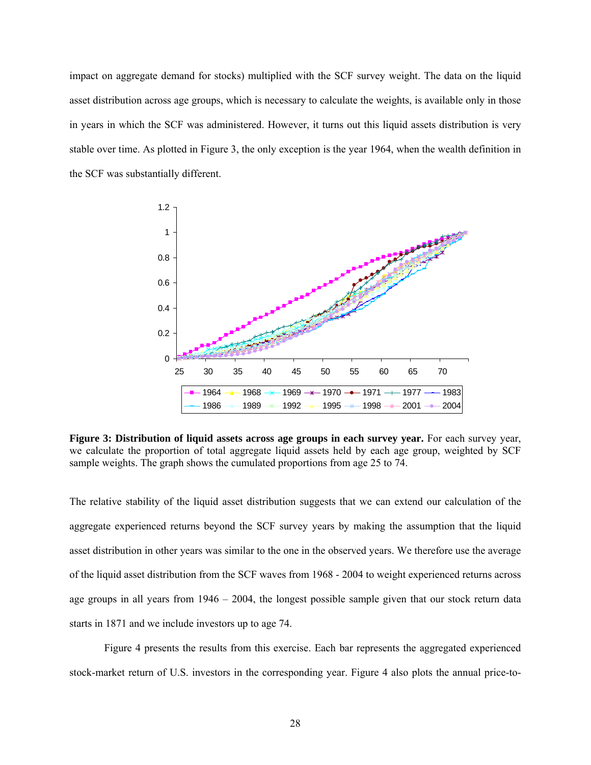impact on aggregate demand for stocks) multiplied with the SCF survey weight. The data on the liquid asset distribution across age groups, which is necessary to calculate the weights, is available only in those in years in which the SCF was administered. However, it turns out this liquid assets distribution is very stable over time. As plotted in Figure 3, the only exception is the year 1964, when the wealth definition in the SCF was substantially different.

**Figure 3: Distribution of liquid assets across age groups in each survey year.** For each survey year, we calculate the proportion of total aggregate liquid assets held by each age group, weighted by SCF sample weights. The graph shows the cumulated proportions from age 25 to 74.

The relative stability of the liquid asset distribution suggests that we can extend our calculation of the aggregate experienced returns beyond the SCF survey years by making the assumption that the liquid asset distribution in other years was similar to the one in the observed years. We therefore use the average of the liquid asset distribution from the SCF waves from 1968 - 2004 to weight experienced returns across age groups in all years from 1946 – 2004, the longest possible sample given that our stock return data starts in 1871 and we include investors up to age 74.

Figure 4 presents the results from this exercise. Each bar represents the aggregated experienced stock-market return of U.S. investors in the corresponding year. Figure 4 also plots the annual price-to-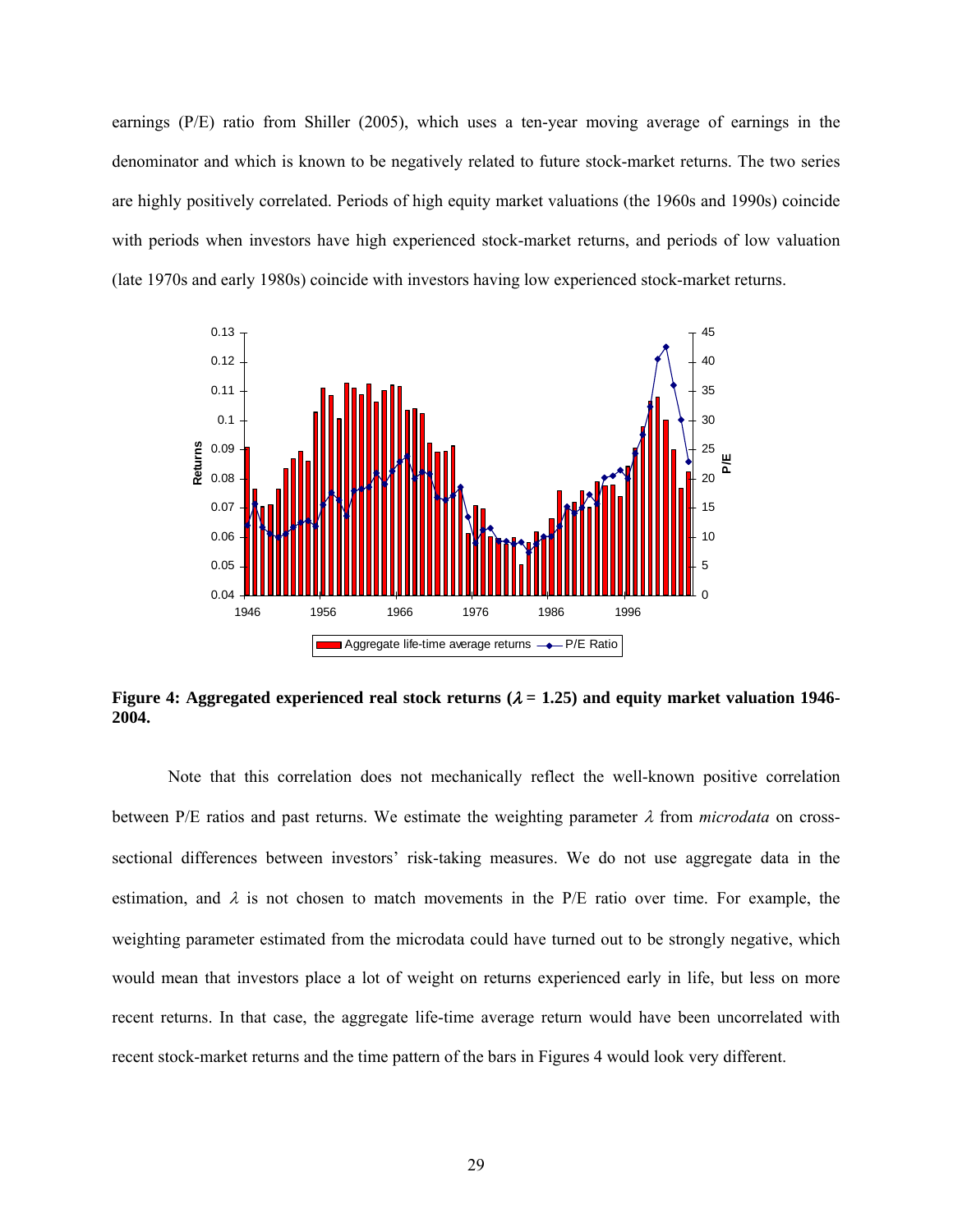earnings (P/E) ratio from Shiller (2005), which uses a ten-year moving average of earnings in the denominator and which is known to be negatively related to future stock-market returns. The two series are highly positively correlated. Periods of high equity market valuations (the 1960s and 1990s) coincide with periods when investors have high experienced stock-market returns, and periods of low valuation (late 1970s and early 1980s) coincide with investors having low experienced stock-market returns.

**Figure 4: Aggregated experienced real stock returns ($\lambda$ = 1.25) and equity market valuation 1946-2004.**

Note that this correlation does not mechanically reflect the well-known positive correlation between P/E ratios and past returns. We estimate the weighting parameter $\lambda$ from *microdata* on cross-sectional differences between investors' risk-taking measures. We do not use aggregate data in the estimation, and $\lambda$ is not chosen to match movements in the P/E ratio over time. For example, the weighting parameter estimated from the microdata could have turned out to be strongly negative, which would mean that investors place a lot of weight on returns experienced early in life, but less on more recent returns. In that case, the aggregate life-time average return would have been uncorrelated with recent stock-market returns and the time pattern of the bars in Figures 4 would look very different.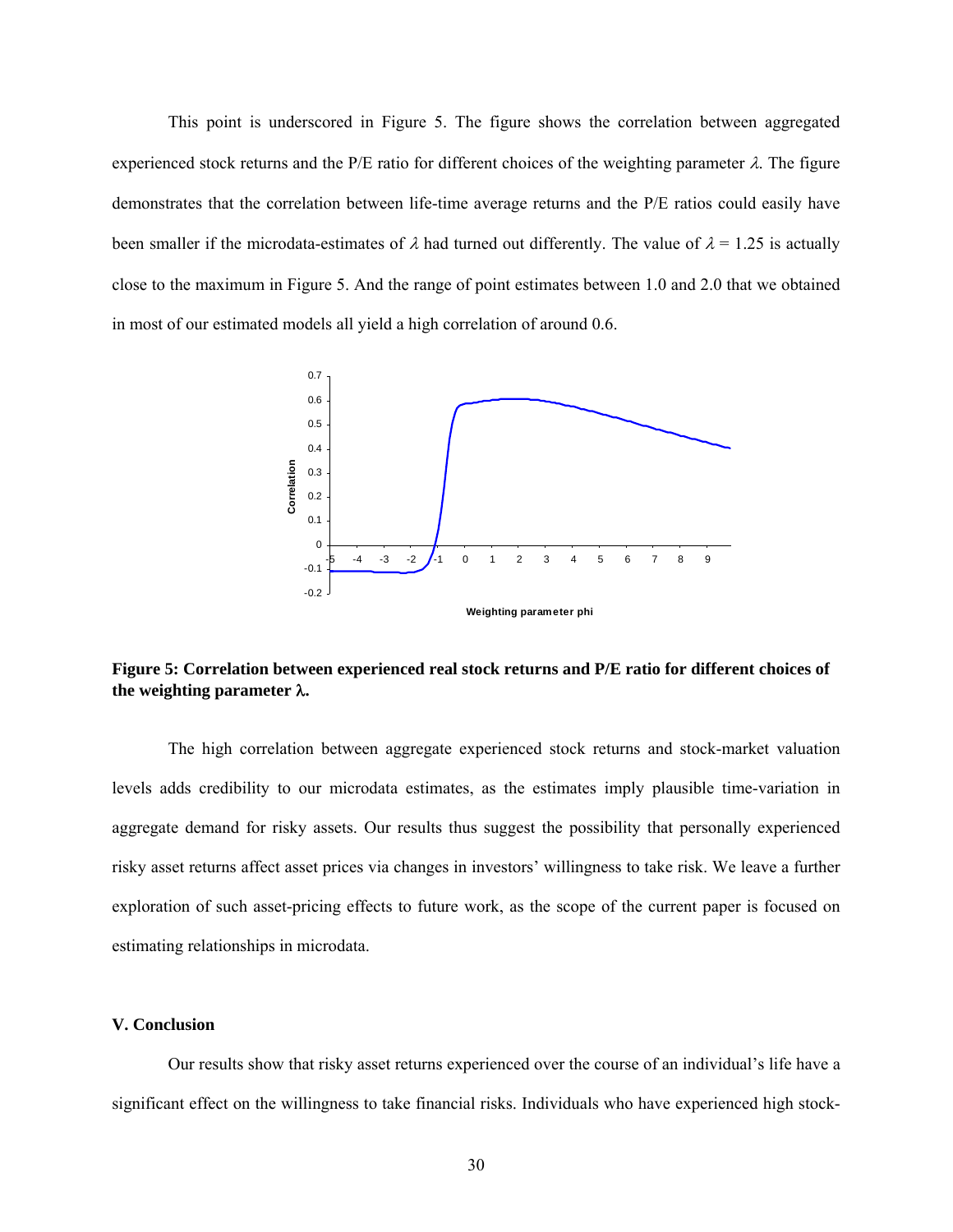This point is underscored in Figure 5. The figure shows the correlation between aggregated experienced stock returns and the P/E ratio for different choices of the weighting parameter $\lambda$. The figure demonstrates that the correlation between life-time average returns and the P/E ratios could easily have been smaller if the microdata-estimates of $\lambda$ had turned out differently. The value of $\lambda = 1.25$ is actually close to the maximum in Figure 5. And the range of point estimates between 1.0 and 2.0 that we obtained in most of our estimated models all yield a high correlation of around 0.6.

**Figure 5: Correlation between experienced real stock returns and P/E ratio for different choices of the weighting parameter $\lambda$.**

The high correlation between aggregate experienced stock returns and stock-market valuation levels adds credibility to our microdata estimates, as the estimates imply plausible time-variation in aggregate demand for risky assets. Our results thus suggest the possibility that personally experienced risky asset returns affect asset prices via changes in investors' willingness to take risk. We leave a further exploration of such asset-pricing effects to future work, as the scope of the current paper is focused on estimating relationships in microdata.

## V. Conclusion

Our results show that risky asset returns experienced over the course of an individual's life have a significant effect on the willingness to take financial risks. Individuals who have experienced high stock-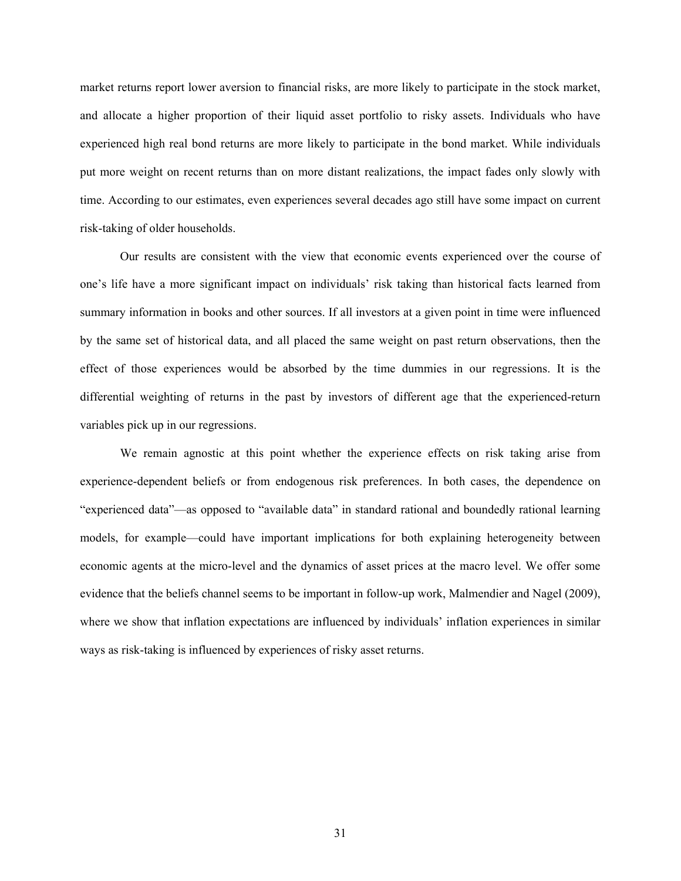market returns report lower aversion to financial risks, are more likely to participate in the stock market, and allocate a higher proportion of their liquid asset portfolio to risky assets. Individuals who have experienced high real bond returns are more likely to participate in the bond market. While individuals put more weight on recent returns than on more distant realizations, the impact fades only slowly with time. According to our estimates, even experiences several decades ago still have some impact on current risk-taking of older households.

Our results are consistent with the view that economic events experienced over the course of one's life have a more significant impact on individuals' risk taking than historical facts learned from summary information in books and other sources. If all investors at a given point in time were influenced by the same set of historical data, and all placed the same weight on past return observations, then the effect of those experiences would be absorbed by the time dummies in our regressions. It is the differential weighting of returns in the past by investors of different age that the experienced-return variables pick up in our regressions.

We remain agnostic at this point whether the experience effects on risk taking arise from experience-dependent beliefs or from endogenous risk preferences. In both cases, the dependence on "experienced data"—as opposed to "available data" in standard rational and boundedly rational learning models, for example—could have important implications for both explaining heterogeneity between economic agents at the micro-level and the dynamics of asset prices at the macro level. We offer some evidence that the beliefs channel seems to be important in follow-up work, Malmendier and Nagel (2009), where we show that inflation expectations are influenced by individuals' inflation experiences in similar ways as risk-taking is influenced by experiences of risky asset returns.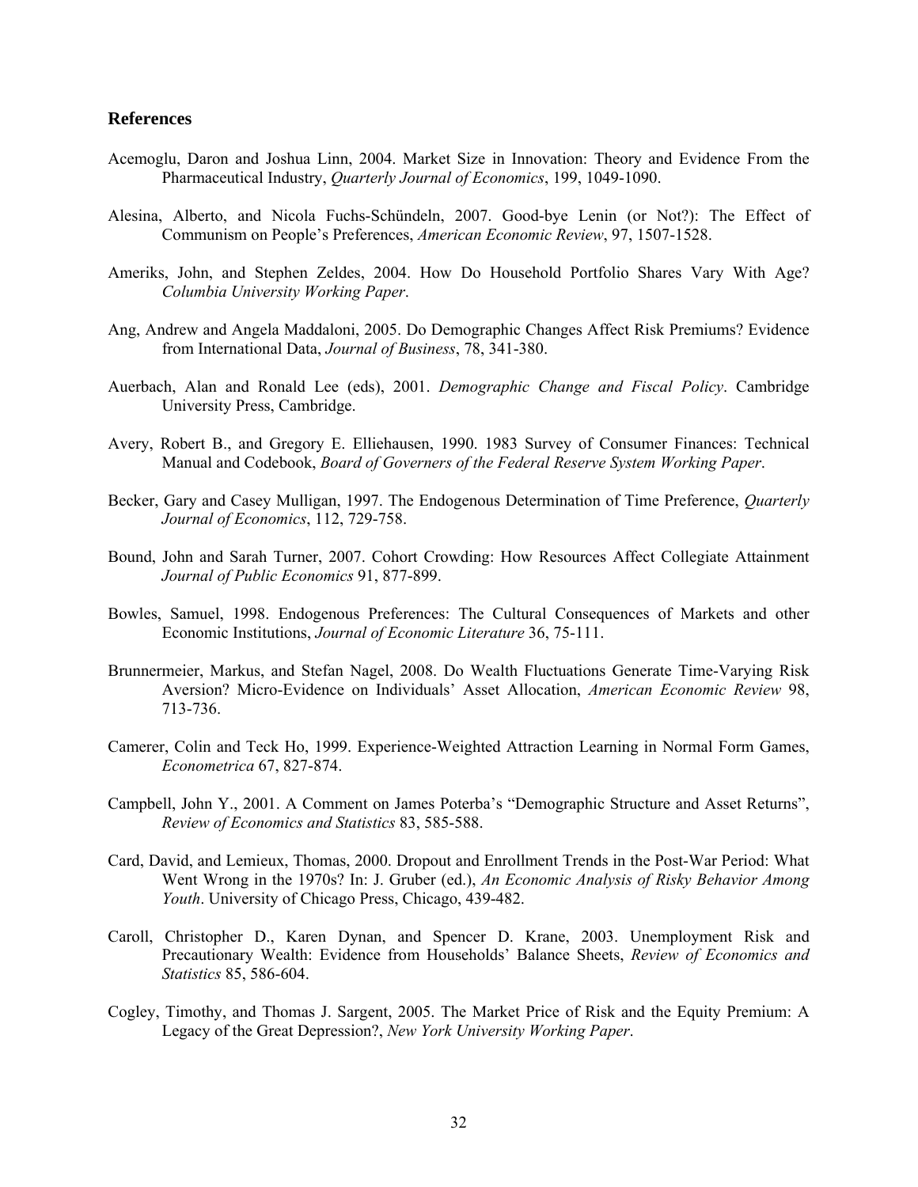## References

Acemoglu, Daron and Joshua Linn, 2004. Market Size in Innovation: Theory and Evidence From the Pharmaceutical Industry, *Quarterly Journal of Economics*, 199, 1049-1090.

Alesina, Alberto, and Nicola Fuchs-Schündeln, 2007. Good-bye Lenin (or Not?): The Effect of Communism on People's Preferences, *American Economic Review*, 97, 1507-1528.

Ameriks, John, and Stephen Zeldes, 2004. How Do Household Portfolio Shares Vary With Age? *Columbia University Working Paper*.

Ang, Andrew and Angela Maddaloni, 2005. Do Demographic Changes Affect Risk Premiums? Evidence from International Data, *Journal of Business*, 78, 341-380.

Auerbach, Alan and Ronald Lee (eds), 2001. *Demographic Change and Fiscal Policy*. Cambridge University Press, Cambridge.

Avery, Robert B., and Gregory E. Elliehausen, 1990. 1983 Survey of Consumer Finances: Technical Manual and Codebook, *Board of Governers of the Federal Reserve System Working Paper*.

Becker, Gary and Casey Mulligan, 1997. The Endogenous Determination of Time Preference, *Quarterly Journal of Economics*, 112, 729-758.

Bound, John and Sarah Turner, 2007. Cohort Crowding: How Resources Affect Collegiate Attainment *Journal of Public Economics* 91, 877-899.

Bowles, Samuel, 1998. Endogenous Preferences: The Cultural Consequences of Markets and other Economic Institutions, *Journal of Economic Literature* 36, 75-111.

Brunnermeier, Markus, and Stefan Nagel, 2008. Do Wealth Fluctuations Generate Time-Varying Risk Aversion? Micro-Evidence on Individuals' Asset Allocation, *American Economic Review* 98, 713-736.

Camerer, Colin and Teck Ho, 1999. Experience-Weighted Attraction Learning in Normal Form Games, *Econometrica* 67, 827-874.

Campbell, John Y., 2001. A Comment on James Poterba's "Demographic Structure and Asset Returns", *Review of Economics and Statistics* 83, 585-588.

Card, David, and Lemieux, Thomas, 2000. Dropout and Enrollment Trends in the Post-War Period: What Went Wrong in the 1970s? In: J. Gruber (ed.), *An Economic Analysis of Risky Behavior Among Youth*. University of Chicago Press, Chicago, 439-482.

Caroll, Christopher D., Karen Dynan, and Spencer D. Krane, 2003. Unemployment Risk and Precautionary Wealth: Evidence from Households' Balance Sheets, *Review of Economics and Statistics* 85, 586-604.

Cogley, Timothy, and Thomas J. Sargent, 2005. The Market Price of Risk and the Equity Premium: A Legacy of the Great Depression?, *New York University Working Paper*.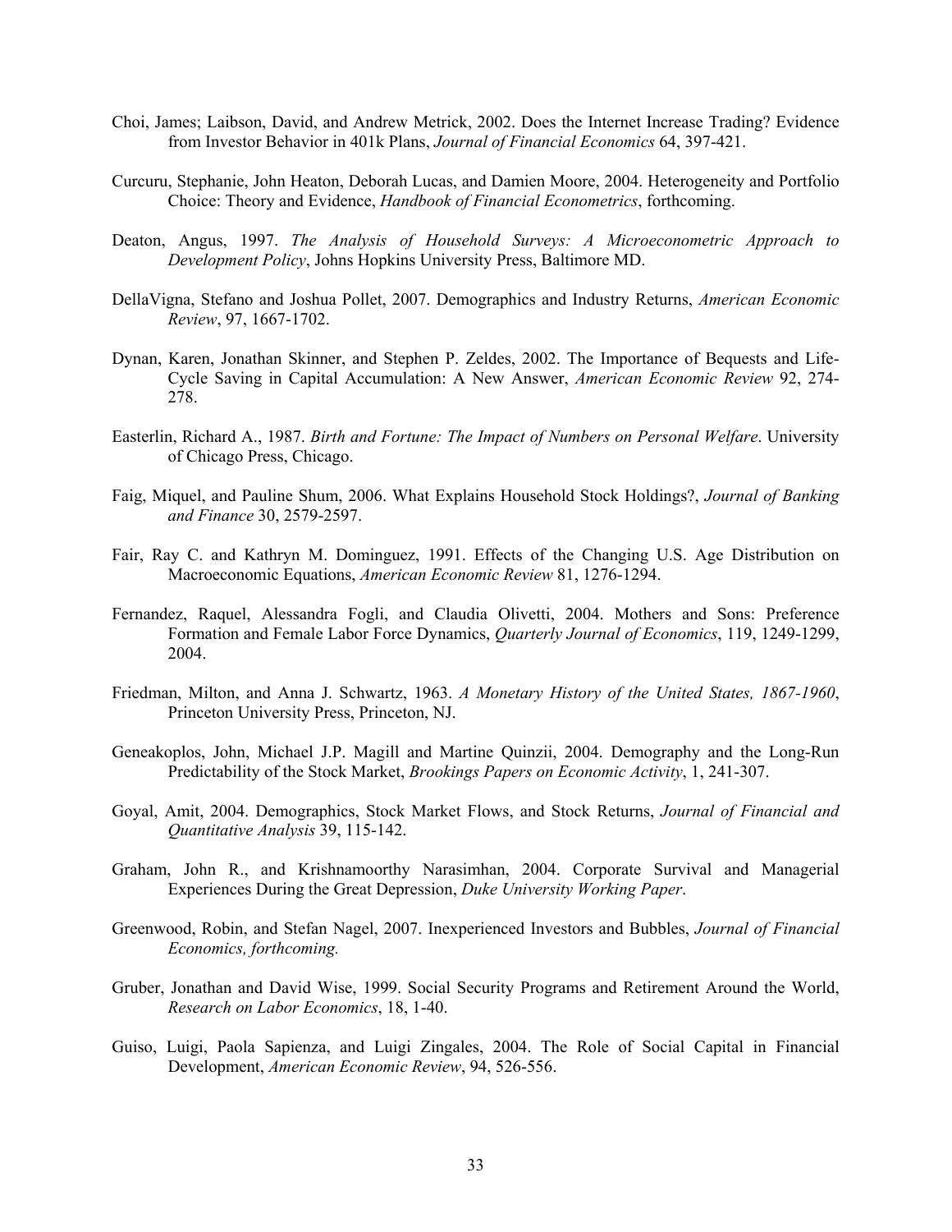Choi, James; Laibson, David, and Andrew Metrick, 2002. Does the Internet Increase Trading? Evidence from Investor Behavior in 401k Plans, *Journal of Financial Economics* 64, 397-421.

Curcuru, Stephanie, John Heaton, Deborah Lucas, and Damien Moore, 2004. Heterogeneity and Portfolio Choice: Theory and Evidence, *Handbook of Financial Econometrics*, forthcoming.

Deaton, Angus, 1997. *The Analysis of Household Surveys: A Microeconometric Approach to Development Policy*, Johns Hopkins University Press, Baltimore MD.

DellaVigna, Stefano and Joshua Pollet, 2007. Demographics and Industry Returns, *American Economic Review*, 97, 1667-1702.

Dynan, Karen, Jonathan Skinner, and Stephen P. Zeldes, 2002. The Importance of Bequests and Life-Cycle Saving in Capital Accumulation: A New Answer, *American Economic Review* 92, 274-278.

Easterlin, Richard A., 1987. *Birth and Fortune: The Impact of Numbers on Personal Welfare*. University of Chicago Press, Chicago.

Faig, Miquel, and Pauline Shum, 2006. What Explains Household Stock Holdings?, *Journal of Banking and Finance* 30, 2579-2597.

Fair, Ray C. and Kathryn M. Dominguez, 1991. Effects of the Changing U.S. Age Distribution on Macroeconomic Equations, *American Economic Review* 81, 1276-1294.

Fernandez, Raquel, Alessandra Fogli, and Claudia Olivetti, 2004. Mothers and Sons: Preference Formation and Female Labor Force Dynamics, *Quarterly Journal of Economics*, 119, 1249-1299, 2004.

Friedman, Milton, and Anna J. Schwartz, 1963. *A Monetary History of the United States, 1867-1960*, Princeton University Press, Princeton, NJ.

Geneakoplos, John, Michael J.P. Magill and Martine Quinzii, 2004. Demography and the Long-Run Predictability of the Stock Market, *Brookings Papers on Economic Activity*, 1, 241-307.

Goyal, Amit, 2004. Demographics, Stock Market Flows, and Stock Returns, *Journal of Financial and Quantitative Analysis* 39, 115-142.

Graham, John R., and Krishnamoorthy Narasimhan, 2004. Corporate Survival and Managerial Experiences During the Great Depression, *Duke University Working Paper*.

Greenwood, Robin, and Stefan Nagel, 2007. Inexperienced Investors and Bubbles, *Journal of Financial Economics, forthcoming.*

Gruber, Jonathan and David Wise, 1999. Social Security Programs and Retirement Around the World, *Research on Labor Economics*, 18, 1-40.

Guiso, Luigi, Paola Sapienza, and Luigi Zingales, 2004. The Role of Social Capital in Financial Development, *American Economic Review*, 94, 526-556.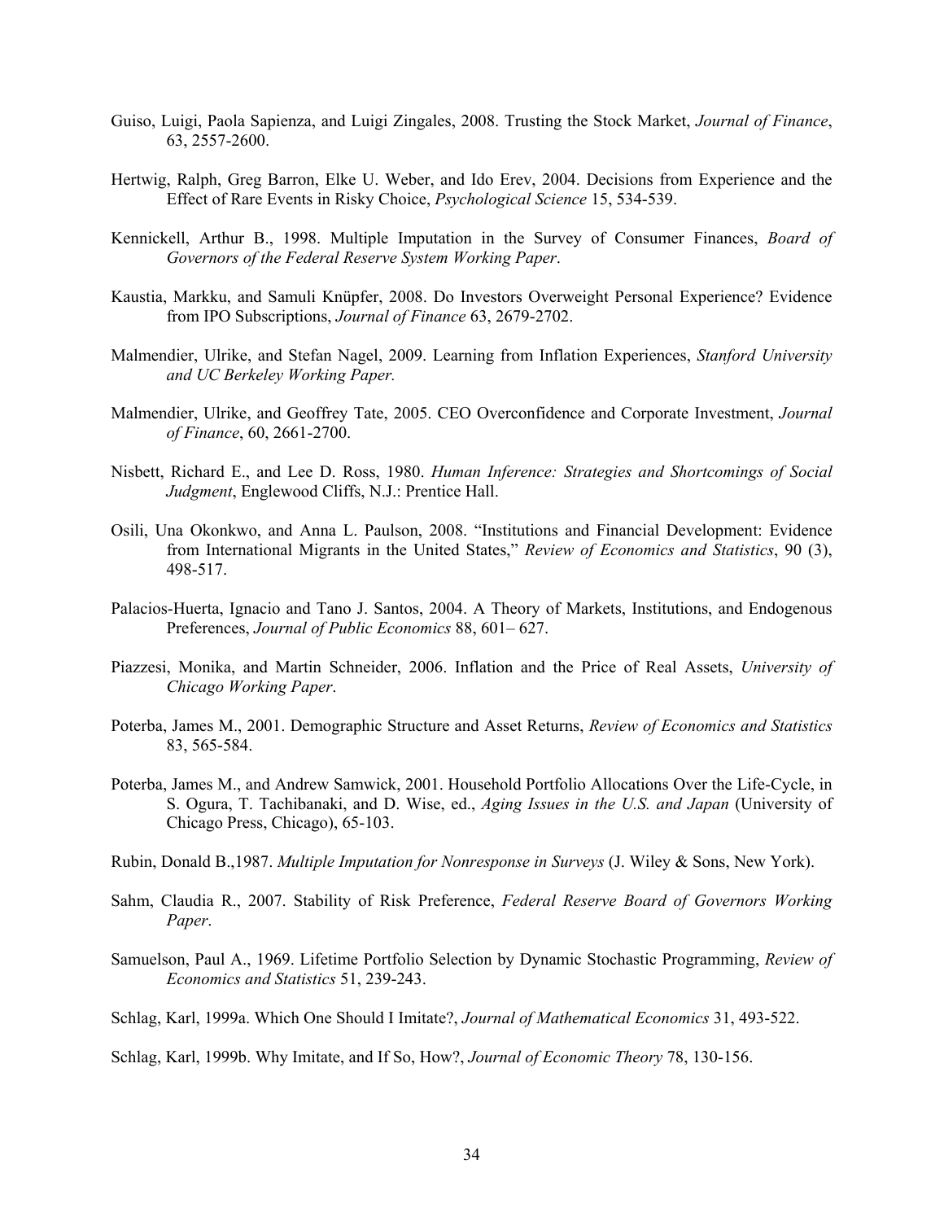Guiso, Luigi, Paola Sapienza, and Luigi Zingales, 2008. Trusting the Stock Market, *Journal of Finance*, 63, 2557-2600.

Hertwig, Ralph, Greg Barron, Elke U. Weber, and Ido Erev, 2004. Decisions from Experience and the Effect of Rare Events in Risky Choice, *Psychological Science* 15, 534-539.

Kennickell, Arthur B., 1998. Multiple Imputation in the Survey of Consumer Finances, *Board of Governors of the Federal Reserve System Working Paper*.

Kaustia, Markku, and Samuli Knüpfer, 2008. Do Investors Overweight Personal Experience? Evidence from IPO Subscriptions, *Journal of Finance* 63, 2679-2702.

Malmendier, Ulrike, and Stefan Nagel, 2009. Learning from Inflation Experiences, *Stanford University and UC Berkeley Working Paper.*

Malmendier, Ulrike, and Geoffrey Tate, 2005. CEO Overconfidence and Corporate Investment, *Journal of Finance*, 60, 2661-2700.

Nisbett, Richard E., and Lee D. Ross, 1980. *Human Inference: Strategies and Shortcomings of Social Judgment*, Englewood Cliffs, N.J.: Prentice Hall.

Osili, Una Okonkwo, and Anna L. Paulson, 2008. "Institutions and Financial Development: Evidence from International Migrants in the United States," *Review of Economics and Statistics*, 90 (3), 498-517.

Palacios-Huerta, Ignacio and Tano J. Santos, 2004. A Theory of Markets, Institutions, and Endogenous Preferences, *Journal of Public Economics* 88, 601– 627.

Piazzesi, Monika, and Martin Schneider, 2006. Inflation and the Price of Real Assets, *University of Chicago Working Paper*.

Poterba, James M., 2001. Demographic Structure and Asset Returns, *Review of Economics and Statistics* 83, 565-584.

Poterba, James M., and Andrew Samwick, 2001. Household Portfolio Allocations Over the Life-Cycle, in S. Ogura, T. Tachibanaki, and D. Wise, ed., *Aging Issues in the U.S. and Japan* (University of Chicago Press, Chicago), 65-103.

Rubin, Donald B.,1987. *Multiple Imputation for Nonresponse in Surveys* (J. Wiley & Sons, New York).

Sahm, Claudia R., 2007. Stability of Risk Preference, *Federal Reserve Board of Governors Working Paper*.

Samuelson, Paul A., 1969. Lifetime Portfolio Selection by Dynamic Stochastic Programming, *Review of Economics and Statistics* 51, 239-243.

Schlag, Karl, 1999a. Which One Should I Imitate?, *Journal of Mathematical Economics* 31, 493-522.

Schlag, Karl, 1999b. Why Imitate, and If So, How?, *Journal of Economic Theory* 78, 130-156.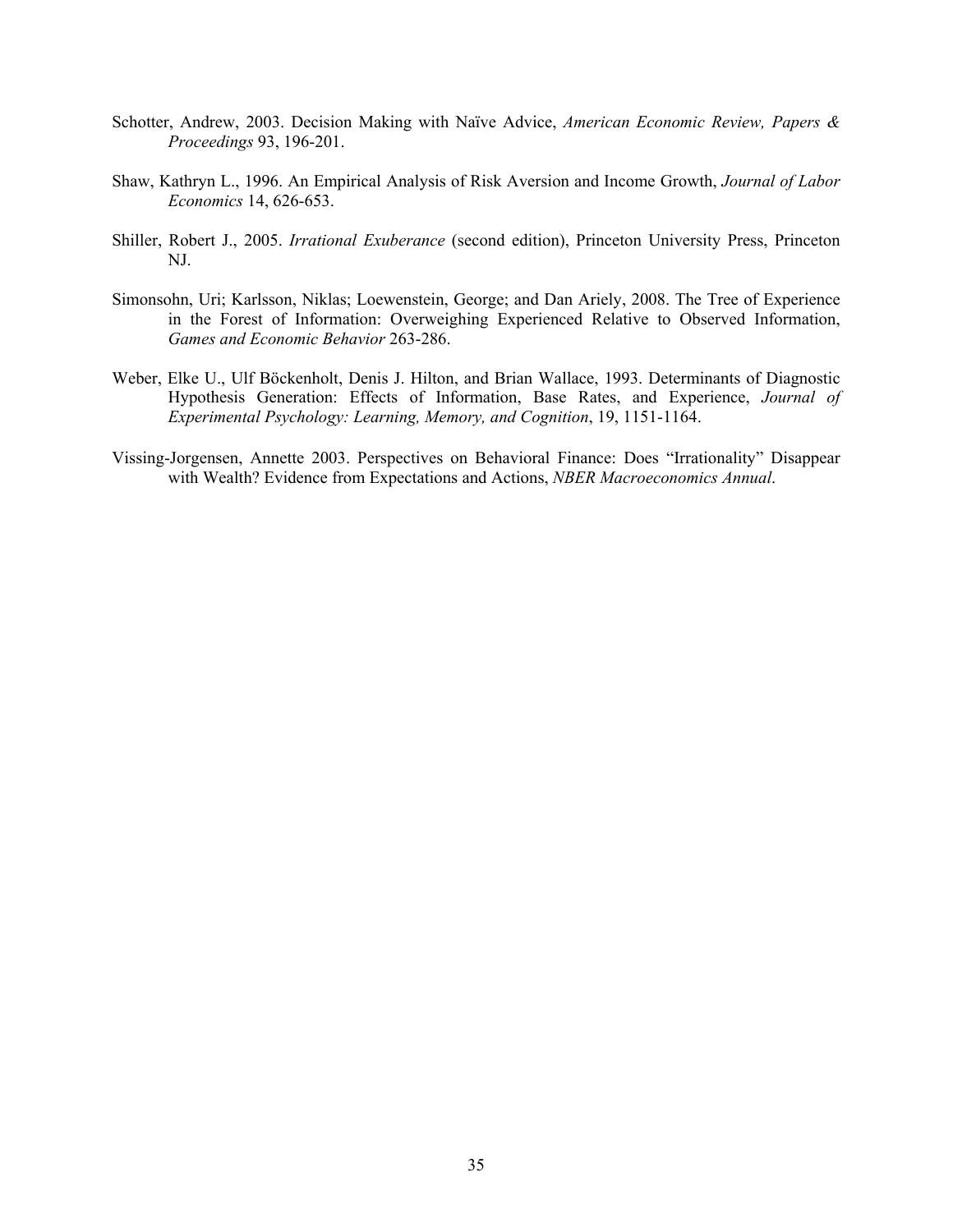Schotter, Andrew, 2003. Decision Making with Naïve Advice, *American Economic Review, Papers & Proceedings* 93, 196-201.

Shaw, Kathryn L., 1996. An Empirical Analysis of Risk Aversion and Income Growth, *Journal of Labor Economics* 14, 626-653.

Shiller, Robert J., 2005. *Irrational Exuberance* (second edition), Princeton University Press, Princeton NJ.

Simonsohn, Uri; Karlsson, Niklas; Loewenstein, George; and Dan Ariely, 2008. The Tree of Experience in the Forest of Information: Overweighing Experienced Relative to Observed Information, *Games and Economic Behavior* 263-286.

Weber, Elke U., Ulf Böckenholt, Denis J. Hilton, and Brian Wallace, 1993. Determinants of Diagnostic Hypothesis Generation: Effects of Information, Base Rates, and Experience, *Journal of Experimental Psychology: Learning, Memory, and Cognition*, 19, 1151-1164.

Vissing-Jorgensen, Annette 2003. Perspectives on Behavioral Finance: Does "Irrationality" Disappear with Wealth? Evidence from Expectations and Actions, *NBER Macroeconomics Annual*.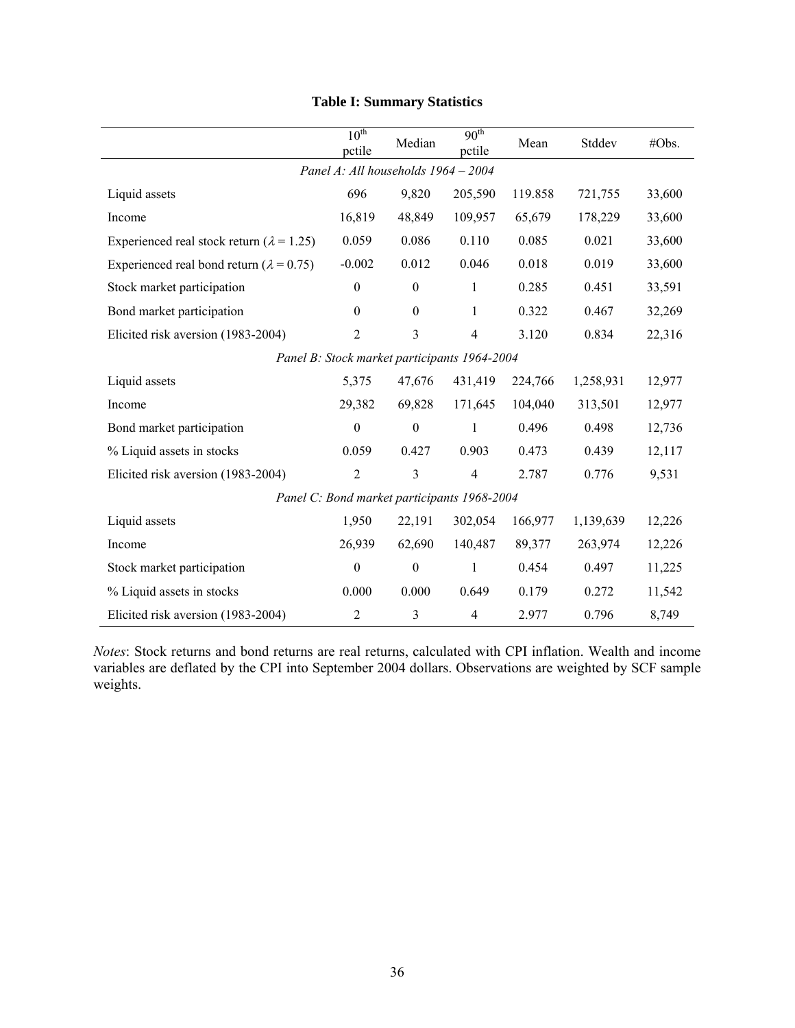**Table I: Summary Statistics**

| | 10th pctile | Median | 90th pctile | Mean | Stddev | #Obs. |
|---|---|---|---|---|---|---|
| *Panel A: All households 1964 – 2004* | | | | | | |
| Liquid assets | 696 | 9,820 | 205,590 | 119.858 | 721,755 | 33,600 |
| Income | 16,819 | 48,849 | 109,957 | 65,679 | 178,229 | 33,600 |
| Experienced real stock return ($\lambda = 1.25$) | 0.059 | 0.086 | 0.110 | 0.085 | 0.021 | 33,600 |
| Experienced real bond return ($\lambda = 0.75$) | -0.002 | 0.012 | 0.046 | 0.018 | 0.019 | 33,600 |
| Stock market participation | 0 | 0 | 1 | 0.285 | 0.451 | 33,591 |
| Bond market participation | 0 | 0 | 1 | 0.322 | 0.467 | 32,269 |
| Elicited risk aversion (1983-2004) | 2 | 3 | 4 | 3.120 | 0.834 | 22,316 |
| *Panel B: Stock market participants 1964-2004* | | | | | | |
| Liquid assets | 5,375 | 47,676 | 431,419 | 224,766 | 1,258,931 | 12,977 |
| Income | 29,382 | 69,828 | 171,645 | 104,040 | 313,501 | 12,977 |
| Bond market participation | 0 | 0 | 1 | 0.496 | 0.498 | 12,736 |
| % Liquid assets in stocks | 0.059 | 0.427 | 0.903 | 0.473 | 0.439 | 12,117 |
| Elicited risk aversion (1983-2004) | 2 | 3 | 4 | 2.787 | 0.776 | 9,531 |
| *Panel C: Bond market participants 1968-2004* | | | | | | |
| Liquid assets | 1,950 | 22,191 | 302,054 | 166,977 | 1,139,639 | 12,226 |
| Income | 26,939 | 62,690 | 140,487 | 89,377 | 263,974 | 12,226 |
| Stock market participation | 0 | 0 | 1 | 0.454 | 0.497 | 11,225 |
| % Liquid assets in stocks | 0.000 | 0.000 | 0.649 | 0.179 | 0.272 | 11,542 |
| Elicited risk aversion (1983-2004) | 2 | 3 | 4 | 2.977 | 0.796 | 8,749 |

*Notes*: Stock returns and bond returns are real returns, calculated with CPI inflation. Wealth and income variables are deflated by the CPI into September 2004 dollars. Observations are weighted by SCF sample weights.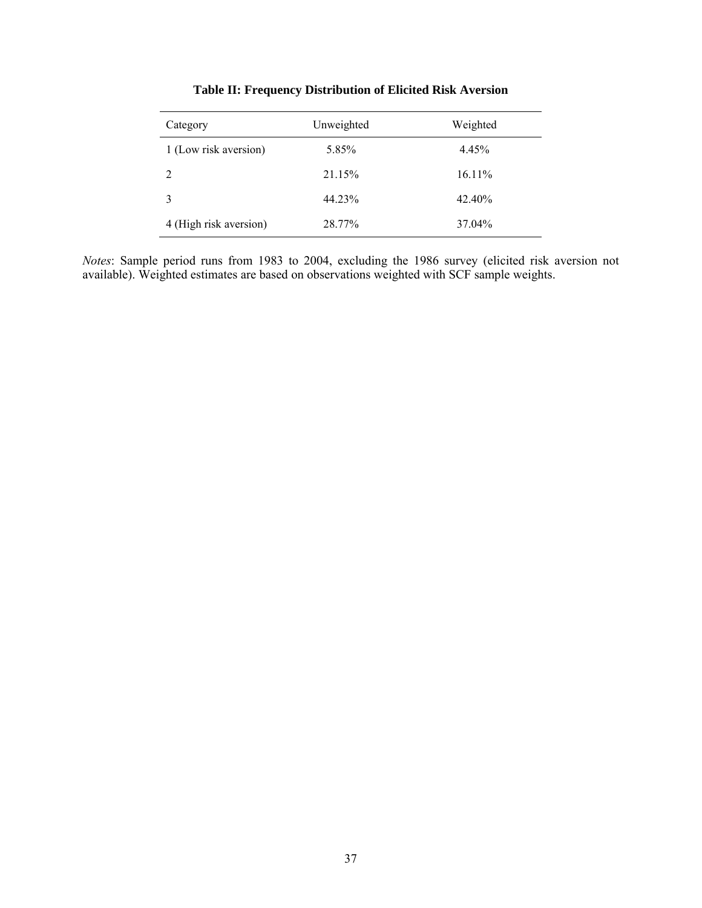**Table II: Frequency Distribution of Elicited Risk Aversion**

| Category | Unweighted | Weighted |
|---|---|---|
| 1 (Low risk aversion) | 5.85% | 4.45% |
| 2 | 21.15% | 16.11% |
| 3 | 44.23% | 42.40% |
| 4 (High risk aversion) | 28.77% | 37.04% |

*Notes*: Sample period runs from 1983 to 2004, excluding the 1986 survey (elicited risk aversion not available). Weighted estimates are based on observations weighted with SCF sample weights.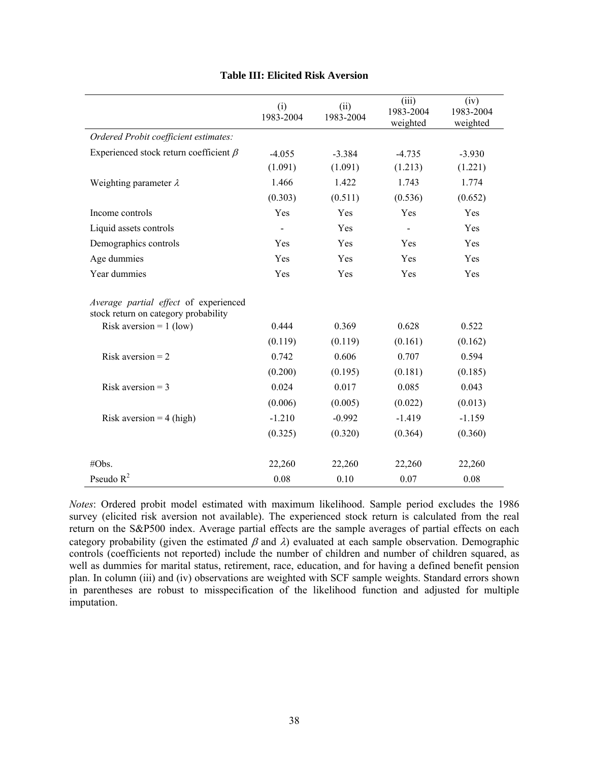**Table III: Elicited Risk Aversion**

| | (i) 1983-2004 | (ii) 1983-2004 | (iii) 1983-2004 weighted | (iv) 1983-2004 weighted |
|---|---|---|---|---|
| *Ordered Probit coefficient estimates:* | | | | |
| Experienced stock return coefficient $\beta$ | -4.055 | -3.384 | -4.735 | -3.930 |
| | (1.091) | (1.091) | (1.213) | (1.221) |
| Weighting parameter $\lambda$ | 1.466 | 1.422 | 1.743 | 1.774 |
| | (0.303) | (0.511) | (0.536) | (0.652) |
| Income controls | Yes | Yes | Yes | Yes |
| Liquid assets controls | - | Yes | - | Yes |
| Demographics controls | Yes | Yes | Yes | Yes |
| Age dummies | Yes | Yes | Yes | Yes |
| Year dummies | Yes | Yes | Yes | Yes |
| *Average partial effect* of experienced stock return on category probability | | | | |
| Risk aversion = 1 (low) | 0.444 | 0.369 | 0.628 | 0.522 |
| | (0.119) | (0.119) | (0.161) | (0.162) |
| Risk aversion = 2 | 0.742 | 0.606 | 0.707 | 0.594 |
| | (0.200) | (0.195) | (0.181) | (0.185) |
| Risk aversion = 3 | 0.024 | 0.017 | 0.085 | 0.043 |
| | (0.006) | (0.005) | (0.022) | (0.013) |
| Risk aversion = 4 (high) | -1.210 | -0.992 | -1.419 | -1.159 |
| | (0.325) | (0.320) | (0.364) | (0.360) |
| #Obs. | 22,260 | 22,260 | 22,260 | 22,260 |
| Pseudo $R^2$ | 0.08 | 0.10 | 0.07 | 0.08 |

*Notes*: Ordered probit model estimated with maximum likelihood. Sample period excludes the 1986 survey (elicited risk aversion not available). The experienced stock return is calculated from the real return on the S&P500 index. Average partial effects are the sample averages of partial effects on each category probability (given the estimated $\beta$ and $\lambda$) evaluated at each sample observation. Demographic controls (coefficients not reported) include the number of children and number of children squared, as well as dummies for marital status, retirement, race, education, and for having a defined benefit pension plan. In column (iii) and (iv) observations are weighted with SCF sample weights. Standard errors shown in parentheses are robust to misspecification of the likelihood function and adjusted for multiple imputation.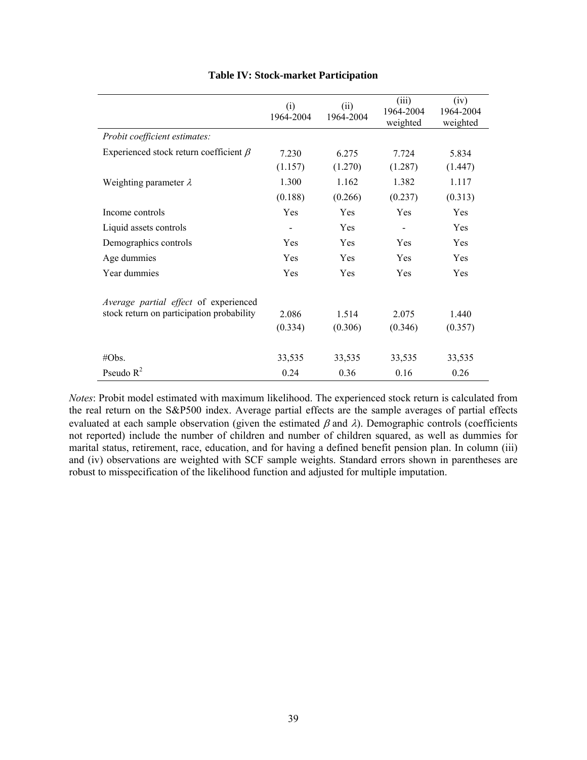**Table IV: Stock-market Participation**

| | (i) 1964-2004 | (ii) 1964-2004 | (iii) 1964-2004 weighted | (iv) 1964-2004 weighted |
|---|---|---|---|---|
| *Probit coefficient estimates:* | | | | |
| Experienced stock return coefficient $\beta$ | 7.230 | 6.275 | 7.724 | 5.834 |
| | (1.157) | (1.270) | (1.287) | (1.447) |
| Weighting parameter $\lambda$ | 1.300 | 1.162 | 1.382 | 1.117 |
| | (0.188) | (0.266) | (0.237) | (0.313) |
| Income controls | Yes | Yes | Yes | Yes |
| Liquid assets controls | - | Yes | - | Yes |
| Demographics controls | Yes | Yes | Yes | Yes |
| Age dummies | Yes | Yes | Yes | Yes |
| Year dummies | Yes | Yes | Yes | Yes |
| *Average partial effect* of experienced stock return on participation probability | 2.086 | 1.514 | 2.075 | 1.440 |
| | (0.334) | (0.306) | (0.346) | (0.357) |
| #Obs. | 33,535 | 33,535 | 33,535 | 33,535 |
| Pseudo $R^2$ | 0.24 | 0.36 | 0.16 | 0.26 |

*Notes*: Probit model estimated with maximum likelihood. The experienced stock return is calculated from the real return on the S&P500 index. Average partial effects are the sample averages of partial effects evaluated at each sample observation (given the estimated $\beta$ and $\lambda$). Demographic controls (coefficients not reported) include the number of children and number of children squared, as well as dummies for marital status, retirement, race, education, and for having a defined benefit pension plan. In column (iii) and (iv) observations are weighted with SCF sample weights. Standard errors shown in parentheses are robust to misspecification of the likelihood function and adjusted for multiple imputation.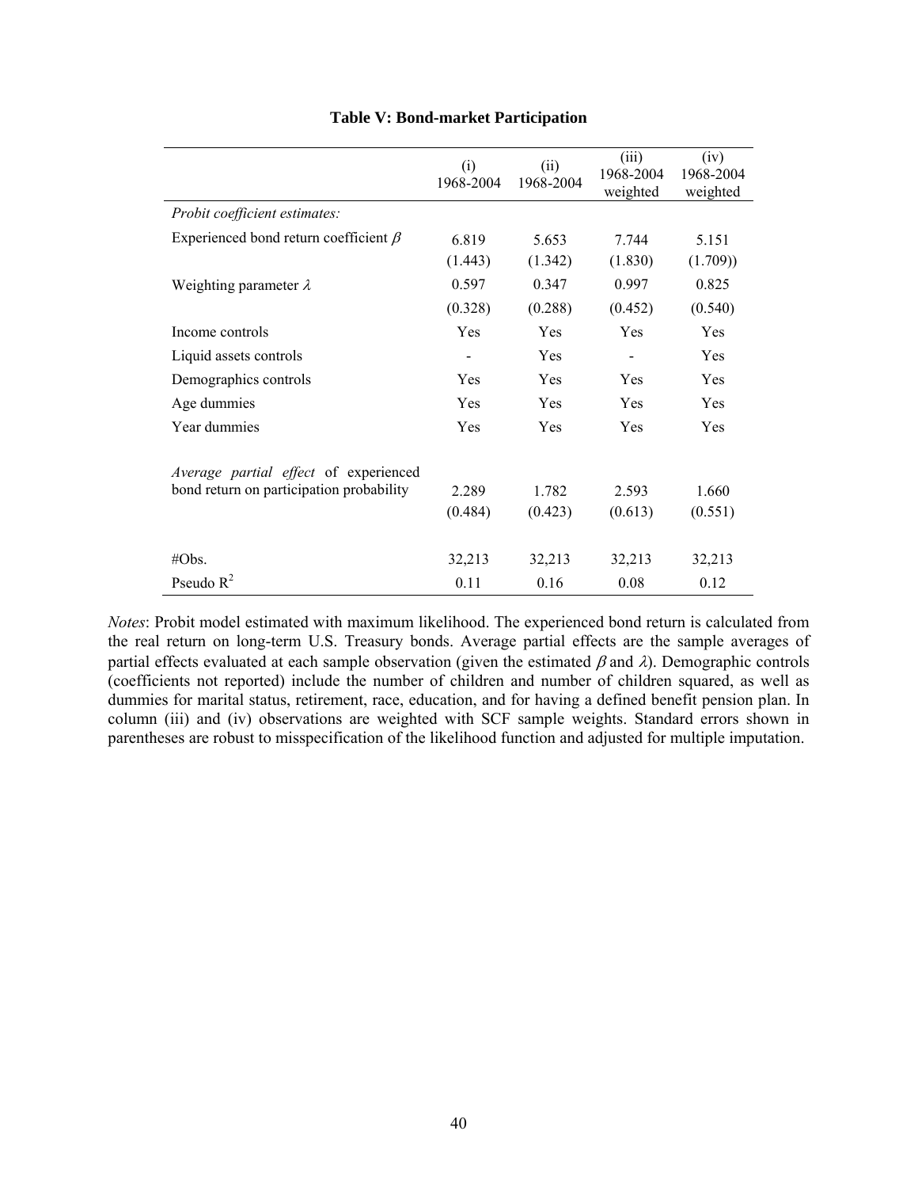**Table V: Bond-market Participation**

| | (i) 1968-2004 | (ii) 1968-2004 | (iii) 1968-2004 weighted | (iv) 1968-2004 weighted |
|---|---|---|---|---|
| *Probit coefficient estimates:* | | | | |
| Experienced bond return coefficient $\beta$ | 6.819 | 5.653 | 7.744 | 5.151 |
| | (1.443) | (1.342) | (1.830) | (1.709)) |
| Weighting parameter $\lambda$ | 0.597 | 0.347 | 0.997 | 0.825 |
| | (0.328) | (0.288) | (0.452) | (0.540) |
| Income controls | Yes | Yes | Yes | Yes |
| Liquid assets controls | - | Yes | - | Yes |
| Demographics controls | Yes | Yes | Yes | Yes |
| Age dummies | Yes | Yes | Yes | Yes |
| Year dummies | Yes | Yes | Yes | Yes |
| *Average partial effect* of experienced bond return on participation probability | 2.289 | 1.782 | 2.593 | 1.660 |
| | (0.484) | (0.423) | (0.613) | (0.551) |
| #Obs. | 32,213 | 32,213 | 32,213 | 32,213 |
| Pseudo $R^2$ | 0.11 | 0.16 | 0.08 | 0.12 |

*Notes*: Probit model estimated with maximum likelihood. The experienced bond return is calculated from the real return on long-term U.S. Treasury bonds. Average partial effects are the sample averages of partial effects evaluated at each sample observation (given the estimated $\beta$ and $\lambda$). Demographic controls (coefficients not reported) include the number of children and number of children squared, as well as dummies for marital status, retirement, race, education, and for having a defined benefit pension plan. In column (iii) and (iv) observations are weighted with SCF sample weights. Standard errors shown in parentheses are robust to misspecification of the likelihood function and adjusted for multiple imputation.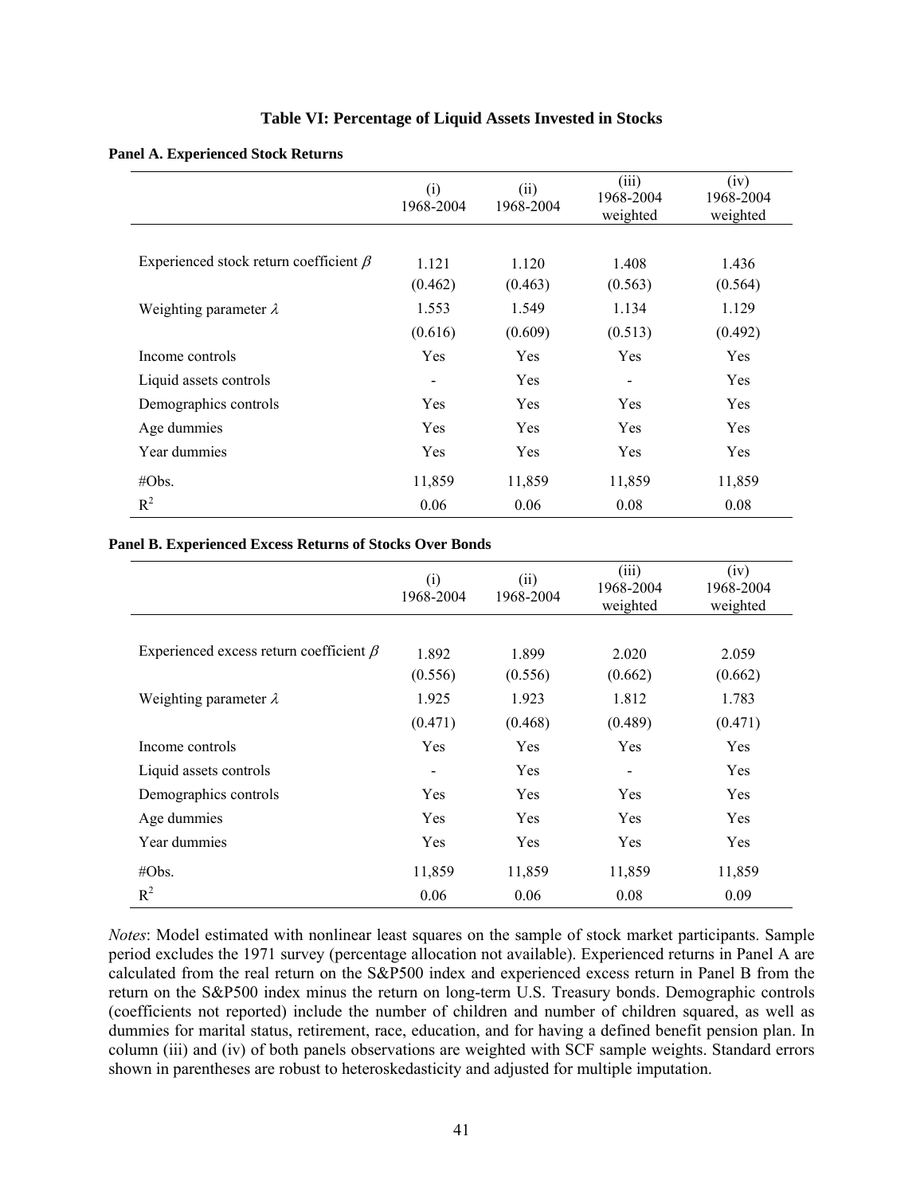### Table VI: Percentage of Liquid Assets Invested in Stocks

**Panel A. Experienced Stock Returns**

| | (i) 1968-2004 | (ii) 1968-2004 | (iii) 1968-2004 weighted | (iv) 1968-2004 weighted |
|---|---|---|---|---|
| Experienced stock return coefficient $\beta$ | 1.121 | 1.120 | 1.408 | 1.436 |
| | (0.462) | (0.463) | (0.563) | (0.564) |
| Weighting parameter $\lambda$ | 1.553 | 1.549 | 1.134 | 1.129 |
| | (0.616) | (0.609) | (0.513) | (0.492) |
| Income controls | Yes | Yes | Yes | Yes |
| Liquid assets controls | - | Yes | - | Yes |
| Demographics controls | Yes | Yes | Yes | Yes |
| Age dummies | Yes | Yes | Yes | Yes |
| Year dummies | Yes | Yes | Yes | Yes |
| #Obs. | 11,859 | 11,859 | 11,859 | 11,859 |
| $R^2$ | 0.06 | 0.06 | 0.08 | 0.08 |

**Panel B. Experienced Excess Returns of Stocks Over Bonds**

| | (i) 1968-2004 | (ii) 1968-2004 | (iii) 1968-2004 weighted | (iv) 1968-2004 weighted |
|---|---|---|---|---|
| Experienced excess return coefficient $\beta$ | 1.892 | 1.899 | 2.020 | 2.059 |
| | (0.556) | (0.556) | (0.662) | (0.662) |
| Weighting parameter $\lambda$ | 1.925 | 1.923 | 1.812 | 1.783 |
| | (0.471) | (0.468) | (0.489) | (0.471) |
| Income controls | Yes | Yes | Yes | Yes |
| Liquid assets controls | - | Yes | - | Yes |
| Demographics controls | Yes | Yes | Yes | Yes |
| Age dummies | Yes | Yes | Yes | Yes |
| Year dummies | Yes | Yes | Yes | Yes |
| #Obs. | 11,859 | 11,859 | 11,859 | 11,859 |
| $R^2$ | 0.06 | 0.06 | 0.08 | 0.09 |

*Notes*: Model estimated with nonlinear least squares on the sample of stock market participants. Sample period excludes the 1971 survey (percentage allocation not available). Experienced returns in Panel A are calculated from the real return on the S&P500 index and experienced excess return in Panel B from the return on the S&P500 index minus the return on long-term U.S. Treasury bonds. Demographic controls (coefficients not reported) include the number of children and number of children squared, as well as dummies for marital status, retirement, race, education, and for having a defined benefit pension plan. In column (iii) and (iv) of both panels observations are weighted with SCF sample weights. Standard errors shown in parentheses are robust to heteroskedasticity and adjusted for multiple imputation.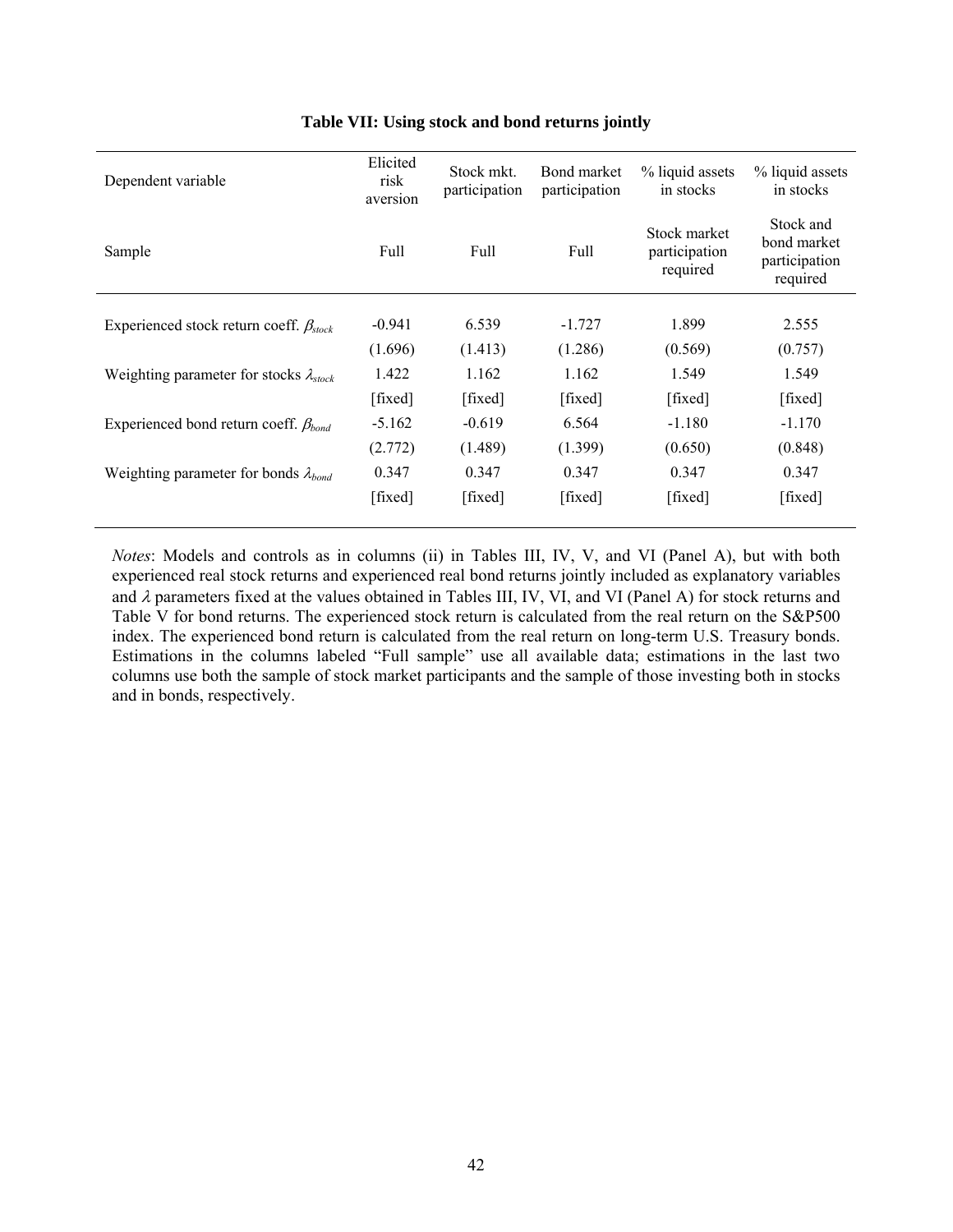**Table VII: Using stock and bond returns jointly**

| Dependent variable | Elicited risk aversion | Stock mkt. participation | Bond market participation | % liquid assets in stocks | % liquid assets in stocks |
|---|---|---|---|---|---|
| Sample | Full | Full | Full | Stock market participation required | Stock and bond market participation required |
| Experienced stock return coeff. $\beta_{stock}$ | -0.941 | 6.539 | -1.727 | 1.899 | 2.555 |
| | (1.696) | (1.413) | (1.286) | (0.569) | (0.757) |
| Weighting parameter for stocks $\lambda_{stock}$ | 1.422 | 1.162 | 1.162 | 1.549 | 1.549 |
| | [fixed] | [fixed] | [fixed] | [fixed] | [fixed] |
| Experienced bond return coeff. $\beta_{bond}$ | -5.162 | -0.619 | 6.564 | -1.180 | -1.170 |
| | (2.772) | (1.489) | (1.399) | (0.650) | (0.848) |
| Weighting parameter for bonds $\lambda_{bond}$ | 0.347 | 0.347 | 0.347 | 0.347 | 0.347 |
| | [fixed] | [fixed] | [fixed] | [fixed] | [fixed] |

*Notes*: Models and controls as in columns (ii) in Tables III, IV, V, and VI (Panel A), but with both experienced real stock returns and experienced real bond returns jointly included as explanatory variables and $\lambda$ parameters fixed at the values obtained in Tables III, IV, VI, and VI (Panel A) for stock returns and Table V for bond returns. The experienced stock return is calculated from the real return on the S&P500 index. The experienced bond return is calculated from the real return on long-term U.S. Treasury bonds. Estimations in the columns labeled "Full sample" use all available data; estimations in the last two columns use both the sample of stock market participants and the sample of those investing both in stocks and in bonds, respectively.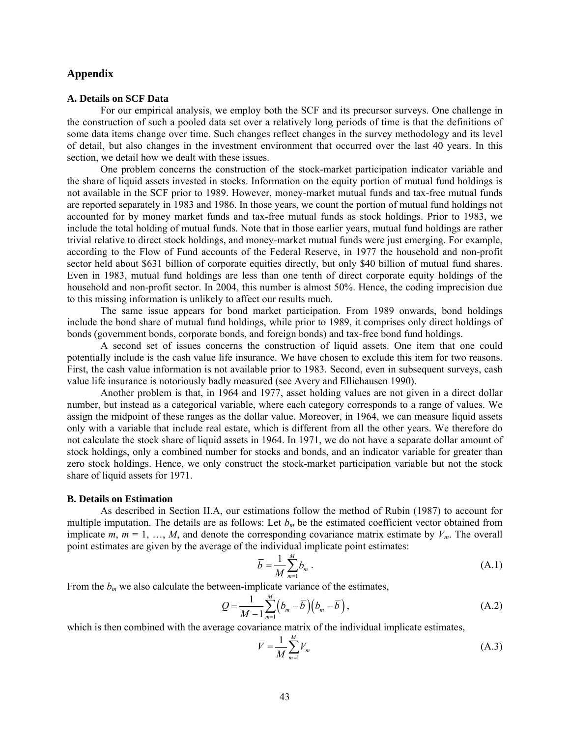## Appendix

### A. Details on SCF Data

For our empirical analysis, we employ both the SCF and its precursor surveys. One challenge in the construction of such a pooled data set over a relatively long periods of time is that the definitions of some data items change over time. Such changes reflect changes in the survey methodology and its level of detail, but also changes in the investment environment that occurred over the last 40 years. In this section, we detail how we dealt with these issues.

One problem concerns the construction of the stock-market participation indicator variable and the share of liquid assets invested in stocks. Information on the equity portion of mutual fund holdings is not available in the SCF prior to 1989. However, money-market mutual funds and tax-free mutual funds are reported separately in 1983 and 1986. In those years, we count the portion of mutual fund holdings not accounted for by money market funds and tax-free mutual funds as stock holdings. Prior to 1983, we include the total holding of mutual funds. Note that in those earlier years, mutual fund holdings are rather trivial relative to direct stock holdings, and money-market mutual funds were just emerging. For example, according to the Flow of Fund accounts of the Federal Reserve, in 1977 the household and non-profit sector held about $631 billion of corporate equities directly, but only $40 billion of mutual fund shares. Even in 1983, mutual fund holdings are less than one tenth of direct corporate equity holdings of the household and non-profit sector. In 2004, this number is almost 50%. Hence, the coding imprecision due to this missing information is unlikely to affect our results much.

The same issue appears for bond market participation. From 1989 onwards, bond holdings include the bond share of mutual fund holdings, while prior to 1989, it comprises only direct holdings of bonds (government bonds, corporate bonds, and foreign bonds) and tax-free bond fund holdings.

A second set of issues concerns the construction of liquid assets. One item that one could potentially include is the cash value life insurance. We have chosen to exclude this item for two reasons. First, the cash value information is not available prior to 1983. Second, even in subsequent surveys, cash value life insurance is notoriously badly measured (see Avery and Elliehausen 1990).

Another problem is that, in 1964 and 1977, asset holding values are not given in a direct dollar number, but instead as a categorical variable, where each category corresponds to a range of values. We assign the midpoint of these ranges as the dollar value. Moreover, in 1964, we can measure liquid assets only with a variable that include real estate, which is different from all the other years. We therefore do not calculate the stock share of liquid assets in 1964. In 1971, we do not have a separate dollar amount of stock holdings, only a combined number for stocks and bonds, and an indicator variable for greater than zero stock holdings. Hence, we only construct the stock-market participation variable but not the stock share of liquid assets for 1971.

### B. Details on Estimation

As described in Section II.A, our estimations follow the method of Rubin (1987) to account for multiple imputation. The details are as follows: Let $b_m$ be the estimated coefficient vector obtained from implicate $m$, $m = 1, \ldots, M$, and denote the corresponding covariance matrix estimate by $V_m$. The overall point estimates are given by the average of the individual implicate point estimates:

$$\bar{b} = \frac{1}{M}\sum_{m=1}^{M} b_m \,. \tag{A.1}$$

From the $b_m$ we also calculate the between-implicate variance of the estimates,

$$Q = \frac{1}{M-1}\sum_{m=1}^{M}\left(b_m - \bar{b}\right)\left(b_m - \bar{b}\right), \tag{A.2}$$

which is then combined with the average covariance matrix of the individual implicate estimates,

$$\bar{V} = \frac{1}{M}\sum_{m=1}^{M} V_m \tag{A.3}$$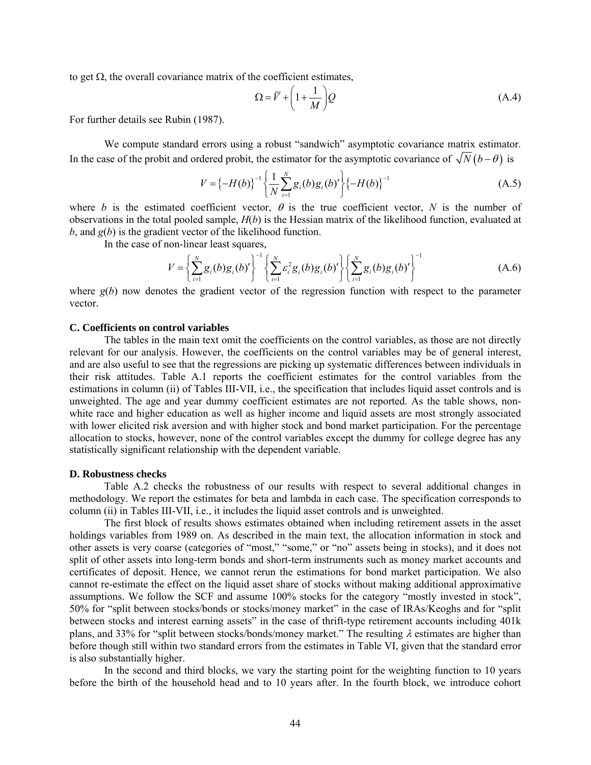to get Ω, the overall covariance matrix of the coefficient estimates,

$$\Omega = \overline{V} + \left(1 + \frac{1}{M}\right) Q \tag{A.4}$$

For further details see Rubin (1987).

We compute standard errors using a robust "sandwich" asymptotic covariance matrix estimator. In the case of the probit and ordered probit, the estimator for the asymptotic covariance of $\sqrt{N}(b-\theta)$ is

$$V = \left\{-H(b)\right\}^{-1} \left\{\frac{1}{N}\sum_{i=1}^{N} g_i(b) g_i(b)'\right\} \left\{-H(b)\right\}^{-1} \tag{A.5}$$

where *b* is the estimated coefficient vector, $\theta$ is the true coefficient vector, *N* is the number of observations in the total pooled sample, *H*(*b*) is the Hessian matrix of the likelihood function, evaluated at *b*, and *g*(*b*) is the gradient vector of the likelihood function.

In the case of non-linear least squares,

$$V = \left\{\sum_{i=1}^{N} g_i(b) g_i(b)'\right\}^{-1} \left\{\sum_{i=1}^{N} \varepsilon_i^2 g_i(b) g_i(b)'\right\} \left\{\sum_{i=1}^{N} g_i(b) g_i(b)'\right\}^{-1} \tag{A.6}$$

where *g*(*b*) now denotes the gradient vector of the regression function with respect to the parameter vector.

### C. Coefficients on control variables

The tables in the main text omit the coefficients on the control variables, as those are not directly relevant for our analysis. However, the coefficients on the control variables may be of general interest, and are also useful to see that the regressions are picking up systematic differences between individuals in their risk attitudes. Table A.1 reports the coefficient estimates for the control variables from the estimations in column (ii) of Tables III-VII, i.e., the specification that includes liquid asset controls and is unweighted. The age and year dummy coefficient estimates are not reported. As the table shows, non-white race and higher education as well as higher income and liquid assets are most strongly associated with lower elicited risk aversion and with higher stock and bond market participation. For the percentage allocation to stocks, however, none of the control variables except the dummy for college degree has any statistically significant relationship with the dependent variable.

### D. Robustness checks

Table A.2 checks the robustness of our results with respect to several additional changes in methodology. We report the estimates for beta and lambda in each case. The specification corresponds to column (ii) in Tables III-VII, i.e., it includes the liquid asset controls and is unweighted.

The first block of results shows estimates obtained when including retirement assets in the asset holdings variables from 1989 on. As described in the main text, the allocation information in stock and other assets is very coarse (categories of "most," "some," or "no" assets being in stocks), and it does not split of other assets into long-term bonds and short-term instruments such as money market accounts and certificates of deposit. Hence, we cannot rerun the estimations for bond market participation. We also cannot re-estimate the effect on the liquid asset share of stocks without making additional approximative assumptions. We follow the SCF and assume 100% stocks for the category "mostly invested in stock", 50% for "split between stocks/bonds or stocks/money market" in the case of IRAs/Keoghs and for "split between stocks and interest earning assets" in the case of thrift-type retirement accounts including 401k plans, and 33% for "split between stocks/bonds/money market." The resulting $\lambda$ estimates are higher than before though still within two standard errors from the estimates in Table VI, given that the standard error is also substantially higher.

In the second and third blocks, we vary the starting point for the weighting function to 10 years before the birth of the household head and to 10 years after. In the fourth block, we introduce cohort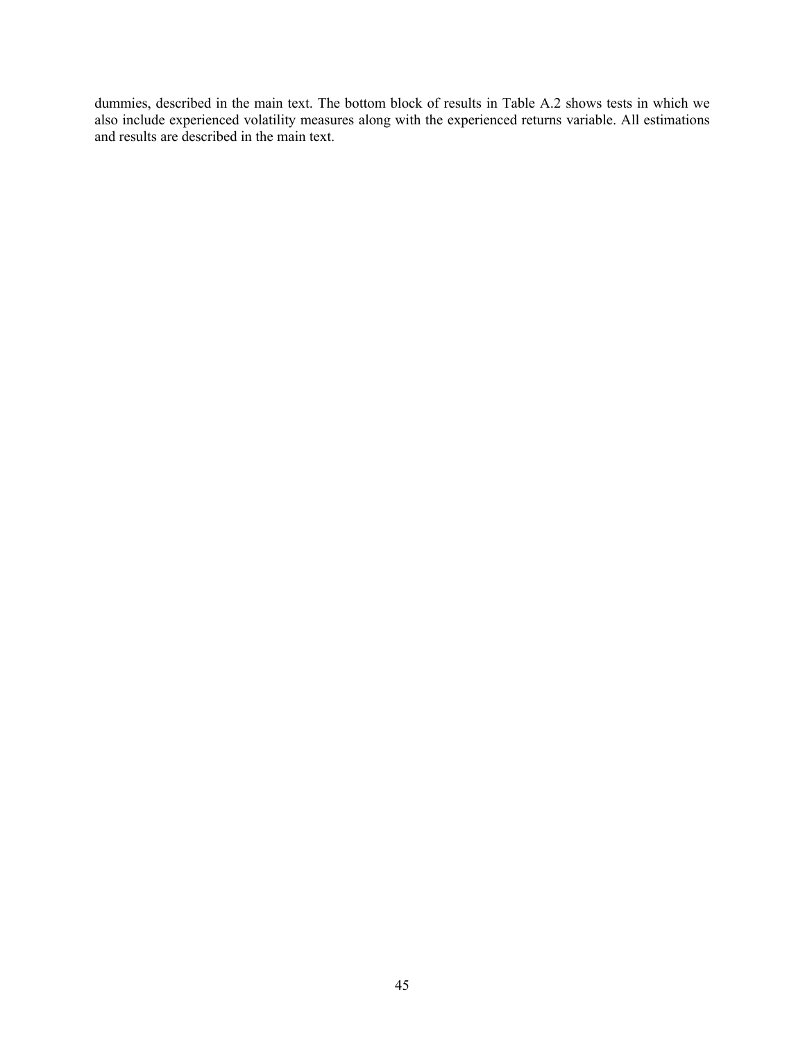dummies, described in the main text. The bottom block of results in Table A.2 shows tests in which we also include experienced volatility measures along with the experienced returns variable. All estimations and results are described in the main text.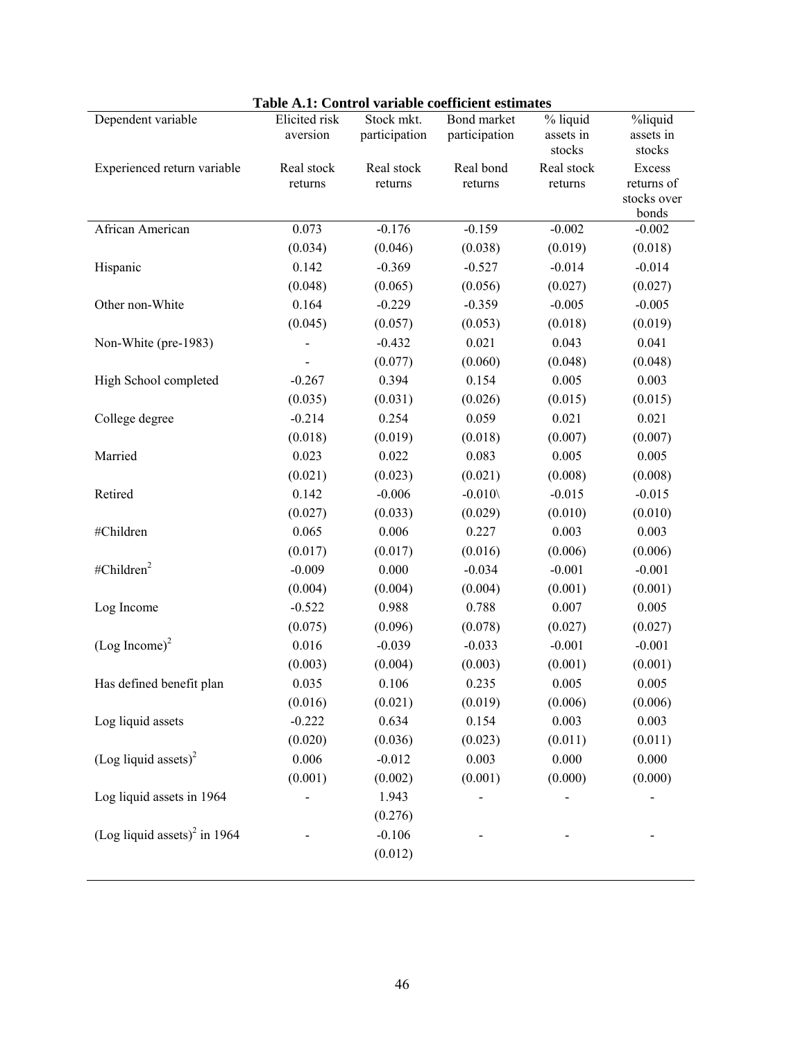**Table A.1: Control variable coefficient estimates**

| Dependent variable | Elicited risk aversion | Stock mkt. participation | Bond market participation | % liquid assets in stocks | %liquid assets in stocks |
|---|---|---|---|---|---|
| Experienced return variable | Real stock returns | Real stock returns | Real bond returns | Real stock returns | Excess returns of stocks over bonds |
| African American | 0.073 | -0.176 | -0.159 | -0.002 | -0.002 |
| | (0.034) | (0.046) | (0.038) | (0.019) | (0.018) |
| Hispanic | 0.142 | -0.369 | -0.527 | -0.014 | -0.014 |
| | (0.048) | (0.065) | (0.056) | (0.027) | (0.027) |
| Other non-White | 0.164 | -0.229 | -0.359 | -0.005 | -0.005 |
| | (0.045) | (0.057) | (0.053) | (0.018) | (0.019) |
| Non-White (pre-1983) | - | -0.432 | 0.021 | 0.043 | 0.041 |
| | - | (0.077) | (0.060) | (0.048) | (0.048) |
| High School completed | -0.267 | 0.394 | 0.154 | 0.005 | 0.003 |
| | (0.035) | (0.031) | (0.026) | (0.015) | (0.015) |
| College degree | -0.214 | 0.254 | 0.059 | 0.021 | 0.021 |
| | (0.018) | (0.019) | (0.018) | (0.007) | (0.007) |
| Married | 0.023 | 0.022 | 0.083 | 0.005 | 0.005 |
| | (0.021) | (0.023) | (0.021) | (0.008) | (0.008) |
| Retired | 0.142 | -0.006 | -0.010\ | -0.015 | -0.015 |
| | (0.027) | (0.033) | (0.029) | (0.010) | (0.010) |
| #Children | 0.065 | 0.006 | 0.227 | 0.003 | 0.003 |
| | (0.017) | (0.017) | (0.016) | (0.006) | (0.006) |
| #Children$^2$ | -0.009 | 0.000 | -0.034 | -0.001 | -0.001 |
| | (0.004) | (0.004) | (0.004) | (0.001) | (0.001) |
| Log Income | -0.522 | 0.988 | 0.788 | 0.007 | 0.005 |
| | (0.075) | (0.096) | (0.078) | (0.027) | (0.027) |
| (Log Income)$^2$ | 0.016 | -0.039 | -0.033 | -0.001 | -0.001 |
| | (0.003) | (0.004) | (0.003) | (0.001) | (0.001) |
| Has defined benefit plan | 0.035 | 0.106 | 0.235 | 0.005 | 0.005 |
| | (0.016) | (0.021) | (0.019) | (0.006) | (0.006) |
| Log liquid assets | -0.222 | 0.634 | 0.154 | 0.003 | 0.003 |
| | (0.020) | (0.036) | (0.023) | (0.011) | (0.011) |
| (Log liquid assets)$^2$ | 0.006 | -0.012 | 0.003 | 0.000 | 0.000 |
| | (0.001) | (0.002) | (0.001) | (0.000) | (0.000) |
| Log liquid assets in 1964 | - | 1.943 | - | - | - |
| | | (0.276) | | | |
| (Log liquid assets)$^2$ in 1964 | - | -0.106 | - | - | - |
| | | (0.012) | | | |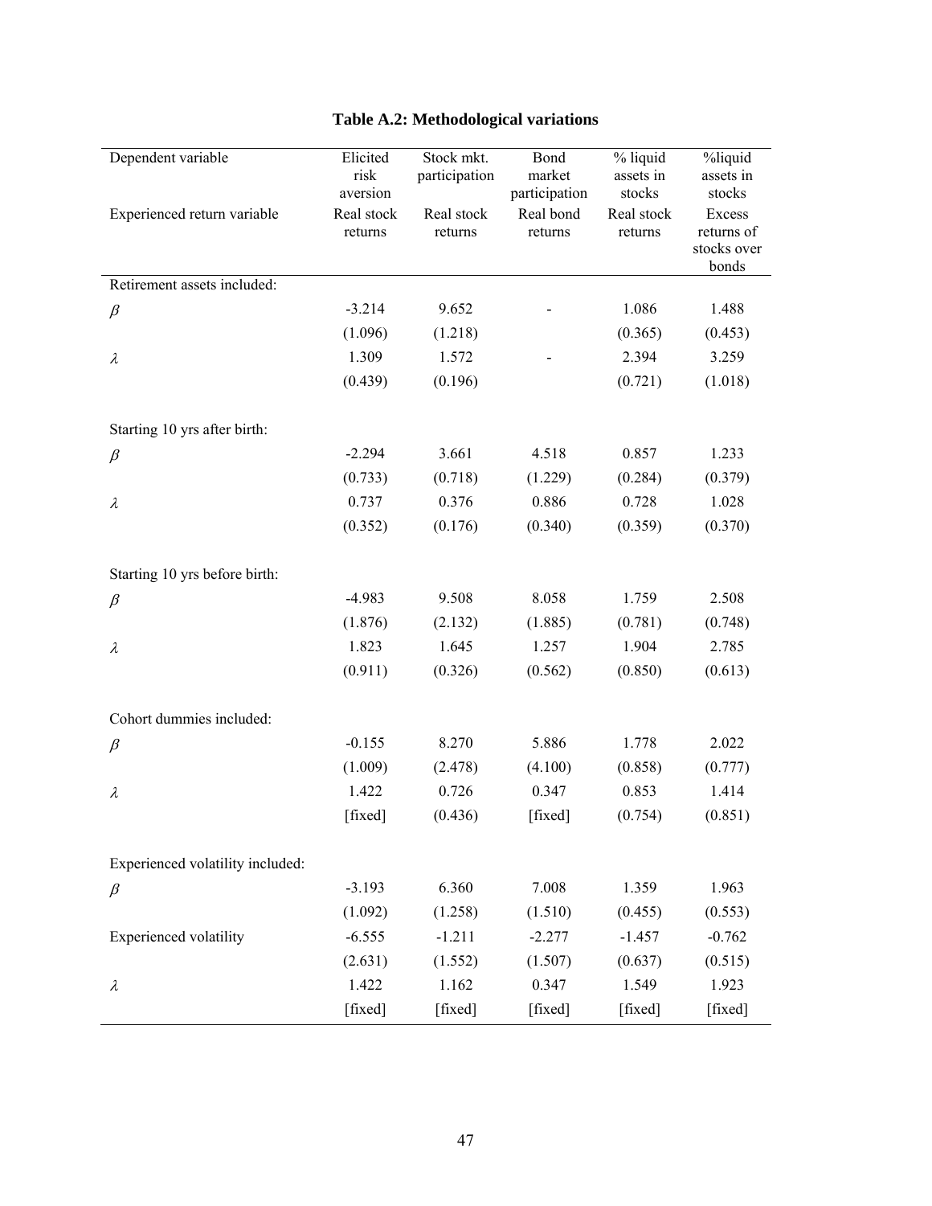# Table A.2: Methodological variations

| Dependent variable | Elicited risk aversion | Stock mkt. participation | Bond market participation | % liquid assets in stocks | %liquid assets in stocks |
|---|---|---|---|---|---|
| Experienced return variable | Real stock returns | Real stock returns | Real bond returns | Real stock returns | Excess returns of stocks over bonds |
| Retirement assets included: | | | | | |
| $\beta$ | -3.214 | 9.652 | - | 1.086 | 1.488 |
| | (1.096) | (1.218) | | (0.365) | (0.453) |
| $\lambda$ | 1.309 | 1.572 | - | 2.394 | 3.259 |
| | (0.439) | (0.196) | | (0.721) | (1.018) |
| Starting 10 yrs after birth: | | | | | |
| $\beta$ | -2.294 | 3.661 | 4.518 | 0.857 | 1.233 |
| | (0.733) | (0.718) | (1.229) | (0.284) | (0.379) |
| $\lambda$ | 0.737 | 0.376 | 0.886 | 0.728 | 1.028 |
| | (0.352) | (0.176) | (0.340) | (0.359) | (0.370) |
| Starting 10 yrs before birth: | | | | | |
| $\beta$ | -4.983 | 9.508 | 8.058 | 1.759 | 2.508 |
| | (1.876) | (2.132) | (1.885) | (0.781) | (0.748) |
| $\lambda$ | 1.823 | 1.645 | 1.257 | 1.904 | 2.785 |
| | (0.911) | (0.326) | (0.562) | (0.850) | (0.613) |
| Cohort dummies included: | | | | | |
| $\beta$ | -0.155 | 8.270 | 5.886 | 1.778 | 2.022 |
| | (1.009) | (2.478) | (4.100) | (0.858) | (0.777) |
| $\lambda$ | 1.422 | 0.726 | 0.347 | 0.853 | 1.414 |
| | [fixed] | (0.436) | [fixed] | (0.754) | (0.851) |
| Experienced volatility included: | | | | | |
| $\beta$ | -3.193 | 6.360 | 7.008 | 1.359 | 1.963 |
| | (1.092) | (1.258) | (1.510) | (0.455) | (0.553) |
| Experienced volatility | -6.555 | -1.211 | -2.277 | -1.457 | -0.762 |
| | (2.631) | (1.552) | (1.507) | (0.637) | (0.515) |
| $\lambda$ | 1.422 | 1.162 | 0.347 | 1.549 | 1.923 |
| | [fixed] | [fixed] | [fixed] | [fixed] | [fixed] |